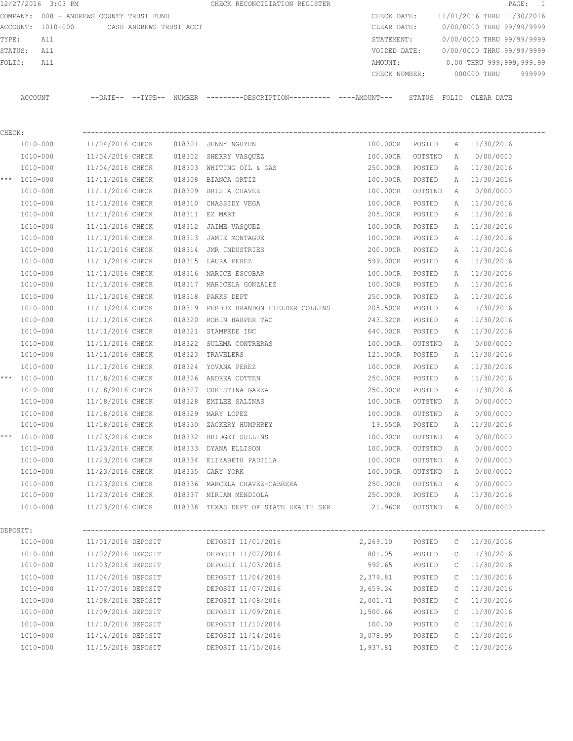12/27/2016 3:03 PM CHECK RECONCILIATION REGISTER

COMPANY: 008 - ANDREWS COUNTY TRUST FUND
ACCOUNT: 1010-000 CASH ANDREWS TRUST ACCT
TYPE: All
STATUS: All
FOLIO: All

CHECK DATE: 11/01/2016 THRU 11/30/2016
CLEAR DATE: 0/00/0000 THRU 99/99/9999
STATEMENT: 0/00/0000 THRU 99/99/9999
VOIDED DATE: 0/00/0000 THRU 99/99/9999
AMOUNT: 0.00 THRU 999,999,999.99
CHECK NUMBER: 000000 THRU 999999

CHECK:

| | ACCOUNT | --DATE-- | --TYPE-- | NUMBER | ---------DESCRIPTION---------- | ----AMOUNT--- | STATUS | FOLIO | CLEAR DATE |
|---|---|---|---|---|---|---|---|---|---|
| | 1010-000 | 11/04/2016 | CHECK | 018301 | JENNY NGUYEN | 100.00CR | POSTED | A | 11/30/2016 |
| | 1010-000 | 11/04/2016 | CHECK | 018302 | SHERRY VASQUEZ | 100.00CR | OUTSTND | A | 0/00/0000 |
| | 1010-000 | 11/04/2016 | CHECK | 018303 | WHITING OIL & GAS | 250.00CR | POSTED | A | 11/30/2016 |
| *** | 1010-000 | 11/11/2016 | CHECK | 018308 | BIANCA ORTIZ | 100.00CR | POSTED | A | 11/30/2016 |
| | 1010-000 | 11/11/2016 | CHECK | 018309 | BRISIA CHAVEZ | 100.00CR | OUTSTND | A | 0/00/0000 |
| | 1010-000 | 11/11/2016 | CHECK | 018310 | CHASSIDY VEGA | 100.00CR | POSTED | A | 11/30/2016 |
| | 1010-000 | 11/11/2016 | CHECK | 018311 | EZ MART | 205.00CR | POSTED | A | 11/30/2016 |
| | 1010-000 | 11/11/2016 | CHECK | 018312 | JAIME VASQUEZ | 100.00CR | POSTED | A | 11/30/2016 |
| | 1010-000 | 11/11/2016 | CHECK | 018313 | JAMIE MONTAGUE | 100.00CR | POSTED | A | 11/30/2016 |
| | 1010-000 | 11/11/2016 | CHECK | 018314 | JMR INDUSTRIES | 200.00CR | POSTED | A | 11/30/2016 |
| | 1010-000 | 11/11/2016 | CHECK | 018315 | LAURA PEREZ | 599.00CR | POSTED | A | 11/30/2016 |
| | 1010-000 | 11/11/2016 | CHECK | 018316 | MARICE ESCOBAR | 100.00CR | POSTED | A | 11/30/2016 |
| | 1010-000 | 11/11/2016 | CHECK | 018317 | MARICELA GONZALEZ | 100.00CR | POSTED | A | 11/30/2016 |
| | 1010-000 | 11/11/2016 | CHECK | 018318 | PARKS DEPT | 250.00CR | POSTED | A | 11/30/2016 |
| | 1010-000 | 11/11/2016 | CHECK | 018319 | PERDUE BRANDON FIELDER COLLINS | 205.50CR | POSTED | A | 11/30/2016 |
| | 1010-000 | 11/11/2016 | CHECK | 018320 | ROBIN HARPER TAC | 243.32CR | POSTED | A | 11/30/2016 |
| | 1010-000 | 11/11/2016 | CHECK | 018321 | STAMPEDE INC | 640.00CR | POSTED | A | 11/30/2016 |
| | 1010-000 | 11/11/2016 | CHECK | 018322 | SULEMA CONTRERAS | 100.00CR | OUTSTND | A | 0/00/0000 |
| | 1010-000 | 11/11/2016 | CHECK | 018323 | TRAVELERS | 125.00CR | POSTED | A | 11/30/2016 |
| | 1010-000 | 11/11/2016 | CHECK | 018324 | YOVANA PEREZ | 100.00CR | POSTED | A | 11/30/2016 |
| *** | 1010-000 | 11/18/2016 | CHECK | 018326 | ANDREA COTTEN | 250.00CR | POSTED | A | 11/30/2016 |
| | 1010-000 | 11/18/2016 | CHECK | 018327 | CHRISTINA GARZA | 250.00CR | POSTED | A | 11/30/2016 |
| | 1010-000 | 11/18/2016 | CHECK | 018328 | EMILEE SALINAS | 100.00CR | OUTSTND | A | 0/00/0000 |
| | 1010-000 | 11/18/2016 | CHECK | 018329 | MARY LOPEZ | 100.00CR | OUTSTND | A | 0/00/0000 |
| | 1010-000 | 11/18/2016 | CHECK | 018330 | ZACKERY HUMPHREY | 19.55CR | POSTED | A | 11/30/2016 |
| *** | 1010-000 | 11/23/2016 | CHECK | 018332 | BRIDGET SULLINS | 100.00CR | OUTSTND | A | 0/00/0000 |
| | 1010-000 | 11/23/2016 | CHECK | 018333 | DYANA ELLISON | 100.00CR | OUTSTND | A | 0/00/0000 |
| | 1010-000 | 11/23/2016 | CHECK | 018334 | ELIZABETH PADILLA | 100.00CR | OUTSTND | A | 0/00/0000 |
| | 1010-000 | 11/23/2016 | CHECK | 018335 | GARY YORK | 100.00CR | OUTSTND | A | 0/00/0000 |
| | 1010-000 | 11/23/2016 | CHECK | 018336 | MARCELA CHAVEZ-CABRERA | 250.00CR | OUTSTND | A | 0/00/0000 |
| | 1010-000 | 11/23/2016 | CHECK | 018337 | MIRIAM MENDIOLA | 250.00CR | POSTED | A | 11/30/2016 |
| | 1010-000 | 11/23/2016 | CHECK | 018338 | TEXAS DEPT OF STATE HEALTH SER | 21.96CR | OUTSTND | A | 0/00/0000 |

DEPOSIT:

| ACCOUNT | --DATE-- | --TYPE-- | NUMBER | ---------DESCRIPTION---------- | ----AMOUNT--- | STATUS | FOLIO | CLEAR DATE |
|---|---|---|---|---|---|---|---|---|
| 1010-000 | 11/01/2016 | DEPOSIT | | DEPOSIT 11/01/2016 | 2,269.10 | POSTED | C | 11/30/2016 |
| 1010-000 | 11/02/2016 | DEPOSIT | | DEPOSIT 11/02/2016 | 801.05 | POSTED | C | 11/30/2016 |
| 1010-000 | 11/03/2016 | DEPOSIT | | DEPOSIT 11/03/2016 | 592.65 | POSTED | C | 11/30/2016 |
| 1010-000 | 11/04/2016 | DEPOSIT | | DEPOSIT 11/04/2016 | 2,379.81 | POSTED | C | 11/30/2016 |
| 1010-000 | 11/07/2016 | DEPOSIT | | DEPOSIT 11/07/2016 | 3,659.34 | POSTED | C | 11/30/2016 |
| 1010-000 | 11/08/2016 | DEPOSIT | | DEPOSIT 11/08/2016 | 2,001.71 | POSTED | C | 11/30/2016 |
| 1010-000 | 11/09/2016 | DEPOSIT | | DEPOSIT 11/09/2016 | 1,500.66 | POSTED | C | 11/30/2016 |
| 1010-000 | 11/10/2016 | DEPOSIT | | DEPOSIT 11/10/2016 | 100.00 | POSTED | C | 11/30/2016 |
| 1010-000 | 11/14/2016 | DEPOSIT | | DEPOSIT 11/14/2016 | 3,078.95 | POSTED | C | 11/30/2016 |
| 1010-000 | 11/15/2016 | DEPOSIT | | DEPOSIT 11/15/2016 | 1,937.81 | POSTED | C | 11/30/2016 |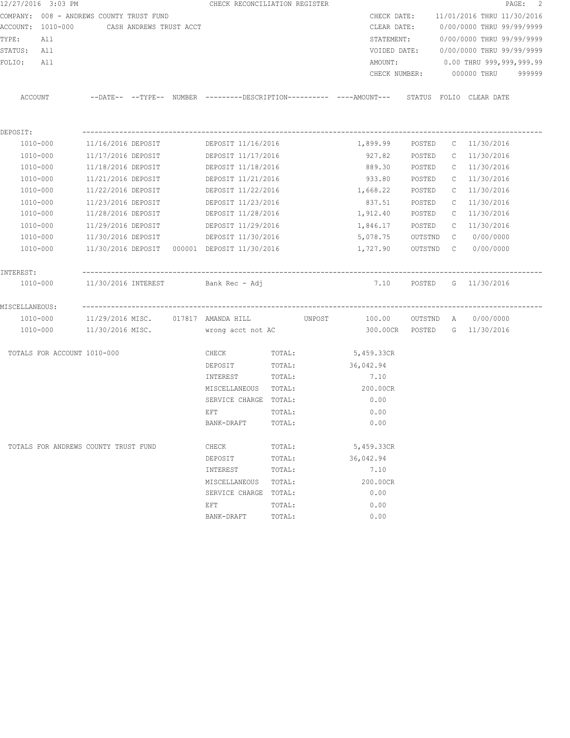CHECK RECONCILIATION REGISTER

COMPANY: 008 - ANDREWS COUNTY TRUST FUND
ACCOUNT: 1010-000 CASH ANDREWS TRUST ACCT
TYPE: All
STATUS: All
FOLIO: All

CHECK DATE: 11/01/2016 THRU 11/30/2016
CLEAR DATE: 0/00/0000 THRU 99/99/9999
STATEMENT: 0/00/0000 THRU 99/99/9999
VOIDED DATE: 0/00/0000 THRU 99/99/9999
AMOUNT: 0.00 THRU 999,999,999.99
CHECK NUMBER: 000000 THRU 999999

| ACCOUNT | DATE | TYPE | NUMBER | DESCRIPTION | | AMOUNT | STATUS | FOLIO | CLEAR DATE |
|---|---|---|---|---|---|---|---|---|---|
| **DEPOSIT:** | | | | | | | | | |
| 1010-000 | 11/16/2016 | DEPOSIT | | DEPOSIT 11/16/2016 | | 1,899.99 | POSTED | C | 11/30/2016 |
| 1010-000 | 11/17/2016 | DEPOSIT | | DEPOSIT 11/17/2016 | | 927.82 | POSTED | C | 11/30/2016 |
| 1010-000 | 11/18/2016 | DEPOSIT | | DEPOSIT 11/18/2016 | | 889.30 | POSTED | C | 11/30/2016 |
| 1010-000 | 11/21/2016 | DEPOSIT | | DEPOSIT 11/21/2016 | | 933.80 | POSTED | C | 11/30/2016 |
| 1010-000 | 11/22/2016 | DEPOSIT | | DEPOSIT 11/22/2016 | | 1,668.22 | POSTED | C | 11/30/2016 |
| 1010-000 | 11/23/2016 | DEPOSIT | | DEPOSIT 11/23/2016 | | 837.51 | POSTED | C | 11/30/2016 |
| 1010-000 | 11/28/2016 | DEPOSIT | | DEPOSIT 11/28/2016 | | 1,912.40 | POSTED | C | 11/30/2016 |
| 1010-000 | 11/29/2016 | DEPOSIT | | DEPOSIT 11/29/2016 | | 1,846.17 | POSTED | C | 11/30/2016 |
| 1010-000 | 11/30/2016 | DEPOSIT | | DEPOSIT 11/30/2016 | | 5,078.75 | OUTSTND | C | 0/00/0000 |
| 1010-000 | 11/30/2016 | DEPOSIT | 000001 | DEPOSIT 11/30/2016 | | 1,727.90 | OUTSTND | C | 0/00/0000 |
| **INTEREST:** | | | | | | | | | |
| 1010-000 | 11/30/2016 | INTEREST | | Bank Rec - Adj | | 7.10 | POSTED | G | 11/30/2016 |
| **MISCELLANEOUS:** | | | | | | | | | |
| 1010-000 | 11/29/2016 | MISC. | 017817 | AMANDA HILL | UNPOST | 100.00 | OUTSTND | A | 0/00/0000 |
| 1010-000 | 11/30/2016 | MISC. | | wrong acct not AC | | 300.00CR | POSTED | G | 11/30/2016 |

| TOTALS FOR ACCOUNT 1010-000 | | | |
|---|---|---|---|
| | CHECK | TOTAL: | 5,459.33CR |
| | DEPOSIT | TOTAL: | 36,042.94 |
| | INTEREST | TOTAL: | 7.10 |
| | MISCELLANEOUS | TOTAL: | 200.00CR |
| | SERVICE CHARGE | TOTAL: | 0.00 |
| | EFT | TOTAL: | 0.00 |
| | BANK-DRAFT | TOTAL: | 0.00 |

| TOTALS FOR ANDREWS COUNTY TRUST FUND | | | |
|---|---|---|---|
| | CHECK | TOTAL: | 5,459.33CR |
| | DEPOSIT | TOTAL: | 36,042.94 |
| | INTEREST | TOTAL: | 7.10 |
| | MISCELLANEOUS | TOTAL: | 200.00CR |
| | SERVICE CHARGE | TOTAL: | 0.00 |
| | EFT | TOTAL: | 0.00 |
| | BANK-DRAFT | TOTAL: | 0.00 |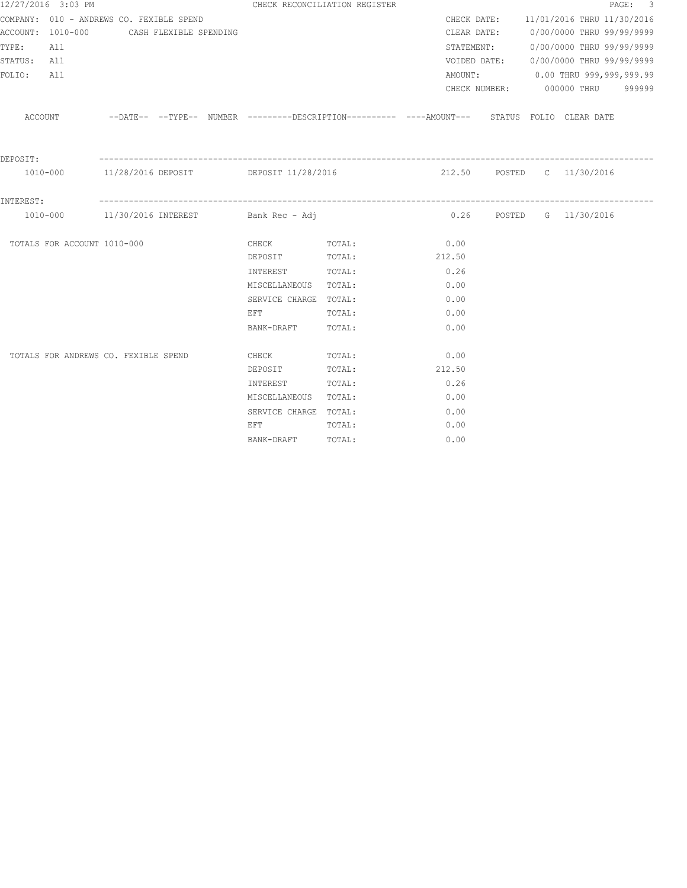CHECK RECONCILIATION REGISTER

12/27/2016 3:03 PM

COMPANY: 010 - ANDREWS CO. FEXIBLE SPEND
ACCOUNT: 1010-000 CASH FLEXIBLE SPENDING
TYPE: All
STATUS: All
FOLIO: All

CHECK DATE: 11/01/2016 THRU 11/30/2016
CLEAR DATE: 0/00/0000 THRU 99/99/9999
STATEMENT: 0/00/0000 THRU 99/99/9999
VOIDED DATE: 0/00/0000 THRU 99/99/9999
AMOUNT: 0.00 THRU 999,999,999.99
CHECK NUMBER: 000000 THRU 999999

| ACCOUNT | --DATE-- | --TYPE-- | NUMBER | ---------DESCRIPTION---------- | ----AMOUNT--- | STATUS | FOLIO | CLEAR DATE |
|---|---|---|---|---|---|---|---|---|
| DEPOSIT: | | | | | | | | |
| 1010-000 | 11/28/2016 | DEPOSIT | | DEPOSIT 11/28/2016 | 212.50 | POSTED | C | 11/30/2016 |
| INTEREST: | | | | | | | | |
| 1010-000 | 11/30/2016 | INTEREST | | Bank Rec - Adj | 0.26 | POSTED | G | 11/30/2016 |

| | | | |
|---|---|---|---|
| TOTALS FOR ACCOUNT 1010-000 | CHECK | TOTAL: | 0.00 |
| | DEPOSIT | TOTAL: | 212.50 |
| | INTEREST | TOTAL: | 0.26 |
| | MISCELLANEOUS | TOTAL: | 0.00 |
| | SERVICE CHARGE | TOTAL: | 0.00 |
| | EFT | TOTAL: | 0.00 |
| | BANK-DRAFT | TOTAL: | 0.00 |
| TOTALS FOR ANDREWS CO. FEXIBLE SPEND | CHECK | TOTAL: | 0.00 |
| | DEPOSIT | TOTAL: | 212.50 |
| | INTEREST | TOTAL: | 0.26 |
| | MISCELLANEOUS | TOTAL: | 0.00 |
| | SERVICE CHARGE | TOTAL: | 0.00 |
| | EFT | TOTAL: | 0.00 |
| | BANK-DRAFT | TOTAL: | 0.00 |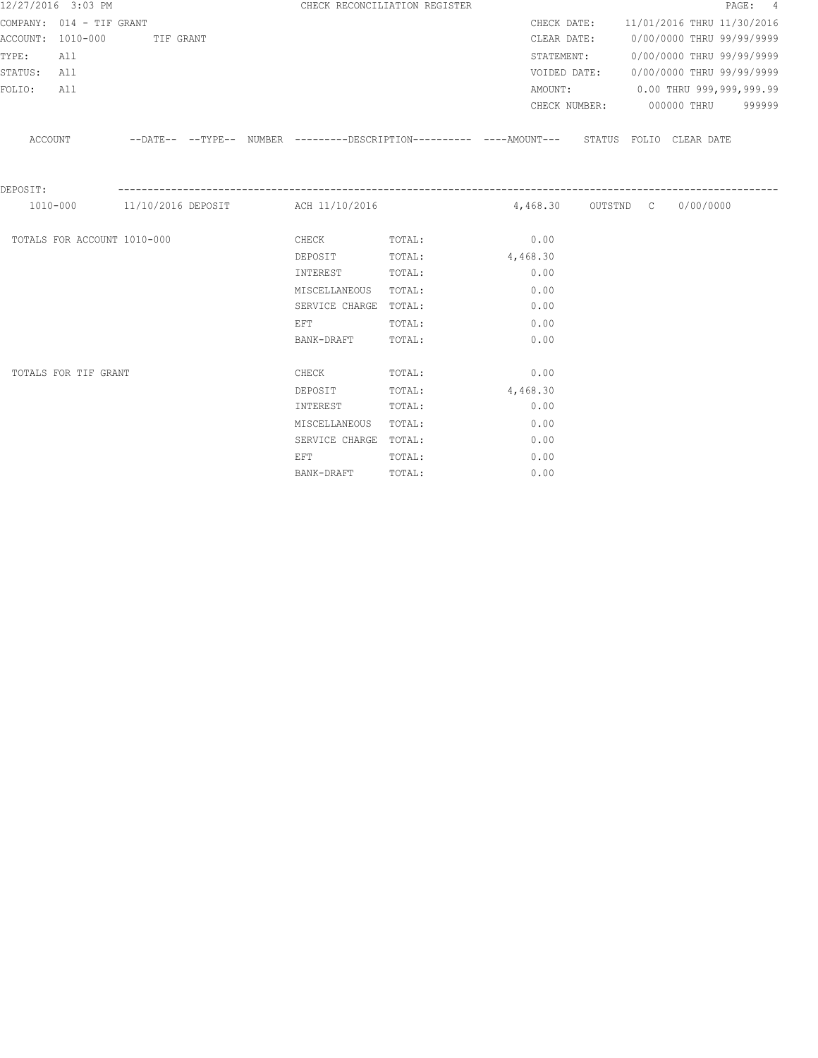CHECK RECONCILIATION REGISTER

12/27/2016 3:03 PM

COMPANY: 014 - TIF GRANT
ACCOUNT: 1010-000 TIF GRANT
TYPE: All
STATUS: All
FOLIO: All

CHECK DATE: 11/01/2016 THRU 11/30/2016
CLEAR DATE: 0/00/0000 THRU 99/99/9999
STATEMENT: 0/00/0000 THRU 99/99/9999
VOIDED DATE: 0/00/0000 THRU 99/99/9999
AMOUNT: 0.00 THRU 999,999,999.99
CHECK NUMBER: 000000 THRU 999999

| ACCOUNT | --DATE-- | --TYPE-- | NUMBER | ---------DESCRIPTION---------- | ----AMOUNT--- | STATUS | FOLIO | CLEAR DATE |
|---|---|---|---|---|---|---|---|---|
| DEPOSIT: | | | | | | | | |
| 1010-000 | 11/10/2016 | DEPOSIT | | ACH 11/10/2016 | 4,468.30 | OUTSTND | C | 0/00/0000 |

| | | | |
|---|---|---|---|
| TOTALS FOR ACCOUNT 1010-000 | CHECK | TOTAL: | 0.00 |
| | DEPOSIT | TOTAL: | 4,468.30 |
| | INTEREST | TOTAL: | 0.00 |
| | MISCELLANEOUS | TOTAL: | 0.00 |
| | SERVICE CHARGE | TOTAL: | 0.00 |
| | EFT | TOTAL: | 0.00 |
| | BANK-DRAFT | TOTAL: | 0.00 |
| TOTALS FOR TIF GRANT | CHECK | TOTAL: | 0.00 |
| | DEPOSIT | TOTAL: | 4,468.30 |
| | INTEREST | TOTAL: | 0.00 |
| | MISCELLANEOUS | TOTAL: | 0.00 |
| | SERVICE CHARGE | TOTAL: | 0.00 |
| | EFT | TOTAL: | 0.00 |
| | BANK-DRAFT | TOTAL: | 0.00 |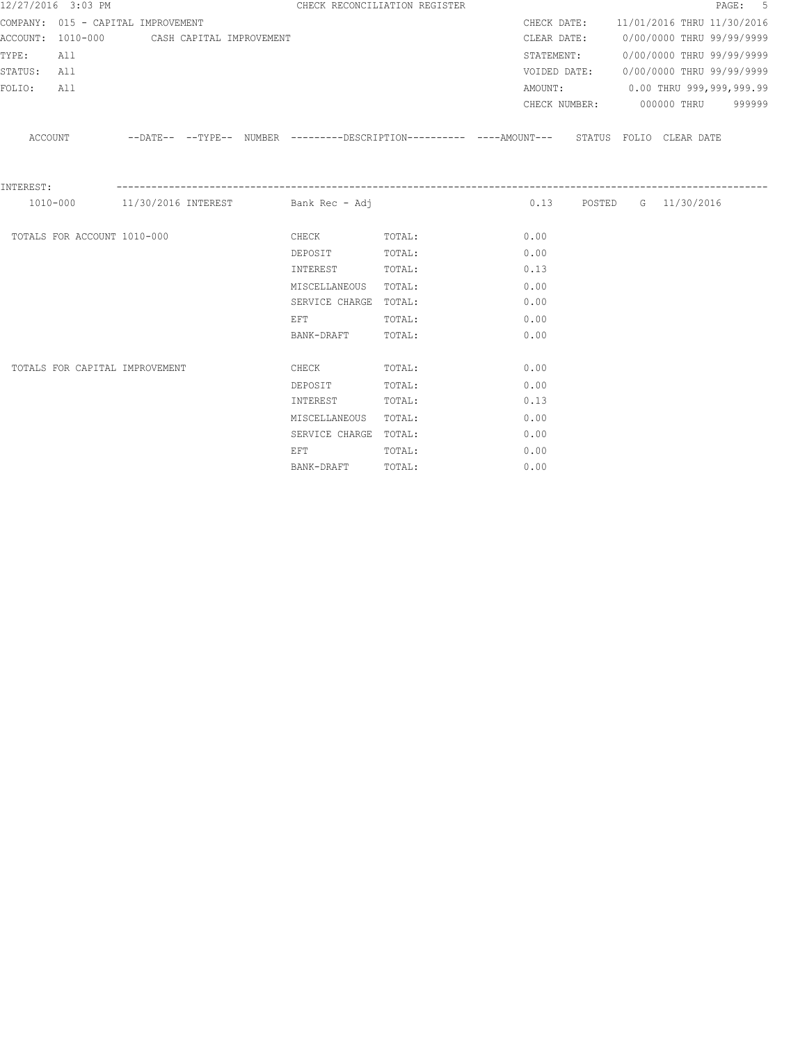12/27/2016 3:03 PM CHECK RECONCILIATION REGISTER

COMPANY: 015 - CAPITAL IMPROVEMENT
ACCOUNT: 1010-000 CASH CAPITAL IMPROVEMENT
TYPE: All
STATUS: All
FOLIO: All

CHECK DATE: 11/01/2016 THRU 11/30/2016
CLEAR DATE: 0/00/0000 THRU 99/99/9999
STATEMENT: 0/00/0000 THRU 99/99/9999
VOIDED DATE: 0/00/0000 THRU 99/99/9999
AMOUNT: 0.00 THRU 999,999,999.99
CHECK NUMBER: 000000 THRU 999999

| ACCOUNT | --DATE-- | --TYPE-- | NUMBER | ---------DESCRIPTION---------- | ----AMOUNT--- | STATUS | FOLIO | CLEAR DATE |
|---|---|---|---|---|---|---|---|---|
| INTEREST: | | | | | | | | |
| 1010-000 | 11/30/2016 | INTEREST | | Bank Rec - Adj | 0.13 | POSTED | G | 11/30/2016 |

| | | | |
|---|---|---|---|
| TOTALS FOR ACCOUNT 1010-000 | CHECK | TOTAL: | 0.00 |
| | DEPOSIT | TOTAL: | 0.00 |
| | INTEREST | TOTAL: | 0.13 |
| | MISCELLANEOUS | TOTAL: | 0.00 |
| | SERVICE CHARGE | TOTAL: | 0.00 |
| | EFT | TOTAL: | 0.00 |
| | BANK-DRAFT | TOTAL: | 0.00 |
| TOTALS FOR CAPITAL IMPROVEMENT | CHECK | TOTAL: | 0.00 |
| | DEPOSIT | TOTAL: | 0.00 |
| | INTEREST | TOTAL: | 0.13 |
| | MISCELLANEOUS | TOTAL: | 0.00 |
| | SERVICE CHARGE | TOTAL: | 0.00 |
| | EFT | TOTAL: | 0.00 |
| | BANK-DRAFT | TOTAL: | 0.00 |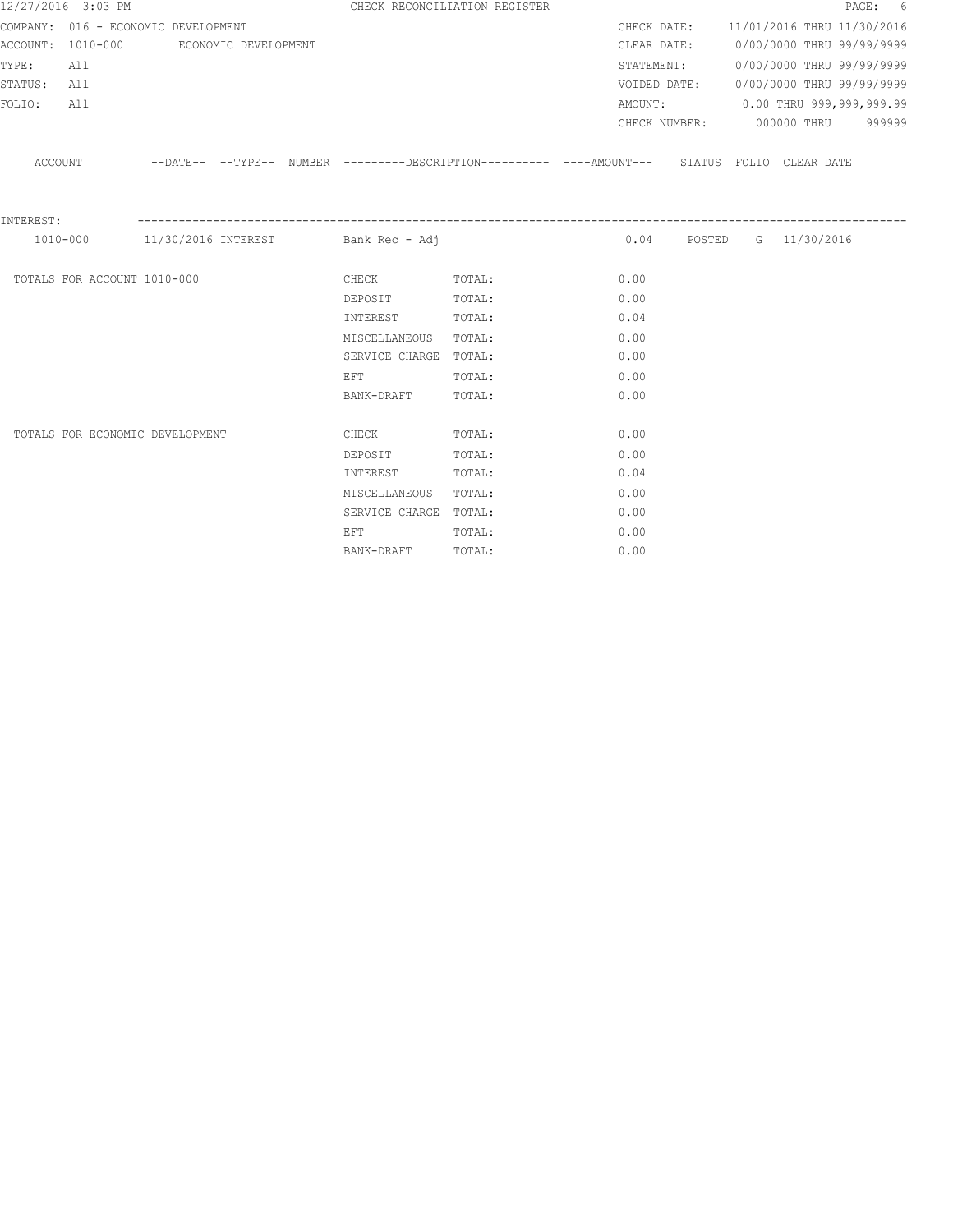CHECK RECONCILIATION REGISTER

12/27/2016 3:03 PM

COMPANY: 016 - ECONOMIC DEVELOPMENT
ACCOUNT: 1010-000 ECONOMIC DEVELOPMENT
TYPE: All
STATUS: All
FOLIO: All

CHECK DATE: 11/01/2016 THRU 11/30/2016
CLEAR DATE: 0/00/0000 THRU 99/99/9999
STATEMENT: 0/00/0000 THRU 99/99/9999
VOIDED DATE: 0/00/0000 THRU 99/99/9999
AMOUNT: 0.00 THRU 999,999,999.99
CHECK NUMBER: 000000 THRU 999999

| ACCOUNT | --DATE-- | --TYPE-- | NUMBER | ---------DESCRIPTION---------- | ----AMOUNT--- | STATUS | FOLIO | CLEAR DATE |
|---|---|---|---|---|---|---|---|---|
| INTEREST: | | | | | | | | |
| 1010-000 | 11/30/2016 | INTEREST | | Bank Rec - Adj | 0.04 | POSTED | G | 11/30/2016 |

| | | | |
|---|---|---|---|
| TOTALS FOR ACCOUNT 1010-000 | CHECK | TOTAL: | 0.00 |
| | DEPOSIT | TOTAL: | 0.00 |
| | INTEREST | TOTAL: | 0.04 |
| | MISCELLANEOUS | TOTAL: | 0.00 |
| | SERVICE CHARGE | TOTAL: | 0.00 |
| | EFT | TOTAL: | 0.00 |
| | BANK-DRAFT | TOTAL: | 0.00 |
| TOTALS FOR ECONOMIC DEVELOPMENT | CHECK | TOTAL: | 0.00 |
| | DEPOSIT | TOTAL: | 0.00 |
| | INTEREST | TOTAL: | 0.04 |
| | MISCELLANEOUS | TOTAL: | 0.00 |
| | SERVICE CHARGE | TOTAL: | 0.00 |
| | EFT | TOTAL: | 0.00 |
| | BANK-DRAFT | TOTAL: | 0.00 |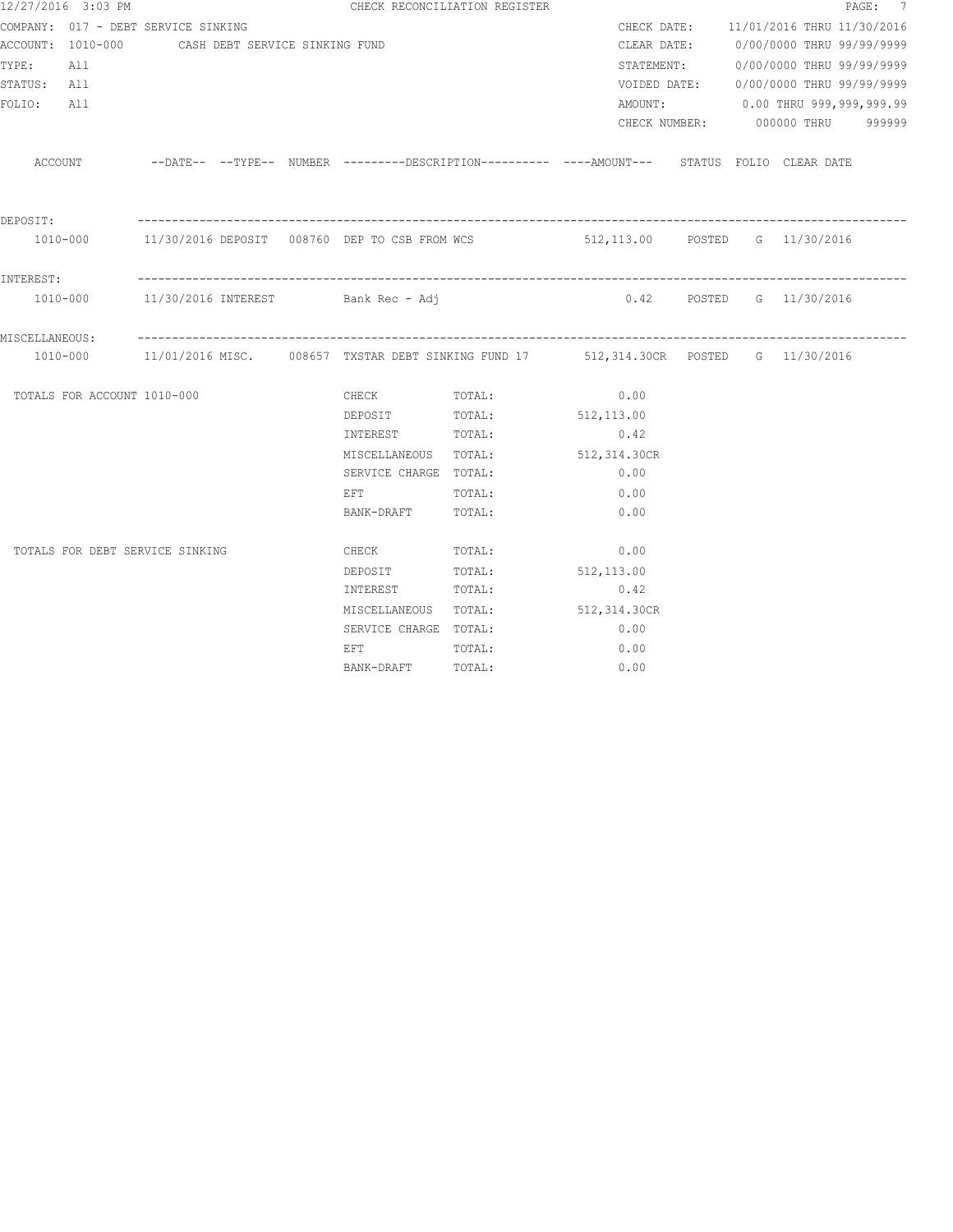12/27/2016 3:03 PM — CHECK RECONCILIATION REGISTER

COMPANY: 017 - DEBT SERVICE SINKING
ACCOUNT: 1010-000 CASH DEBT SERVICE SINKING FUND
TYPE: All
STATUS: All
FOLIO: All

CHECK DATE: 11/01/2016 THRU 11/30/2016
CLEAR DATE: 0/00/0000 THRU 99/99/9999
STATEMENT: 0/00/0000 THRU 99/99/9999
VOIDED DATE: 0/00/0000 THRU 99/99/9999
AMOUNT: 0.00 THRU 999,999,999.99
CHECK NUMBER: 000000 THRU 999999

| ACCOUNT | --DATE-- | --TYPE-- | NUMBER | ---------DESCRIPTION--------- | ----AMOUNT--- | STATUS | FOLIO | CLEAR DATE |
|---|---|---|---|---|---|---|---|---|
| **DEPOSIT:** | | | | | | | | |
| 1010-000 | 11/30/2016 | DEPOSIT | 008760 | DEP TO CSB FROM WCS | 512,113.00 | POSTED | G | 11/30/2016 |
| **INTEREST:** | | | | | | | | |
| 1010-000 | 11/30/2016 | INTEREST | | Bank Rec - Adj | 0.42 | POSTED | G | 11/30/2016 |
| **MISCELLANEOUS:** | | | | | | | | |
| 1010-000 | 11/01/2016 | MISC. | 008657 | TXSTAR DEBT SINKING FUND 17 | 512,314.30CR | POSTED | G | 11/30/2016 |

| TOTALS FOR ACCOUNT 1010-000 | | | |
|---|---|---|---|
| | CHECK | TOTAL: | 0.00 |
| | DEPOSIT | TOTAL: | 512,113.00 |
| | INTEREST | TOTAL: | 0.42 |
| | MISCELLANEOUS | TOTAL: | 512,314.30CR |
| | SERVICE CHARGE | TOTAL: | 0.00 |
| | EFT | TOTAL: | 0.00 |
| | BANK-DRAFT | TOTAL: | 0.00 |

| TOTALS FOR DEBT SERVICE SINKING | | | |
|---|---|---|---|
| | CHECK | TOTAL: | 0.00 |
| | DEPOSIT | TOTAL: | 512,113.00 |
| | INTEREST | TOTAL: | 0.42 |
| | MISCELLANEOUS | TOTAL: | 512,314.30CR |
| | SERVICE CHARGE | TOTAL: | 0.00 |
| | EFT | TOTAL: | 0.00 |
| | BANK-DRAFT | TOTAL: | 0.00 |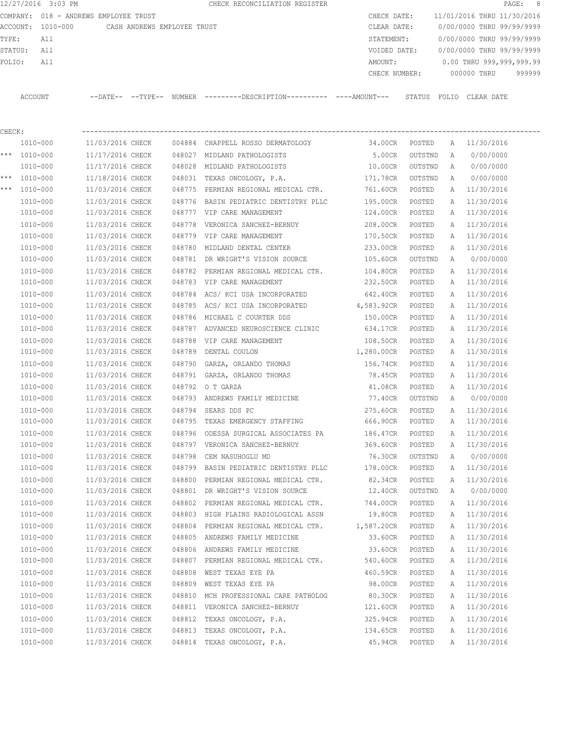12/27/2016 3:03 PM CHECK RECONCILIATION REGISTER

COMPANY: 018 - ANDREWS EMPLOYEE TRUST
ACCOUNT: 1010-000 CASH ANDREWS EMPLOYEE TRUST
TYPE: All
STATUS: All
FOLIO: All

CHECK DATE: 11/01/2016 THRU 11/30/2016
CLEAR DATE: 0/00/0000 THRU 99/99/9999
STATEMENT: 0/00/0000 THRU 99/99/9999
VOIDED DATE: 0/00/0000 THRU 99/99/9999
AMOUNT: 0.00 THRU 999,999,999.99
CHECK NUMBER: 000000 THRU 999999

CHECK:

| | ACCOUNT | --DATE-- | --TYPE-- | NUMBER | ---------DESCRIPTION---------- | ----AMOUNT--- | STATUS | FOLIO | CLEAR DATE |
|---|---|---|---|---|---|---|---|---|---|
| | 1010-000 | 11/03/2016 | CHECK | 004884 | CHAPPELL ROSSO DERMATOLOGY | 34.00CR | POSTED | A | 11/30/2016 |
| *** | 1010-000 | 11/17/2016 | CHECK | 048027 | MIDLAND PATHOLOGISTS | 5.00CR | OUTSTND | A | 0/00/0000 |
| | 1010-000 | 11/17/2016 | CHECK | 048028 | MIDLAND PATHOLOGISTS | 10.00CR | OUTSTND | A | 0/00/0000 |
| *** | 1010-000 | 11/18/2016 | CHECK | 048031 | TEXAS ONCOLOGY, P.A. | 171.78CR | OUTSTND | A | 0/00/0000 |
| *** | 1010-000 | 11/03/2016 | CHECK | 048775 | PERMIAN REGIONAL MEDICAL CTR. | 761.60CR | POSTED | A | 11/30/2016 |
| | 1010-000 | 11/03/2016 | CHECK | 048776 | BASIN PEDIATRIC DENTISTRY PLLC | 195.00CR | POSTED | A | 11/30/2016 |
| | 1010-000 | 11/03/2016 | CHECK | 048777 | VIP CARE MANAGEMENT | 124.00CR | POSTED | A | 11/30/2016 |
| | 1010-000 | 11/03/2016 | CHECK | 048778 | VERONICA SANCHEZ-BERNUY | 208.00CR | POSTED | A | 11/30/2016 |
| | 1010-000 | 11/03/2016 | CHECK | 048779 | VIP CARE MANAGEMENT | 170.50CR | POSTED | A | 11/30/2016 |
| | 1010-000 | 11/03/2016 | CHECK | 048780 | MIDLAND DENTAL CENTER | 233.00CR | POSTED | A | 11/30/2016 |
| | 1010-000 | 11/03/2016 | CHECK | 048781 | DR WRIGHT'S VISION SOURCE | 105.60CR | OUTSTND | A | 0/00/0000 |
| | 1010-000 | 11/03/2016 | CHECK | 048782 | PERMIAN REGIONAL MEDICAL CTR. | 104.80CR | POSTED | A | 11/30/2016 |
| | 1010-000 | 11/03/2016 | CHECK | 048783 | VIP CARE MANAGEMENT | 232.50CR | POSTED | A | 11/30/2016 |
| | 1010-000 | 11/03/2016 | CHECK | 048784 | ACS/ KCI USA INCORPORATED | 642.40CR | POSTED | A | 11/30/2016 |
| | 1010-000 | 11/03/2016 | CHECK | 048785 | ACS/ KCI USA INCORPORATED | 4,583.92CR | POSTED | A | 11/30/2016 |
| | 1010-000 | 11/03/2016 | CHECK | 048786 | MICHAEL C COURTER DDS | 150.00CR | POSTED | A | 11/30/2016 |
| | 1010-000 | 11/03/2016 | CHECK | 048787 | ADVANCED NEUROSCIENCE CLINIC | 634.17CR | POSTED | A | 11/30/2016 |
| | 1010-000 | 11/03/2016 | CHECK | 048788 | VIP CARE MANAGEMENT | 108.50CR | POSTED | A | 11/30/2016 |
| | 1010-000 | 11/03/2016 | CHECK | 048789 | DENTAL COULON | 1,280.00CR | POSTED | A | 11/30/2016 |
| | 1010-000 | 11/03/2016 | CHECK | 048790 | GARZA, ORLANDO THOMAS | 156.74CR | POSTED | A | 11/30/2016 |
| | 1010-000 | 11/03/2016 | CHECK | 048791 | GARZA, ORLANDO THOMAS | 78.45CR | POSTED | A | 11/30/2016 |
| | 1010-000 | 11/03/2016 | CHECK | 048792 | O T GARZA | 41.08CR | POSTED | A | 11/30/2016 |
| | 1010-000 | 11/03/2016 | CHECK | 048793 | ANDREWS FAMILY MEDICINE | 77.40CR | OUTSTND | A | 0/00/0000 |
| | 1010-000 | 11/03/2016 | CHECK | 048794 | SEARS DDS PC | 275.60CR | POSTED | A | 11/30/2016 |
| | 1010-000 | 11/03/2016 | CHECK | 048795 | TEXAS EMERGENCY STAFFING | 666.90CR | POSTED | A | 11/30/2016 |
| | 1010-000 | 11/03/2016 | CHECK | 048796 | ODESSA SURGICAL ASSOCIATES PA | 186.47CR | POSTED | A | 11/30/2016 |
| | 1010-000 | 11/03/2016 | CHECK | 048797 | VERONICA SANCHEZ-BERNUY | 369.60CR | POSTED | A | 11/30/2016 |
| | 1010-000 | 11/03/2016 | CHECK | 048798 | CEM NASUHOGLU MD | 76.30CR | OUTSTND | A | 0/00/0000 |
| | 1010-000 | 11/03/2016 | CHECK | 048799 | BASIN PEDIATRIC DENTISTRY PLLC | 178.00CR | POSTED | A | 11/30/2016 |
| | 1010-000 | 11/03/2016 | CHECK | 048800 | PERMIAN REGIONAL MEDICAL CTR. | 82.34CR | POSTED | A | 11/30/2016 |
| | 1010-000 | 11/03/2016 | CHECK | 048801 | DR WRIGHT'S VISION SOURCE | 12.40CR | OUTSTND | A | 0/00/0000 |
| | 1010-000 | 11/03/2016 | CHECK | 048802 | PERMIAN REGIONAL MEDICAL CTR. | 744.00CR | POSTED | A | 11/30/2016 |
| | 1010-000 | 11/03/2016 | CHECK | 048803 | HIGH PLAINS RADIOLOGICAL ASSN | 19.80CR | POSTED | A | 11/30/2016 |
| | 1010-000 | 11/03/2016 | CHECK | 048804 | PERMIAN REGIONAL MEDICAL CTR. | 1,587.20CR | POSTED | A | 11/30/2016 |
| | 1010-000 | 11/03/2016 | CHECK | 048805 | ANDREWS FAMILY MEDICINE | 33.60CR | POSTED | A | 11/30/2016 |
| | 1010-000 | 11/03/2016 | CHECK | 048806 | ANDREWS FAMILY MEDICINE | 33.60CR | POSTED | A | 11/30/2016 |
| | 1010-000 | 11/03/2016 | CHECK | 048807 | PERMIAN REGIONAL MEDICAL CTR. | 540.60CR | POSTED | A | 11/30/2016 |
| | 1010-000 | 11/03/2016 | CHECK | 048808 | WEST TEXAS EYE PA | 460.59CR | POSTED | A | 11/30/2016 |
| | 1010-000 | 11/03/2016 | CHECK | 048809 | WEST TEXAS EYE PA | 98.00CR | POSTED | A | 11/30/2016 |
| | 1010-000 | 11/03/2016 | CHECK | 048810 | MCH PROFESSIONAL CARE PATHOLOG | 80.30CR | POSTED | A | 11/30/2016 |
| | 1010-000 | 11/03/2016 | CHECK | 048811 | VERONICA SANCHEZ-BERNUY | 121.60CR | POSTED | A | 11/30/2016 |
| | 1010-000 | 11/03/2016 | CHECK | 048812 | TEXAS ONCOLOGY, P.A. | 325.94CR | POSTED | A | 11/30/2016 |
| | 1010-000 | 11/03/2016 | CHECK | 048813 | TEXAS ONCOLOGY, P.A. | 134.65CR | POSTED | A | 11/30/2016 |
| | 1010-000 | 11/03/2016 | CHECK | 048814 | TEXAS ONCOLOGY, P.A. | 45.94CR | POSTED | A | 11/30/2016 |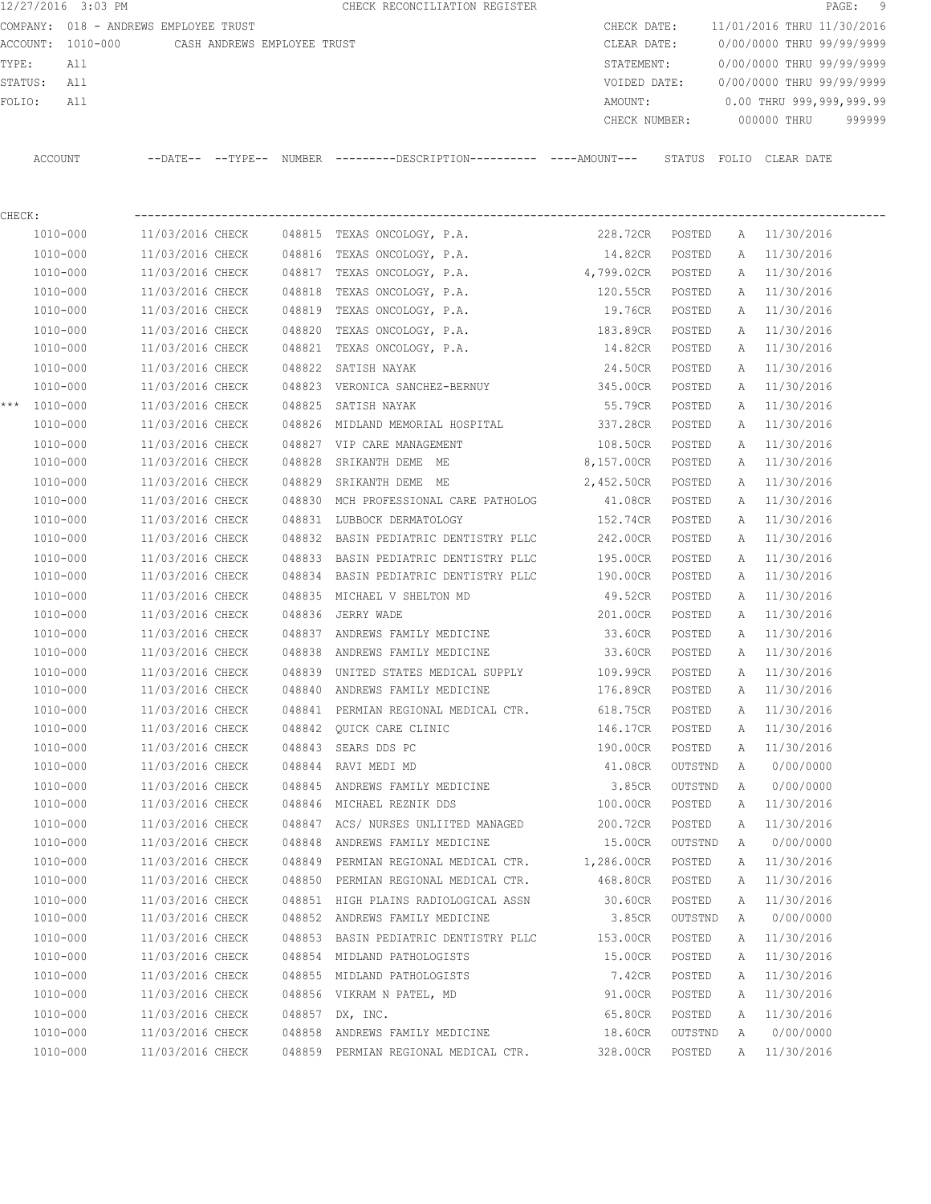12/27/2016 3:03 PM CHECK RECONCILIATION REGISTER

COMPANY: 018 - ANDREWS EMPLOYEE TRUST
ACCOUNT: 1010-000 CASH ANDREWS EMPLOYEE TRUST
TYPE: All
STATUS: All
FOLIO: All

CHECK DATE: 11/01/2016 THRU 11/30/2016
CLEAR DATE: 0/00/0000 THRU 99/99/9999
STATEMENT: 0/00/0000 THRU 99/99/9999
VOIDED DATE: 0/00/0000 THRU 99/99/9999
AMOUNT: 0.00 THRU 999,999,999.99
CHECK NUMBER: 000000 THRU 999999

CHECK:

| | ACCOUNT | --DATE-- | --TYPE-- | NUMBER | ---------DESCRIPTION---------- | ----AMOUNT--- | STATUS | FOLIO | CLEAR DATE |
|---|---|---|---|---|---|---|---|---|---|
| | 1010-000 | 11/03/2016 | CHECK | 048815 | TEXAS ONCOLOGY, P.A. | 228.72CR | POSTED | A | 11/30/2016 |
| | 1010-000 | 11/03/2016 | CHECK | 048816 | TEXAS ONCOLOGY, P.A. | 14.82CR | POSTED | A | 11/30/2016 |
| | 1010-000 | 11/03/2016 | CHECK | 048817 | TEXAS ONCOLOGY, P.A. | 4,799.02CR | POSTED | A | 11/30/2016 |
| | 1010-000 | 11/03/2016 | CHECK | 048818 | TEXAS ONCOLOGY, P.A. | 120.55CR | POSTED | A | 11/30/2016 |
| | 1010-000 | 11/03/2016 | CHECK | 048819 | TEXAS ONCOLOGY, P.A. | 19.76CR | POSTED | A | 11/30/2016 |
| | 1010-000 | 11/03/2016 | CHECK | 048820 | TEXAS ONCOLOGY, P.A. | 183.89CR | POSTED | A | 11/30/2016 |
| | 1010-000 | 11/03/2016 | CHECK | 048821 | TEXAS ONCOLOGY, P.A. | 14.82CR | POSTED | A | 11/30/2016 |
| | 1010-000 | 11/03/2016 | CHECK | 048822 | SATISH NAYAK | 24.50CR | POSTED | A | 11/30/2016 |
| | 1010-000 | 11/03/2016 | CHECK | 048823 | VERONICA SANCHEZ-BERNUY | 345.00CR | POSTED | A | 11/30/2016 |
| *** | 1010-000 | 11/03/2016 | CHECK | 048825 | SATISH NAYAK | 55.79CR | POSTED | A | 11/30/2016 |
| | 1010-000 | 11/03/2016 | CHECK | 048826 | MIDLAND MEMORIAL HOSPITAL | 337.28CR | POSTED | A | 11/30/2016 |
| | 1010-000 | 11/03/2016 | CHECK | 048827 | VIP CARE MANAGEMENT | 108.50CR | POSTED | A | 11/30/2016 |
| | 1010-000 | 11/03/2016 | CHECK | 048828 | SRIKANTH DEME ME | 8,157.00CR | POSTED | A | 11/30/2016 |
| | 1010-000 | 11/03/2016 | CHECK | 048829 | SRIKANTH DEME ME | 2,452.50CR | POSTED | A | 11/30/2016 |
| | 1010-000 | 11/03/2016 | CHECK | 048830 | MCH PROFESSIONAL CARE PATHOLOG | 41.08CR | POSTED | A | 11/30/2016 |
| | 1010-000 | 11/03/2016 | CHECK | 048831 | LUBBOCK DERMATOLOGY | 152.74CR | POSTED | A | 11/30/2016 |
| | 1010-000 | 11/03/2016 | CHECK | 048832 | BASIN PEDIATRIC DENTISTRY PLLC | 242.00CR | POSTED | A | 11/30/2016 |
| | 1010-000 | 11/03/2016 | CHECK | 048833 | BASIN PEDIATRIC DENTISTRY PLLC | 195.00CR | POSTED | A | 11/30/2016 |
| | 1010-000 | 11/03/2016 | CHECK | 048834 | BASIN PEDIATRIC DENTISTRY PLLC | 190.00CR | POSTED | A | 11/30/2016 |
| | 1010-000 | 11/03/2016 | CHECK | 048835 | MICHAEL V SHELTON MD | 49.52CR | POSTED | A | 11/30/2016 |
| | 1010-000 | 11/03/2016 | CHECK | 048836 | JERRY WADE | 201.00CR | POSTED | A | 11/30/2016 |
| | 1010-000 | 11/03/2016 | CHECK | 048837 | ANDREWS FAMILY MEDICINE | 33.60CR | POSTED | A | 11/30/2016 |
| | 1010-000 | 11/03/2016 | CHECK | 048838 | ANDREWS FAMILY MEDICINE | 33.60CR | POSTED | A | 11/30/2016 |
| | 1010-000 | 11/03/2016 | CHECK | 048839 | UNITED STATES MEDICAL SUPPLY | 109.99CR | POSTED | A | 11/30/2016 |
| | 1010-000 | 11/03/2016 | CHECK | 048840 | ANDREWS FAMILY MEDICINE | 176.89CR | POSTED | A | 11/30/2016 |
| | 1010-000 | 11/03/2016 | CHECK | 048841 | PERMIAN REGIONAL MEDICAL CTR. | 618.75CR | POSTED | A | 11/30/2016 |
| | 1010-000 | 11/03/2016 | CHECK | 048842 | QUICK CARE CLINIC | 146.17CR | POSTED | A | 11/30/2016 |
| | 1010-000 | 11/03/2016 | CHECK | 048843 | SEARS DDS PC | 190.00CR | POSTED | A | 11/30/2016 |
| | 1010-000 | 11/03/2016 | CHECK | 048844 | RAVI MEDI MD | 41.08CR | OUTSTND | A | 0/00/0000 |
| | 1010-000 | 11/03/2016 | CHECK | 048845 | ANDREWS FAMILY MEDICINE | 3.85CR | OUTSTND | A | 0/00/0000 |
| | 1010-000 | 11/03/2016 | CHECK | 048846 | MICHAEL REZNIK DDS | 100.00CR | POSTED | A | 11/30/2016 |
| | 1010-000 | 11/03/2016 | CHECK | 048847 | ACS/ NURSES UNLIITED MANAGED | 200.72CR | POSTED | A | 11/30/2016 |
| | 1010-000 | 11/03/2016 | CHECK | 048848 | ANDREWS FAMILY MEDICINE | 15.00CR | OUTSTND | A | 0/00/0000 |
| | 1010-000 | 11/03/2016 | CHECK | 048849 | PERMIAN REGIONAL MEDICAL CTR. | 1,286.00CR | POSTED | A | 11/30/2016 |
| | 1010-000 | 11/03/2016 | CHECK | 048850 | PERMIAN REGIONAL MEDICAL CTR. | 468.80CR | POSTED | A | 11/30/2016 |
| | 1010-000 | 11/03/2016 | CHECK | 048851 | HIGH PLAINS RADIOLOGICAL ASSN | 30.60CR | POSTED | A | 11/30/2016 |
| | 1010-000 | 11/03/2016 | CHECK | 048852 | ANDREWS FAMILY MEDICINE | 3.85CR | OUTSTND | A | 0/00/0000 |
| | 1010-000 | 11/03/2016 | CHECK | 048853 | BASIN PEDIATRIC DENTISTRY PLLC | 153.00CR | POSTED | A | 11/30/2016 |
| | 1010-000 | 11/03/2016 | CHECK | 048854 | MIDLAND PATHOLOGISTS | 15.00CR | POSTED | A | 11/30/2016 |
| | 1010-000 | 11/03/2016 | CHECK | 048855 | MIDLAND PATHOLOGISTS | 7.42CR | POSTED | A | 11/30/2016 |
| | 1010-000 | 11/03/2016 | CHECK | 048856 | VIKRAM N PATEL, MD | 91.00CR | POSTED | A | 11/30/2016 |
| | 1010-000 | 11/03/2016 | CHECK | 048857 | DX, INC. | 65.80CR | POSTED | A | 11/30/2016 |
| | 1010-000 | 11/03/2016 | CHECK | 048858 | ANDREWS FAMILY MEDICINE | 18.60CR | OUTSTND | A | 0/00/0000 |
| | 1010-000 | 11/03/2016 | CHECK | 048859 | PERMIAN REGIONAL MEDICAL CTR. | 328.00CR | POSTED | A | 11/30/2016 |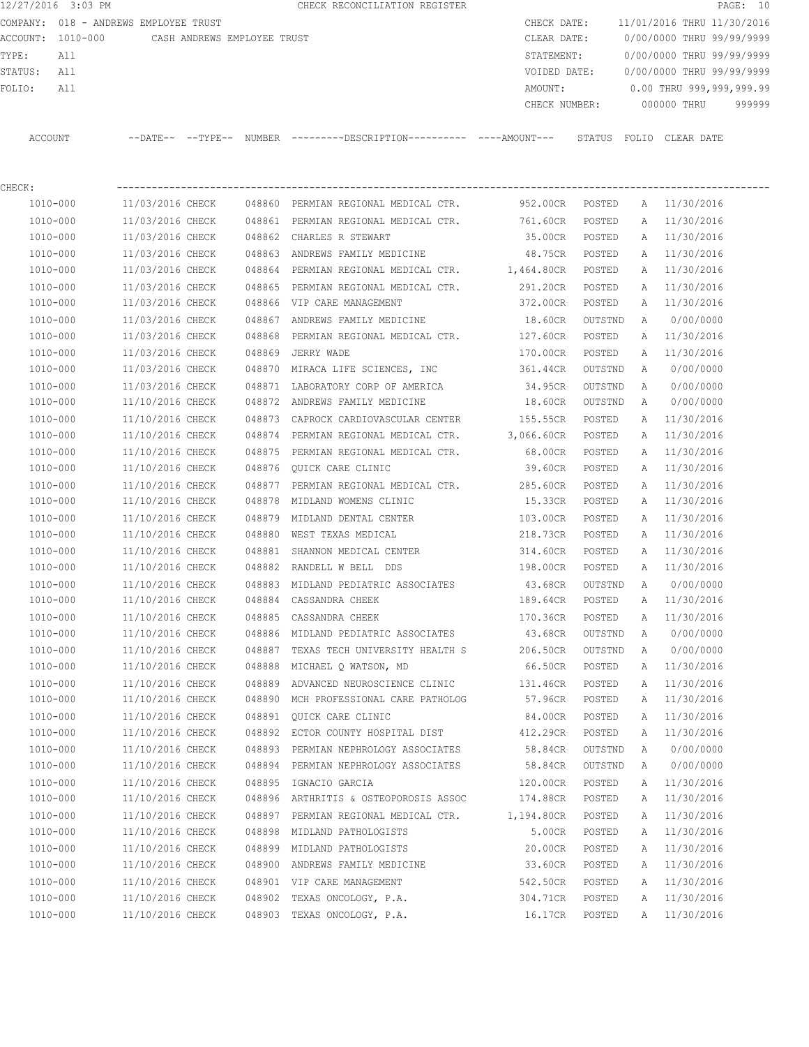12/27/2016 3:03 PM CHECK RECONCILIATION REGISTER

COMPANY: 018 - ANDREWS EMPLOYEE TRUST
ACCOUNT: 1010-000 CASH ANDREWS EMPLOYEE TRUST
TYPE: All
STATUS: All
FOLIO: All

CHECK DATE: 11/01/2016 THRU 11/30/2016
CLEAR DATE: 0/00/0000 THRU 99/99/9999
STATEMENT: 0/00/0000 THRU 99/99/9999
VOIDED DATE: 0/00/0000 THRU 99/99/9999
AMOUNT: 0.00 THRU 999,999,999.99
CHECK NUMBER: 000000 THRU 999999

CHECK:

| ACCOUNT | --DATE-- | --TYPE-- | NUMBER | ---------DESCRIPTION---------- | ----AMOUNT--- | STATUS | FOLIO | CLEAR DATE |
|---|---|---|---|---|---|---|---|---|
| 1010-000 | 11/03/2016 | CHECK | 048860 | PERMIAN REGIONAL MEDICAL CTR. | 952.00CR | POSTED | A | 11/30/2016 |
| 1010-000 | 11/03/2016 | CHECK | 048861 | PERMIAN REGIONAL MEDICAL CTR. | 761.60CR | POSTED | A | 11/30/2016 |
| 1010-000 | 11/03/2016 | CHECK | 048862 | CHARLES R STEWART | 35.00CR | POSTED | A | 11/30/2016 |
| 1010-000 | 11/03/2016 | CHECK | 048863 | ANDREWS FAMILY MEDICINE | 48.75CR | POSTED | A | 11/30/2016 |
| 1010-000 | 11/03/2016 | CHECK | 048864 | PERMIAN REGIONAL MEDICAL CTR. | 1,464.80CR | POSTED | A | 11/30/2016 |
| 1010-000 | 11/03/2016 | CHECK | 048865 | PERMIAN REGIONAL MEDICAL CTR. | 291.20CR | POSTED | A | 11/30/2016 |
| 1010-000 | 11/03/2016 | CHECK | 048866 | VIP CARE MANAGEMENT | 372.00CR | POSTED | A | 11/30/2016 |
| 1010-000 | 11/03/2016 | CHECK | 048867 | ANDREWS FAMILY MEDICINE | 18.60CR | OUTSTND | A | 0/00/0000 |
| 1010-000 | 11/03/2016 | CHECK | 048868 | PERMIAN REGIONAL MEDICAL CTR. | 127.60CR | POSTED | A | 11/30/2016 |
| 1010-000 | 11/03/2016 | CHECK | 048869 | JERRY WADE | 170.00CR | POSTED | A | 11/30/2016 |
| 1010-000 | 11/03/2016 | CHECK | 048870 | MIRACA LIFE SCIENCES, INC | 361.44CR | OUTSTND | A | 0/00/0000 |
| 1010-000 | 11/03/2016 | CHECK | 048871 | LABORATORY CORP OF AMERICA | 34.95CR | OUTSTND | A | 0/00/0000 |
| 1010-000 | 11/10/2016 | CHECK | 048872 | ANDREWS FAMILY MEDICINE | 18.60CR | OUTSTND | A | 0/00/0000 |
| 1010-000 | 11/10/2016 | CHECK | 048873 | CAPROCK CARDIOVASCULAR CENTER | 155.55CR | POSTED | A | 11/30/2016 |
| 1010-000 | 11/10/2016 | CHECK | 048874 | PERMIAN REGIONAL MEDICAL CTR. | 3,066.60CR | POSTED | A | 11/30/2016 |
| 1010-000 | 11/10/2016 | CHECK | 048875 | PERMIAN REGIONAL MEDICAL CTR. | 68.00CR | POSTED | A | 11/30/2016 |
| 1010-000 | 11/10/2016 | CHECK | 048876 | QUICK CARE CLINIC | 39.60CR | POSTED | A | 11/30/2016 |
| 1010-000 | 11/10/2016 | CHECK | 048877 | PERMIAN REGIONAL MEDICAL CTR. | 285.60CR | POSTED | A | 11/30/2016 |
| 1010-000 | 11/10/2016 | CHECK | 048878 | MIDLAND WOMENS CLINIC | 15.33CR | POSTED | A | 11/30/2016 |
| 1010-000 | 11/10/2016 | CHECK | 048879 | MIDLAND DENTAL CENTER | 103.00CR | POSTED | A | 11/30/2016 |
| 1010-000 | 11/10/2016 | CHECK | 048880 | WEST TEXAS MEDICAL | 218.73CR | POSTED | A | 11/30/2016 |
| 1010-000 | 11/10/2016 | CHECK | 048881 | SHANNON MEDICAL CENTER | 314.60CR | POSTED | A | 11/30/2016 |
| 1010-000 | 11/10/2016 | CHECK | 048882 | RANDELL W BELL DDS | 198.00CR | POSTED | A | 11/30/2016 |
| 1010-000 | 11/10/2016 | CHECK | 048883 | MIDLAND PEDIATRIC ASSOCIATES | 43.68CR | OUTSTND | A | 0/00/0000 |
| 1010-000 | 11/10/2016 | CHECK | 048884 | CASSANDRA CHEEK | 189.64CR | POSTED | A | 11/30/2016 |
| 1010-000 | 11/10/2016 | CHECK | 048885 | CASSANDRA CHEEK | 170.36CR | POSTED | A | 11/30/2016 |
| 1010-000 | 11/10/2016 | CHECK | 048886 | MIDLAND PEDIATRIC ASSOCIATES | 43.68CR | OUTSTND | A | 0/00/0000 |
| 1010-000 | 11/10/2016 | CHECK | 048887 | TEXAS TECH UNIVERSITY HEALTH S | 206.50CR | OUTSTND | A | 0/00/0000 |
| 1010-000 | 11/10/2016 | CHECK | 048888 | MICHAEL Q WATSON, MD | 66.50CR | POSTED | A | 11/30/2016 |
| 1010-000 | 11/10/2016 | CHECK | 048889 | ADVANCED NEUROSCIENCE CLINIC | 131.46CR | POSTED | A | 11/30/2016 |
| 1010-000 | 11/10/2016 | CHECK | 048890 | MCH PROFESSIONAL CARE PATHOLOG | 57.96CR | POSTED | A | 11/30/2016 |
| 1010-000 | 11/10/2016 | CHECK | 048891 | QUICK CARE CLINIC | 84.00CR | POSTED | A | 11/30/2016 |
| 1010-000 | 11/10/2016 | CHECK | 048892 | ECTOR COUNTY HOSPITAL DIST | 412.29CR | POSTED | A | 11/30/2016 |
| 1010-000 | 11/10/2016 | CHECK | 048893 | PERMIAN NEPHROLOGY ASSOCIATES | 58.84CR | OUTSTND | A | 0/00/0000 |
| 1010-000 | 11/10/2016 | CHECK | 048894 | PERMIAN NEPHROLOGY ASSOCIATES | 58.84CR | OUTSTND | A | 0/00/0000 |
| 1010-000 | 11/10/2016 | CHECK | 048895 | IGNACIO GARCIA | 120.00CR | POSTED | A | 11/30/2016 |
| 1010-000 | 11/10/2016 | CHECK | 048896 | ARTHRITIS & OSTEOPOROSIS ASSOC | 174.88CR | POSTED | A | 11/30/2016 |
| 1010-000 | 11/10/2016 | CHECK | 048897 | PERMIAN REGIONAL MEDICAL CTR. | 1,194.80CR | POSTED | A | 11/30/2016 |
| 1010-000 | 11/10/2016 | CHECK | 048898 | MIDLAND PATHOLOGISTS | 5.00CR | POSTED | A | 11/30/2016 |
| 1010-000 | 11/10/2016 | CHECK | 048899 | MIDLAND PATHOLOGISTS | 20.00CR | POSTED | A | 11/30/2016 |
| 1010-000 | 11/10/2016 | CHECK | 048900 | ANDREWS FAMILY MEDICINE | 33.60CR | POSTED | A | 11/30/2016 |
| 1010-000 | 11/10/2016 | CHECK | 048901 | VIP CARE MANAGEMENT | 542.50CR | POSTED | A | 11/30/2016 |
| 1010-000 | 11/10/2016 | CHECK | 048902 | TEXAS ONCOLOGY, P.A. | 304.71CR | POSTED | A | 11/30/2016 |
| 1010-000 | 11/10/2016 | CHECK | 048903 | TEXAS ONCOLOGY, P.A. | 16.17CR | POSTED | A | 11/30/2016 |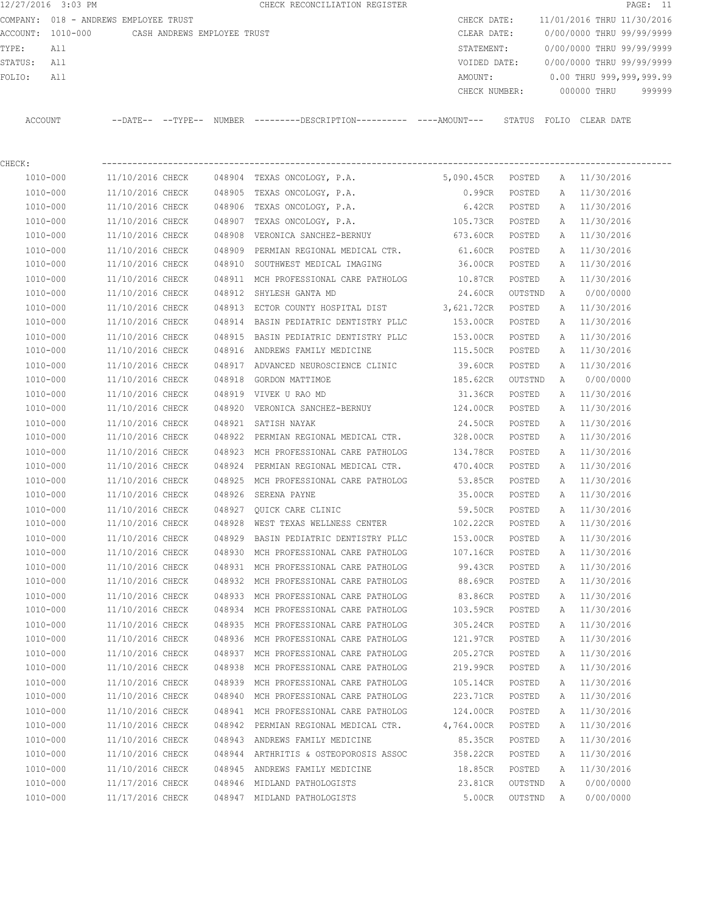12/27/2016 3:03 PM CHECK RECONCILIATION REGISTER

COMPANY: 018 - ANDREWS EMPLOYEE TRUST
ACCOUNT: 1010-000 CASH ANDREWS EMPLOYEE TRUST
TYPE: All
STATUS: All
FOLIO: All

CHECK DATE: 11/01/2016 THRU 11/30/2016
CLEAR DATE: 0/00/0000 THRU 99/99/9999
STATEMENT: 0/00/0000 THRU 99/99/9999
VOIDED DATE: 0/00/0000 THRU 99/99/9999
AMOUNT: 0.00 THRU 999,999,999.99
CHECK NUMBER: 000000 THRU 999999

CHECK:

| ACCOUNT | --DATE-- | --TYPE-- | NUMBER | ---------DESCRIPTION---------- | ----AMOUNT--- | STATUS | FOLIO | CLEAR DATE |
|---|---|---|---|---|---|---|---|---|
| 1010-000 | 11/10/2016 | CHECK | 048904 | TEXAS ONCOLOGY, P.A. | 5,090.45CR | POSTED | A | 11/30/2016 |
| 1010-000 | 11/10/2016 | CHECK | 048905 | TEXAS ONCOLOGY, P.A. | 0.99CR | POSTED | A | 11/30/2016 |
| 1010-000 | 11/10/2016 | CHECK | 048906 | TEXAS ONCOLOGY, P.A. | 6.42CR | POSTED | A | 11/30/2016 |
| 1010-000 | 11/10/2016 | CHECK | 048907 | TEXAS ONCOLOGY, P.A. | 105.73CR | POSTED | A | 11/30/2016 |
| 1010-000 | 11/10/2016 | CHECK | 048908 | VERONICA SANCHEZ-BERNUY | 673.60CR | POSTED | A | 11/30/2016 |
| 1010-000 | 11/10/2016 | CHECK | 048909 | PERMIAN REGIONAL MEDICAL CTR. | 61.60CR | POSTED | A | 11/30/2016 |
| 1010-000 | 11/10/2016 | CHECK | 048910 | SOUTHWEST MEDICAL IMAGING | 36.00CR | POSTED | A | 11/30/2016 |
| 1010-000 | 11/10/2016 | CHECK | 048911 | MCH PROFESSIONAL CARE PATHOLOG | 10.87CR | POSTED | A | 11/30/2016 |
| 1010-000 | 11/10/2016 | CHECK | 048912 | SHYLESH GANTA MD | 24.60CR | OUTSTND | A | 0/00/0000 |
| 1010-000 | 11/10/2016 | CHECK | 048913 | ECTOR COUNTY HOSPITAL DIST | 3,621.72CR | POSTED | A | 11/30/2016 |
| 1010-000 | 11/10/2016 | CHECK | 048914 | BASIN PEDIATRIC DENTISTRY PLLC | 153.00CR | POSTED | A | 11/30/2016 |
| 1010-000 | 11/10/2016 | CHECK | 048915 | BASIN PEDIATRIC DENTISTRY PLLC | 153.00CR | POSTED | A | 11/30/2016 |
| 1010-000 | 11/10/2016 | CHECK | 048916 | ANDREWS FAMILY MEDICINE | 115.50CR | POSTED | A | 11/30/2016 |
| 1010-000 | 11/10/2016 | CHECK | 048917 | ADVANCED NEUROSCIENCE CLINIC | 39.60CR | POSTED | A | 11/30/2016 |
| 1010-000 | 11/10/2016 | CHECK | 048918 | GORDON MATTIMOE | 185.62CR | OUTSTND | A | 0/00/0000 |
| 1010-000 | 11/10/2016 | CHECK | 048919 | VIVEK U RAO MD | 31.36CR | POSTED | A | 11/30/2016 |
| 1010-000 | 11/10/2016 | CHECK | 048920 | VERONICA SANCHEZ-BERNUY | 124.00CR | POSTED | A | 11/30/2016 |
| 1010-000 | 11/10/2016 | CHECK | 048921 | SATISH NAYAK | 24.50CR | POSTED | A | 11/30/2016 |
| 1010-000 | 11/10/2016 | CHECK | 048922 | PERMIAN REGIONAL MEDICAL CTR. | 328.00CR | POSTED | A | 11/30/2016 |
| 1010-000 | 11/10/2016 | CHECK | 048923 | MCH PROFESSIONAL CARE PATHOLOG | 134.78CR | POSTED | A | 11/30/2016 |
| 1010-000 | 11/10/2016 | CHECK | 048924 | PERMIAN REGIONAL MEDICAL CTR. | 470.40CR | POSTED | A | 11/30/2016 |
| 1010-000 | 11/10/2016 | CHECK | 048925 | MCH PROFESSIONAL CARE PATHOLOG | 53.85CR | POSTED | A | 11/30/2016 |
| 1010-000 | 11/10/2016 | CHECK | 048926 | SERENA PAYNE | 35.00CR | POSTED | A | 11/30/2016 |
| 1010-000 | 11/10/2016 | CHECK | 048927 | QUICK CARE CLINIC | 59.50CR | POSTED | A | 11/30/2016 |
| 1010-000 | 11/10/2016 | CHECK | 048928 | WEST TEXAS WELLNESS CENTER | 102.22CR | POSTED | A | 11/30/2016 |
| 1010-000 | 11/10/2016 | CHECK | 048929 | BASIN PEDIATRIC DENTISTRY PLLC | 153.00CR | POSTED | A | 11/30/2016 |
| 1010-000 | 11/10/2016 | CHECK | 048930 | MCH PROFESSIONAL CARE PATHOLOG | 107.16CR | POSTED | A | 11/30/2016 |
| 1010-000 | 11/10/2016 | CHECK | 048931 | MCH PROFESSIONAL CARE PATHOLOG | 99.43CR | POSTED | A | 11/30/2016 |
| 1010-000 | 11/10/2016 | CHECK | 048932 | MCH PROFESSIONAL CARE PATHOLOG | 88.69CR | POSTED | A | 11/30/2016 |
| 1010-000 | 11/10/2016 | CHECK | 048933 | MCH PROFESSIONAL CARE PATHOLOG | 83.86CR | POSTED | A | 11/30/2016 |
| 1010-000 | 11/10/2016 | CHECK | 048934 | MCH PROFESSIONAL CARE PATHOLOG | 103.59CR | POSTED | A | 11/30/2016 |
| 1010-000 | 11/10/2016 | CHECK | 048935 | MCH PROFESSIONAL CARE PATHOLOG | 305.24CR | POSTED | A | 11/30/2016 |
| 1010-000 | 11/10/2016 | CHECK | 048936 | MCH PROFESSIONAL CARE PATHOLOG | 121.97CR | POSTED | A | 11/30/2016 |
| 1010-000 | 11/10/2016 | CHECK | 048937 | MCH PROFESSIONAL CARE PATHOLOG | 205.27CR | POSTED | A | 11/30/2016 |
| 1010-000 | 11/10/2016 | CHECK | 048938 | MCH PROFESSIONAL CARE PATHOLOG | 219.99CR | POSTED | A | 11/30/2016 |
| 1010-000 | 11/10/2016 | CHECK | 048939 | MCH PROFESSIONAL CARE PATHOLOG | 105.14CR | POSTED | A | 11/30/2016 |
| 1010-000 | 11/10/2016 | CHECK | 048940 | MCH PROFESSIONAL CARE PATHOLOG | 223.71CR | POSTED | A | 11/30/2016 |
| 1010-000 | 11/10/2016 | CHECK | 048941 | MCH PROFESSIONAL CARE PATHOLOG | 124.00CR | POSTED | A | 11/30/2016 |
| 1010-000 | 11/10/2016 | CHECK | 048942 | PERMIAN REGIONAL MEDICAL CTR. | 4,764.00CR | POSTED | A | 11/30/2016 |
| 1010-000 | 11/10/2016 | CHECK | 048943 | ANDREWS FAMILY MEDICINE | 85.35CR | POSTED | A | 11/30/2016 |
| 1010-000 | 11/10/2016 | CHECK | 048944 | ARTHRITIS & OSTEOPOROSIS ASSOC | 358.22CR | POSTED | A | 11/30/2016 |
| 1010-000 | 11/10/2016 | CHECK | 048945 | ANDREWS FAMILY MEDICINE | 18.85CR | POSTED | A | 11/30/2016 |
| 1010-000 | 11/17/2016 | CHECK | 048946 | MIDLAND PATHOLOGISTS | 23.81CR | OUTSTND | A | 0/00/0000 |
| 1010-000 | 11/17/2016 | CHECK | 048947 | MIDLAND PATHOLOGISTS | 5.00CR | OUTSTND | A | 0/00/0000 |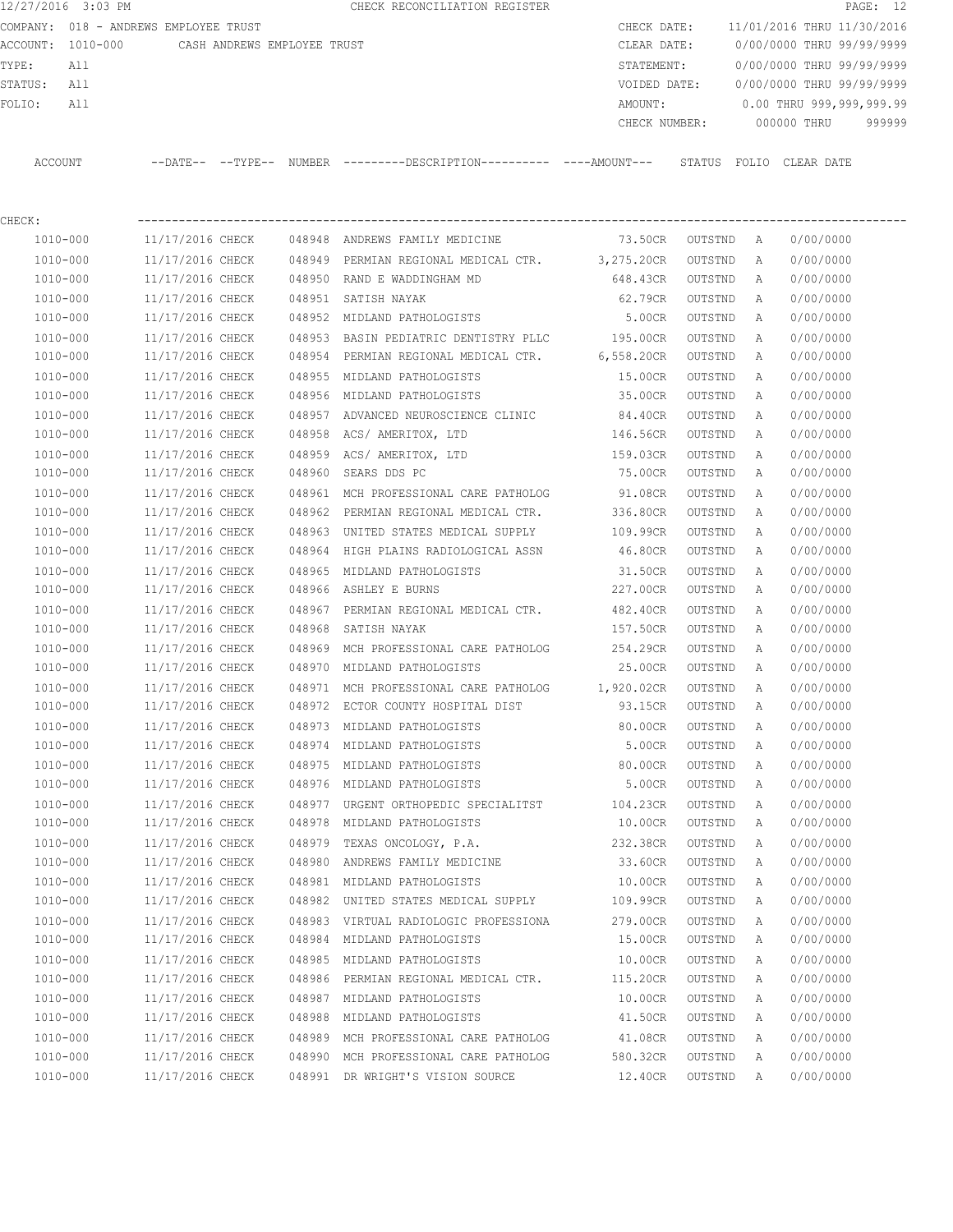12/27/2016 3:03 PM CHECK RECONCILIATION REGISTER

COMPANY: 018 - ANDREWS EMPLOYEE TRUST

ACCOUNT: 1010-000 CASH ANDREWS EMPLOYEE TRUST

TYPE: All

STATUS: All

FOLIO: All

CHECK DATE: 11/01/2016 THRU 11/30/2016

CLEAR DATE: 0/00/0000 THRU 99/99/9999

STATEMENT: 0/00/0000 THRU 99/99/9999

VOIDED DATE: 0/00/0000 THRU 99/99/9999

AMOUNT: 0.00 THRU 999,999,999.99

CHECK NUMBER: 000000 THRU 999999

CHECK:

| ACCOUNT | --DATE-- | --TYPE-- | NUMBER | ---------DESCRIPTION---------- | ----AMOUNT--- | STATUS | FOLIO | CLEAR DATE |
|---|---|---|---|---|---|---|---|---|
| 1010-000 | 11/17/2016 | CHECK | 048948 | ANDREWS FAMILY MEDICINE | 73.50CR | OUTSTND | A | 0/00/0000 |
| 1010-000 | 11/17/2016 | CHECK | 048949 | PERMIAN REGIONAL MEDICAL CTR. | 3,275.20CR | OUTSTND | A | 0/00/0000 |
| 1010-000 | 11/17/2016 | CHECK | 048950 | RAND E WADDINGHAM MD | 648.43CR | OUTSTND | A | 0/00/0000 |
| 1010-000 | 11/17/2016 | CHECK | 048951 | SATISH NAYAK | 62.79CR | OUTSTND | A | 0/00/0000 |
| 1010-000 | 11/17/2016 | CHECK | 048952 | MIDLAND PATHOLOGISTS | 5.00CR | OUTSTND | A | 0/00/0000 |
| 1010-000 | 11/17/2016 | CHECK | 048953 | BASIN PEDIATRIC DENTISTRY PLLC | 195.00CR | OUTSTND | A | 0/00/0000 |
| 1010-000 | 11/17/2016 | CHECK | 048954 | PERMIAN REGIONAL MEDICAL CTR. | 6,558.20CR | OUTSTND | A | 0/00/0000 |
| 1010-000 | 11/17/2016 | CHECK | 048955 | MIDLAND PATHOLOGISTS | 15.00CR | OUTSTND | A | 0/00/0000 |
| 1010-000 | 11/17/2016 | CHECK | 048956 | MIDLAND PATHOLOGISTS | 35.00CR | OUTSTND | A | 0/00/0000 |
| 1010-000 | 11/17/2016 | CHECK | 048957 | ADVANCED NEUROSCIENCE CLINIC | 84.40CR | OUTSTND | A | 0/00/0000 |
| 1010-000 | 11/17/2016 | CHECK | 048958 | ACS/ AMERITOX, LTD | 146.56CR | OUTSTND | A | 0/00/0000 |
| 1010-000 | 11/17/2016 | CHECK | 048959 | ACS/ AMERITOX, LTD | 159.03CR | OUTSTND | A | 0/00/0000 |
| 1010-000 | 11/17/2016 | CHECK | 048960 | SEARS DDS PC | 75.00CR | OUTSTND | A | 0/00/0000 |
| 1010-000 | 11/17/2016 | CHECK | 048961 | MCH PROFESSIONAL CARE PATHOLOG | 91.08CR | OUTSTND | A | 0/00/0000 |
| 1010-000 | 11/17/2016 | CHECK | 048962 | PERMIAN REGIONAL MEDICAL CTR. | 336.80CR | OUTSTND | A | 0/00/0000 |
| 1010-000 | 11/17/2016 | CHECK | 048963 | UNITED STATES MEDICAL SUPPLY | 109.99CR | OUTSTND | A | 0/00/0000 |
| 1010-000 | 11/17/2016 | CHECK | 048964 | HIGH PLAINS RADIOLOGICAL ASSN | 46.80CR | OUTSTND | A | 0/00/0000 |
| 1010-000 | 11/17/2016 | CHECK | 048965 | MIDLAND PATHOLOGISTS | 31.50CR | OUTSTND | A | 0/00/0000 |
| 1010-000 | 11/17/2016 | CHECK | 048966 | ASHLEY E BURNS | 227.00CR | OUTSTND | A | 0/00/0000 |
| 1010-000 | 11/17/2016 | CHECK | 048967 | PERMIAN REGIONAL MEDICAL CTR. | 482.40CR | OUTSTND | A | 0/00/0000 |
| 1010-000 | 11/17/2016 | CHECK | 048968 | SATISH NAYAK | 157.50CR | OUTSTND | A | 0/00/0000 |
| 1010-000 | 11/17/2016 | CHECK | 048969 | MCH PROFESSIONAL CARE PATHOLOG | 254.29CR | OUTSTND | A | 0/00/0000 |
| 1010-000 | 11/17/2016 | CHECK | 048970 | MIDLAND PATHOLOGISTS | 25.00CR | OUTSTND | A | 0/00/0000 |
| 1010-000 | 11/17/2016 | CHECK | 048971 | MCH PROFESSIONAL CARE PATHOLOG | 1,920.02CR | OUTSTND | A | 0/00/0000 |
| 1010-000 | 11/17/2016 | CHECK | 048972 | ECTOR COUNTY HOSPITAL DIST | 93.15CR | OUTSTND | A | 0/00/0000 |
| 1010-000 | 11/17/2016 | CHECK | 048973 | MIDLAND PATHOLOGISTS | 80.00CR | OUTSTND | A | 0/00/0000 |
| 1010-000 | 11/17/2016 | CHECK | 048974 | MIDLAND PATHOLOGISTS | 5.00CR | OUTSTND | A | 0/00/0000 |
| 1010-000 | 11/17/2016 | CHECK | 048975 | MIDLAND PATHOLOGISTS | 80.00CR | OUTSTND | A | 0/00/0000 |
| 1010-000 | 11/17/2016 | CHECK | 048976 | MIDLAND PATHOLOGISTS | 5.00CR | OUTSTND | A | 0/00/0000 |
| 1010-000 | 11/17/2016 | CHECK | 048977 | URGENT ORTHOPEDIC SPECIALITST | 104.23CR | OUTSTND | A | 0/00/0000 |
| 1010-000 | 11/17/2016 | CHECK | 048978 | MIDLAND PATHOLOGISTS | 10.00CR | OUTSTND | A | 0/00/0000 |
| 1010-000 | 11/17/2016 | CHECK | 048979 | TEXAS ONCOLOGY, P.A. | 232.38CR | OUTSTND | A | 0/00/0000 |
| 1010-000 | 11/17/2016 | CHECK | 048980 | ANDREWS FAMILY MEDICINE | 33.60CR | OUTSTND | A | 0/00/0000 |
| 1010-000 | 11/17/2016 | CHECK | 048981 | MIDLAND PATHOLOGISTS | 10.00CR | OUTSTND | A | 0/00/0000 |
| 1010-000 | 11/17/2016 | CHECK | 048982 | UNITED STATES MEDICAL SUPPLY | 109.99CR | OUTSTND | A | 0/00/0000 |
| 1010-000 | 11/17/2016 | CHECK | 048983 | VIRTUAL RADIOLOGIC PROFESSIONA | 279.00CR | OUTSTND | A | 0/00/0000 |
| 1010-000 | 11/17/2016 | CHECK | 048984 | MIDLAND PATHOLOGISTS | 15.00CR | OUTSTND | A | 0/00/0000 |
| 1010-000 | 11/17/2016 | CHECK | 048985 | MIDLAND PATHOLOGISTS | 10.00CR | OUTSTND | A | 0/00/0000 |
| 1010-000 | 11/17/2016 | CHECK | 048986 | PERMIAN REGIONAL MEDICAL CTR. | 115.20CR | OUTSTND | A | 0/00/0000 |
| 1010-000 | 11/17/2016 | CHECK | 048987 | MIDLAND PATHOLOGISTS | 10.00CR | OUTSTND | A | 0/00/0000 |
| 1010-000 | 11/17/2016 | CHECK | 048988 | MIDLAND PATHOLOGISTS | 41.50CR | OUTSTND | A | 0/00/0000 |
| 1010-000 | 11/17/2016 | CHECK | 048989 | MCH PROFESSIONAL CARE PATHOLOG | 41.08CR | OUTSTND | A | 0/00/0000 |
| 1010-000 | 11/17/2016 | CHECK | 048990 | MCH PROFESSIONAL CARE PATHOLOG | 580.32CR | OUTSTND | A | 0/00/0000 |
| 1010-000 | 11/17/2016 | CHECK | 048991 | DR WRIGHT'S VISION SOURCE | 12.40CR | OUTSTND | A | 0/00/0000 |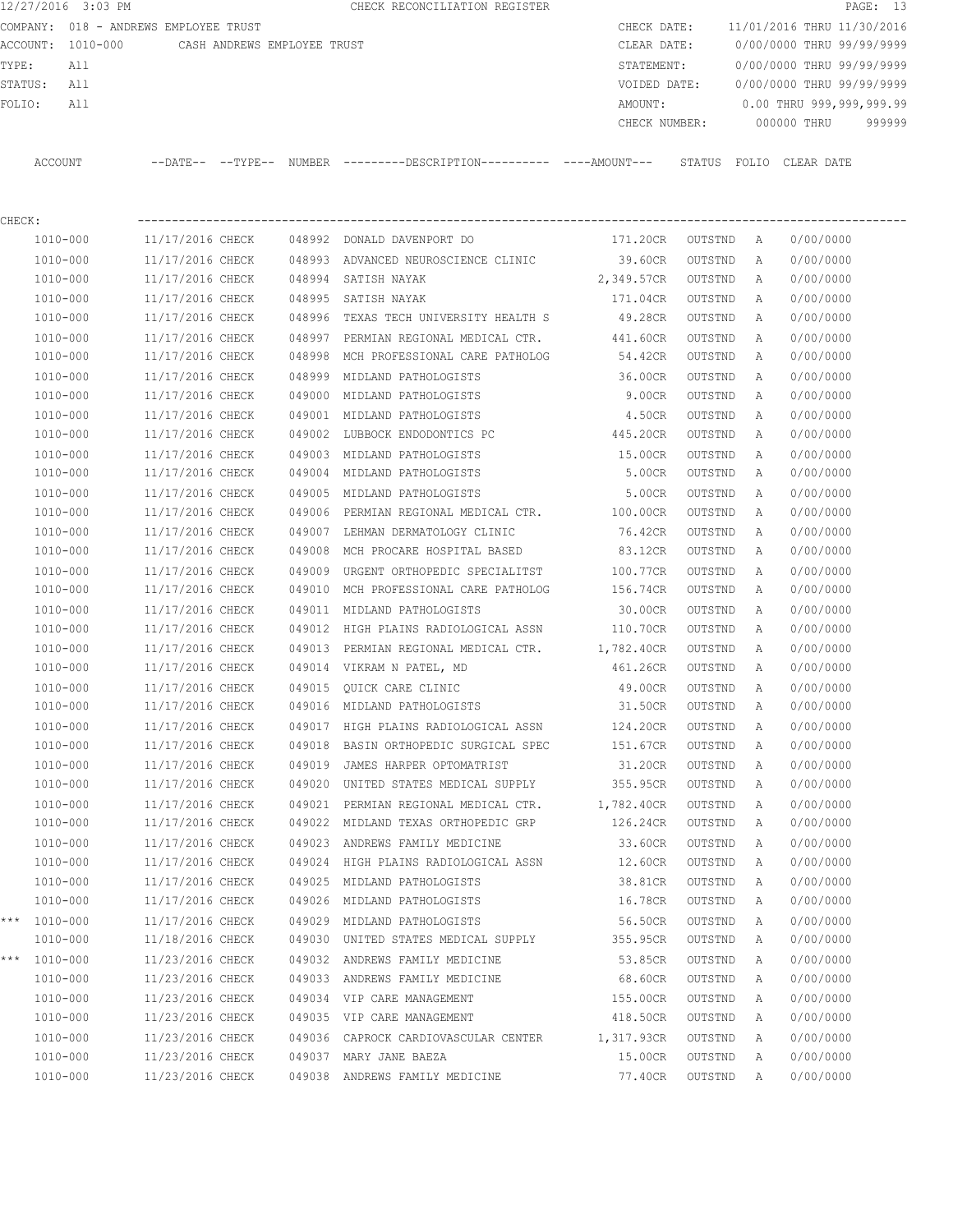12/27/2016 3:03 PM CHECK RECONCILIATION REGISTER

COMPANY: 018 - ANDREWS EMPLOYEE TRUST

ACCOUNT: 1010-000 CASH ANDREWS EMPLOYEE TRUST

TYPE: All

STATUS: All

FOLIO: All

CHECK DATE: 11/01/2016 THRU 11/30/2016

CLEAR DATE: 0/00/0000 THRU 99/99/9999

STATEMENT: 0/00/0000 THRU 99/99/9999

VOIDED DATE: 0/00/0000 THRU 99/99/9999

AMOUNT: 0.00 THRU 999,999,999.99

CHECK NUMBER: 000000 THRU 999999

CHECK:

| | ACCOUNT | --DATE-- | --TYPE-- | NUMBER | ---------DESCRIPTION---------- | ----AMOUNT--- | STATUS | FOLIO | CLEAR DATE |
|---|---|---|---|---|---|---|---|---|---|
| | 1010-000 | 11/17/2016 | CHECK | 048992 | DONALD DAVENPORT DO | 171.20CR | OUTSTND | A | 0/00/0000 |
| | 1010-000 | 11/17/2016 | CHECK | 048993 | ADVANCED NEUROSCIENCE CLINIC | 39.60CR | OUTSTND | A | 0/00/0000 |
| | 1010-000 | 11/17/2016 | CHECK | 048994 | SATISH NAYAK | 2,349.57CR | OUTSTND | A | 0/00/0000 |
| | 1010-000 | 11/17/2016 | CHECK | 048995 | SATISH NAYAK | 171.04CR | OUTSTND | A | 0/00/0000 |
| | 1010-000 | 11/17/2016 | CHECK | 048996 | TEXAS TECH UNIVERSITY HEALTH S | 49.28CR | OUTSTND | A | 0/00/0000 |
| | 1010-000 | 11/17/2016 | CHECK | 048997 | PERMIAN REGIONAL MEDICAL CTR. | 441.60CR | OUTSTND | A | 0/00/0000 |
| | 1010-000 | 11/17/2016 | CHECK | 048998 | MCH PROFESSIONAL CARE PATHOLOG | 54.42CR | OUTSTND | A | 0/00/0000 |
| | 1010-000 | 11/17/2016 | CHECK | 048999 | MIDLAND PATHOLOGISTS | 36.00CR | OUTSTND | A | 0/00/0000 |
| | 1010-000 | 11/17/2016 | CHECK | 049000 | MIDLAND PATHOLOGISTS | 9.00CR | OUTSTND | A | 0/00/0000 |
| | 1010-000 | 11/17/2016 | CHECK | 049001 | MIDLAND PATHOLOGISTS | 4.50CR | OUTSTND | A | 0/00/0000 |
| | 1010-000 | 11/17/2016 | CHECK | 049002 | LUBBOCK ENDODONTICS PC | 445.20CR | OUTSTND | A | 0/00/0000 |
| | 1010-000 | 11/17/2016 | CHECK | 049003 | MIDLAND PATHOLOGISTS | 15.00CR | OUTSTND | A | 0/00/0000 |
| | 1010-000 | 11/17/2016 | CHECK | 049004 | MIDLAND PATHOLOGISTS | 5.00CR | OUTSTND | A | 0/00/0000 |
| | 1010-000 | 11/17/2016 | CHECK | 049005 | MIDLAND PATHOLOGISTS | 5.00CR | OUTSTND | A | 0/00/0000 |
| | 1010-000 | 11/17/2016 | CHECK | 049006 | PERMIAN REGIONAL MEDICAL CTR. | 100.00CR | OUTSTND | A | 0/00/0000 |
| | 1010-000 | 11/17/2016 | CHECK | 049007 | LEHMAN DERMATOLOGY CLINIC | 76.42CR | OUTSTND | A | 0/00/0000 |
| | 1010-000 | 11/17/2016 | CHECK | 049008 | MCH PROCARE HOSPITAL BASED | 83.12CR | OUTSTND | A | 0/00/0000 |
| | 1010-000 | 11/17/2016 | CHECK | 049009 | URGENT ORTHOPEDIC SPECIALITST | 100.77CR | OUTSTND | A | 0/00/0000 |
| | 1010-000 | 11/17/2016 | CHECK | 049010 | MCH PROFESSIONAL CARE PATHOLOG | 156.74CR | OUTSTND | A | 0/00/0000 |
| | 1010-000 | 11/17/2016 | CHECK | 049011 | MIDLAND PATHOLOGISTS | 30.00CR | OUTSTND | A | 0/00/0000 |
| | 1010-000 | 11/17/2016 | CHECK | 049012 | HIGH PLAINS RADIOLOGICAL ASSN | 110.70CR | OUTSTND | A | 0/00/0000 |
| | 1010-000 | 11/17/2016 | CHECK | 049013 | PERMIAN REGIONAL MEDICAL CTR. | 1,782.40CR | OUTSTND | A | 0/00/0000 |
| | 1010-000 | 11/17/2016 | CHECK | 049014 | VIKRAM N PATEL, MD | 461.26CR | OUTSTND | A | 0/00/0000 |
| | 1010-000 | 11/17/2016 | CHECK | 049015 | QUICK CARE CLINIC | 49.00CR | OUTSTND | A | 0/00/0000 |
| | 1010-000 | 11/17/2016 | CHECK | 049016 | MIDLAND PATHOLOGISTS | 31.50CR | OUTSTND | A | 0/00/0000 |
| | 1010-000 | 11/17/2016 | CHECK | 049017 | HIGH PLAINS RADIOLOGICAL ASSN | 124.20CR | OUTSTND | A | 0/00/0000 |
| | 1010-000 | 11/17/2016 | CHECK | 049018 | BASIN ORTHOPEDIC SURGICAL SPEC | 151.67CR | OUTSTND | A | 0/00/0000 |
| | 1010-000 | 11/17/2016 | CHECK | 049019 | JAMES HARPER OPTOMATRIST | 31.20CR | OUTSTND | A | 0/00/0000 |
| | 1010-000 | 11/17/2016 | CHECK | 049020 | UNITED STATES MEDICAL SUPPLY | 355.95CR | OUTSTND | A | 0/00/0000 |
| | 1010-000 | 11/17/2016 | CHECK | 049021 | PERMIAN REGIONAL MEDICAL CTR. | 1,782.40CR | OUTSTND | A | 0/00/0000 |
| | 1010-000 | 11/17/2016 | CHECK | 049022 | MIDLAND TEXAS ORTHOPEDIC GRP | 126.24CR | OUTSTND | A | 0/00/0000 |
| | 1010-000 | 11/17/2016 | CHECK | 049023 | ANDREWS FAMILY MEDICINE | 33.60CR | OUTSTND | A | 0/00/0000 |
| | 1010-000 | 11/17/2016 | CHECK | 049024 | HIGH PLAINS RADIOLOGICAL ASSN | 12.60CR | OUTSTND | A | 0/00/0000 |
| | 1010-000 | 11/17/2016 | CHECK | 049025 | MIDLAND PATHOLOGISTS | 38.81CR | OUTSTND | A | 0/00/0000 |
| | 1010-000 | 11/17/2016 | CHECK | 049026 | MIDLAND PATHOLOGISTS | 16.78CR | OUTSTND | A | 0/00/0000 |
| *** | 1010-000 | 11/17/2016 | CHECK | 049029 | MIDLAND PATHOLOGISTS | 56.50CR | OUTSTND | A | 0/00/0000 |
| | 1010-000 | 11/18/2016 | CHECK | 049030 | UNITED STATES MEDICAL SUPPLY | 355.95CR | OUTSTND | A | 0/00/0000 |
| *** | 1010-000 | 11/23/2016 | CHECK | 049032 | ANDREWS FAMILY MEDICINE | 53.85CR | OUTSTND | A | 0/00/0000 |
| | 1010-000 | 11/23/2016 | CHECK | 049033 | ANDREWS FAMILY MEDICINE | 68.60CR | OUTSTND | A | 0/00/0000 |
| | 1010-000 | 11/23/2016 | CHECK | 049034 | VIP CARE MANAGEMENT | 155.00CR | OUTSTND | A | 0/00/0000 |
| | 1010-000 | 11/23/2016 | CHECK | 049035 | VIP CARE MANAGEMENT | 418.50CR | OUTSTND | A | 0/00/0000 |
| | 1010-000 | 11/23/2016 | CHECK | 049036 | CAPROCK CARDIOVASCULAR CENTER | 1,317.93CR | OUTSTND | A | 0/00/0000 |
| | 1010-000 | 11/23/2016 | CHECK | 049037 | MARY JANE BAEZA | 15.00CR | OUTSTND | A | 0/00/0000 |
| | 1010-000 | 11/23/2016 | CHECK | 049038 | ANDREWS FAMILY MEDICINE | 77.40CR | OUTSTND | A | 0/00/0000 |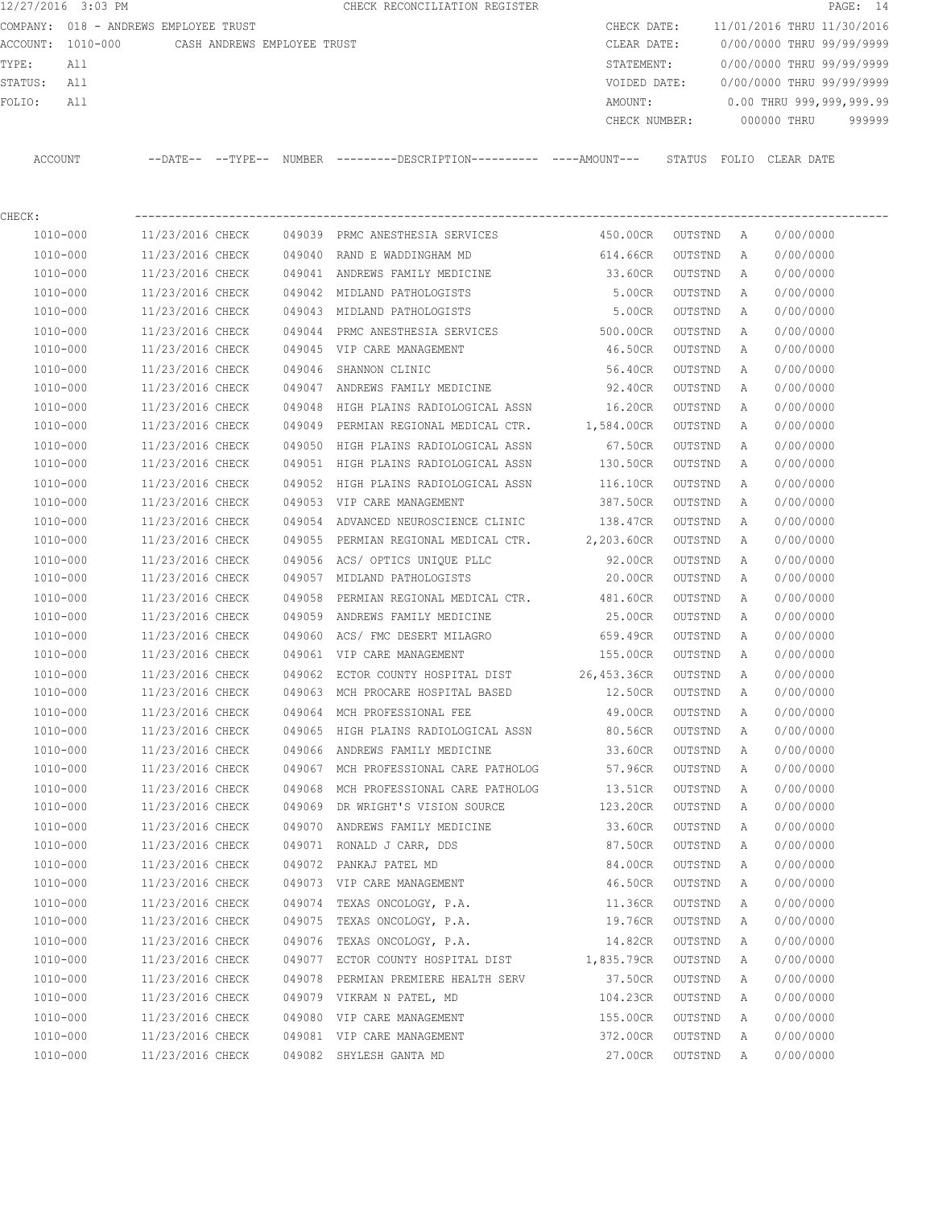12/27/2016 3:03 PM CHECK RECONCILIATION REGISTER

COMPANY: 018 - ANDREWS EMPLOYEE TRUST

ACCOUNT: 1010-000 CASH ANDREWS EMPLOYEE TRUST

TYPE: All

STATUS: All

FOLIO: All

CHECK DATE: 11/01/2016 THRU 11/30/2016

CLEAR DATE: 0/00/0000 THRU 99/99/9999

STATEMENT: 0/00/0000 THRU 99/99/9999

VOIDED DATE: 0/00/0000 THRU 99/99/9999

AMOUNT: 0.00 THRU 999,999,999.99

CHECK NUMBER: 000000 THRU 999999

CHECK:

| ACCOUNT | --DATE-- | --TYPE-- | NUMBER | ---------DESCRIPTION---------- | ----AMOUNT--- | STATUS | FOLIO | CLEAR DATE |
|---|---|---|---|---|---|---|---|---|
| 1010-000 | 11/23/2016 | CHECK | 049039 | PRMC ANESTHESIA SERVICES | 450.00CR | OUTSTND | A | 0/00/0000 |
| 1010-000 | 11/23/2016 | CHECK | 049040 | RAND E WADDINGHAM MD | 614.66CR | OUTSTND | A | 0/00/0000 |
| 1010-000 | 11/23/2016 | CHECK | 049041 | ANDREWS FAMILY MEDICINE | 33.60CR | OUTSTND | A | 0/00/0000 |
| 1010-000 | 11/23/2016 | CHECK | 049042 | MIDLAND PATHOLOGISTS | 5.00CR | OUTSTND | A | 0/00/0000 |
| 1010-000 | 11/23/2016 | CHECK | 049043 | MIDLAND PATHOLOGISTS | 5.00CR | OUTSTND | A | 0/00/0000 |
| 1010-000 | 11/23/2016 | CHECK | 049044 | PRMC ANESTHESIA SERVICES | 500.00CR | OUTSTND | A | 0/00/0000 |
| 1010-000 | 11/23/2016 | CHECK | 049045 | VIP CARE MANAGEMENT | 46.50CR | OUTSTND | A | 0/00/0000 |
| 1010-000 | 11/23/2016 | CHECK | 049046 | SHANNON CLINIC | 56.40CR | OUTSTND | A | 0/00/0000 |
| 1010-000 | 11/23/2016 | CHECK | 049047 | ANDREWS FAMILY MEDICINE | 92.40CR | OUTSTND | A | 0/00/0000 |
| 1010-000 | 11/23/2016 | CHECK | 049048 | HIGH PLAINS RADIOLOGICAL ASSN | 16.20CR | OUTSTND | A | 0/00/0000 |
| 1010-000 | 11/23/2016 | CHECK | 049049 | PERMIAN REGIONAL MEDICAL CTR. | 1,584.00CR | OUTSTND | A | 0/00/0000 |
| 1010-000 | 11/23/2016 | CHECK | 049050 | HIGH PLAINS RADIOLOGICAL ASSN | 67.50CR | OUTSTND | A | 0/00/0000 |
| 1010-000 | 11/23/2016 | CHECK | 049051 | HIGH PLAINS RADIOLOGICAL ASSN | 130.50CR | OUTSTND | A | 0/00/0000 |
| 1010-000 | 11/23/2016 | CHECK | 049052 | HIGH PLAINS RADIOLOGICAL ASSN | 116.10CR | OUTSTND | A | 0/00/0000 |
| 1010-000 | 11/23/2016 | CHECK | 049053 | VIP CARE MANAGEMENT | 387.50CR | OUTSTND | A | 0/00/0000 |
| 1010-000 | 11/23/2016 | CHECK | 049054 | ADVANCED NEUROSCIENCE CLINIC | 138.47CR | OUTSTND | A | 0/00/0000 |
| 1010-000 | 11/23/2016 | CHECK | 049055 | PERMIAN REGIONAL MEDICAL CTR. | 2,203.60CR | OUTSTND | A | 0/00/0000 |
| 1010-000 | 11/23/2016 | CHECK | 049056 | ACS/ OPTICS UNIQUE PLLC | 92.00CR | OUTSTND | A | 0/00/0000 |
| 1010-000 | 11/23/2016 | CHECK | 049057 | MIDLAND PATHOLOGISTS | 20.00CR | OUTSTND | A | 0/00/0000 |
| 1010-000 | 11/23/2016 | CHECK | 049058 | PERMIAN REGIONAL MEDICAL CTR. | 481.60CR | OUTSTND | A | 0/00/0000 |
| 1010-000 | 11/23/2016 | CHECK | 049059 | ANDREWS FAMILY MEDICINE | 25.00CR | OUTSTND | A | 0/00/0000 |
| 1010-000 | 11/23/2016 | CHECK | 049060 | ACS/ FMC DESERT MILAGRO | 659.49CR | OUTSTND | A | 0/00/0000 |
| 1010-000 | 11/23/2016 | CHECK | 049061 | VIP CARE MANAGEMENT | 155.00CR | OUTSTND | A | 0/00/0000 |
| 1010-000 | 11/23/2016 | CHECK | 049062 | ECTOR COUNTY HOSPITAL DIST | 26,453.36CR | OUTSTND | A | 0/00/0000 |
| 1010-000 | 11/23/2016 | CHECK | 049063 | MCH PROCARE HOSPITAL BASED | 12.50CR | OUTSTND | A | 0/00/0000 |
| 1010-000 | 11/23/2016 | CHECK | 049064 | MCH PROFESSIONAL FEE | 49.00CR | OUTSTND | A | 0/00/0000 |
| 1010-000 | 11/23/2016 | CHECK | 049065 | HIGH PLAINS RADIOLOGICAL ASSN | 80.56CR | OUTSTND | A | 0/00/0000 |
| 1010-000 | 11/23/2016 | CHECK | 049066 | ANDREWS FAMILY MEDICINE | 33.60CR | OUTSTND | A | 0/00/0000 |
| 1010-000 | 11/23/2016 | CHECK | 049067 | MCH PROFESSIONAL CARE PATHOLOG | 57.96CR | OUTSTND | A | 0/00/0000 |
| 1010-000 | 11/23/2016 | CHECK | 049068 | MCH PROFESSIONAL CARE PATHOLOG | 13.51CR | OUTSTND | A | 0/00/0000 |
| 1010-000 | 11/23/2016 | CHECK | 049069 | DR WRIGHT'S VISION SOURCE | 123.20CR | OUTSTND | A | 0/00/0000 |
| 1010-000 | 11/23/2016 | CHECK | 049070 | ANDREWS FAMILY MEDICINE | 33.60CR | OUTSTND | A | 0/00/0000 |
| 1010-000 | 11/23/2016 | CHECK | 049071 | RONALD J CARR, DDS | 87.50CR | OUTSTND | A | 0/00/0000 |
| 1010-000 | 11/23/2016 | CHECK | 049072 | PANKAJ PATEL MD | 84.00CR | OUTSTND | A | 0/00/0000 |
| 1010-000 | 11/23/2016 | CHECK | 049073 | VIP CARE MANAGEMENT | 46.50CR | OUTSTND | A | 0/00/0000 |
| 1010-000 | 11/23/2016 | CHECK | 049074 | TEXAS ONCOLOGY, P.A. | 11.36CR | OUTSTND | A | 0/00/0000 |
| 1010-000 | 11/23/2016 | CHECK | 049075 | TEXAS ONCOLOGY, P.A. | 19.76CR | OUTSTND | A | 0/00/0000 |
| 1010-000 | 11/23/2016 | CHECK | 049076 | TEXAS ONCOLOGY, P.A. | 14.82CR | OUTSTND | A | 0/00/0000 |
| 1010-000 | 11/23/2016 | CHECK | 049077 | ECTOR COUNTY HOSPITAL DIST | 1,835.79CR | OUTSTND | A | 0/00/0000 |
| 1010-000 | 11/23/2016 | CHECK | 049078 | PERMIAN PREMIERE HEALTH SERV | 37.50CR | OUTSTND | A | 0/00/0000 |
| 1010-000 | 11/23/2016 | CHECK | 049079 | VIKRAM N PATEL, MD | 104.23CR | OUTSTND | A | 0/00/0000 |
| 1010-000 | 11/23/2016 | CHECK | 049080 | VIP CARE MANAGEMENT | 155.00CR | OUTSTND | A | 0/00/0000 |
| 1010-000 | 11/23/2016 | CHECK | 049081 | VIP CARE MANAGEMENT | 372.00CR | OUTSTND | A | 0/00/0000 |
| 1010-000 | 11/23/2016 | CHECK | 049082 | SHYLESH GANTA MD | 27.00CR | OUTSTND | A | 0/00/0000 |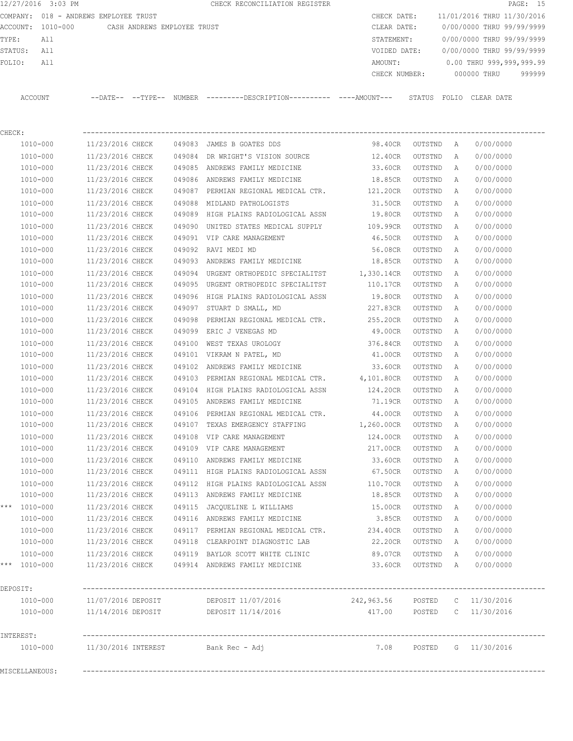12/27/2016 3:03 PM CHECK RECONCILIATION REGISTER PAGE: 15

COMPANY: 018 - ANDREWS EMPLOYEE TRUST
ACCOUNT: 1010-000 CASH ANDREWS EMPLOYEE TRUST
TYPE: All
STATUS: All
FOLIO: All

CHECK DATE: 11/01/2016 THRU 11/30/2016
CLEAR DATE: 0/00/0000 THRU 99/99/9999
STATEMENT: 0/00/0000 THRU 99/99/9999
VOIDED DATE: 0/00/0000 THRU 99/99/9999
AMOUNT: 0.00 THRU 999,999,999.99
CHECK NUMBER: 000000 THRU 999999

| | ACCOUNT | --DATE-- | --TYPE-- | NUMBER | ---------DESCRIPTION---------- | ----AMOUNT--- | STATUS | FOLIO | CLEAR DATE |
|---|---|---|---|---|---|---|---|---|---|
| CHECK: | | | | | | | | | |
| | 1010-000 | 11/23/2016 | CHECK | 049083 | JAMES B GOATES DDS | 98.40CR | OUTSTND | A | 0/00/0000 |
| | 1010-000 | 11/23/2016 | CHECK | 049084 | DR WRIGHT'S VISION SOURCE | 12.40CR | OUTSTND | A | 0/00/0000 |
| | 1010-000 | 11/23/2016 | CHECK | 049085 | ANDREWS FAMILY MEDICINE | 33.60CR | OUTSTND | A | 0/00/0000 |
| | 1010-000 | 11/23/2016 | CHECK | 049086 | ANDREWS FAMILY MEDICINE | 18.85CR | OUTSTND | A | 0/00/0000 |
| | 1010-000 | 11/23/2016 | CHECK | 049087 | PERMIAN REGIONAL MEDICAL CTR. | 121.20CR | OUTSTND | A | 0/00/0000 |
| | 1010-000 | 11/23/2016 | CHECK | 049088 | MIDLAND PATHOLOGISTS | 31.50CR | OUTSTND | A | 0/00/0000 |
| | 1010-000 | 11/23/2016 | CHECK | 049089 | HIGH PLAINS RADIOLOGICAL ASSN | 19.80CR | OUTSTND | A | 0/00/0000 |
| | 1010-000 | 11/23/2016 | CHECK | 049090 | UNITED STATES MEDICAL SUPPLY | 109.99CR | OUTSTND | A | 0/00/0000 |
| | 1010-000 | 11/23/2016 | CHECK | 049091 | VIP CARE MANAGEMENT | 46.50CR | OUTSTND | A | 0/00/0000 |
| | 1010-000 | 11/23/2016 | CHECK | 049092 | RAVI MEDI MD | 56.08CR | OUTSTND | A | 0/00/0000 |
| | 1010-000 | 11/23/2016 | CHECK | 049093 | ANDREWS FAMILY MEDICINE | 18.85CR | OUTSTND | A | 0/00/0000 |
| | 1010-000 | 11/23/2016 | CHECK | 049094 | URGENT ORTHOPEDIC SPECIALITST | 1,330.14CR | OUTSTND | A | 0/00/0000 |
| | 1010-000 | 11/23/2016 | CHECK | 049095 | URGENT ORTHOPEDIC SPECIALITST | 110.17CR | OUTSTND | A | 0/00/0000 |
| | 1010-000 | 11/23/2016 | CHECK | 049096 | HIGH PLAINS RADIOLOGICAL ASSN | 19.80CR | OUTSTND | A | 0/00/0000 |
| | 1010-000 | 11/23/2016 | CHECK | 049097 | STUART D SMALL, MD | 227.83CR | OUTSTND | A | 0/00/0000 |
| | 1010-000 | 11/23/2016 | CHECK | 049098 | PERMIAN REGIONAL MEDICAL CTR. | 255.20CR | OUTSTND | A | 0/00/0000 |
| | 1010-000 | 11/23/2016 | CHECK | 049099 | ERIC J VENEGAS MD | 49.00CR | OUTSTND | A | 0/00/0000 |
| | 1010-000 | 11/23/2016 | CHECK | 049100 | WEST TEXAS UROLOGY | 376.84CR | OUTSTND | A | 0/00/0000 |
| | 1010-000 | 11/23/2016 | CHECK | 049101 | VIKRAM N PATEL, MD | 41.00CR | OUTSTND | A | 0/00/0000 |
| | 1010-000 | 11/23/2016 | CHECK | 049102 | ANDREWS FAMILY MEDICINE | 33.60CR | OUTSTND | A | 0/00/0000 |
| | 1010-000 | 11/23/2016 | CHECK | 049103 | PERMIAN REGIONAL MEDICAL CTR. | 4,101.80CR | OUTSTND | A | 0/00/0000 |
| | 1010-000 | 11/23/2016 | CHECK | 049104 | HIGH PLAINS RADIOLOGICAL ASSN | 124.20CR | OUTSTND | A | 0/00/0000 |
| | 1010-000 | 11/23/2016 | CHECK | 049105 | ANDREWS FAMILY MEDICINE | 71.19CR | OUTSTND | A | 0/00/0000 |
| | 1010-000 | 11/23/2016 | CHECK | 049106 | PERMIAN REGIONAL MEDICAL CTR. | 44.00CR | OUTSTND | A | 0/00/0000 |
| | 1010-000 | 11/23/2016 | CHECK | 049107 | TEXAS EMERGENCY STAFFING | 1,260.00CR | OUTSTND | A | 0/00/0000 |
| | 1010-000 | 11/23/2016 | CHECK | 049108 | VIP CARE MANAGEMENT | 124.00CR | OUTSTND | A | 0/00/0000 |
| | 1010-000 | 11/23/2016 | CHECK | 049109 | VIP CARE MANAGEMENT | 217.00CR | OUTSTND | A | 0/00/0000 |
| | 1010-000 | 11/23/2016 | CHECK | 049110 | ANDREWS FAMILY MEDICINE | 33.60CR | OUTSTND | A | 0/00/0000 |
| | 1010-000 | 11/23/2016 | CHECK | 049111 | HIGH PLAINS RADIOLOGICAL ASSN | 67.50CR | OUTSTND | A | 0/00/0000 |
| | 1010-000 | 11/23/2016 | CHECK | 049112 | HIGH PLAINS RADIOLOGICAL ASSN | 110.70CR | OUTSTND | A | 0/00/0000 |
| | 1010-000 | 11/23/2016 | CHECK | 049113 | ANDREWS FAMILY MEDICINE | 18.85CR | OUTSTND | A | 0/00/0000 |
| *** | 1010-000 | 11/23/2016 | CHECK | 049115 | JACQUELINE L WILLIAMS | 15.00CR | OUTSTND | A | 0/00/0000 |
| | 1010-000 | 11/23/2016 | CHECK | 049116 | ANDREWS FAMILY MEDICINE | 3.85CR | OUTSTND | A | 0/00/0000 |
| | 1010-000 | 11/23/2016 | CHECK | 049117 | PERMIAN REGIONAL MEDICAL CTR. | 234.40CR | OUTSTND | A | 0/00/0000 |
| | 1010-000 | 11/23/2016 | CHECK | 049118 | CLEARPOINT DIAGNOSTIC LAB | 22.20CR | OUTSTND | A | 0/00/0000 |
| | 1010-000 | 11/23/2016 | CHECK | 049119 | BAYLOR SCOTT WHITE CLINIC | 89.07CR | OUTSTND | A | 0/00/0000 |
| *** | 1010-000 | 11/23/2016 | CHECK | 049914 | ANDREWS FAMILY MEDICINE | 33.60CR | OUTSTND | A | 0/00/0000 |
| DEPOSIT: | | | | | | | | | |
| | 1010-000 | 11/07/2016 | DEPOSIT | | DEPOSIT 11/07/2016 | 242,963.56 | POSTED | C | 11/30/2016 |
| | 1010-000 | 11/14/2016 | DEPOSIT | | DEPOSIT 11/14/2016 | 417.00 | POSTED | C | 11/30/2016 |
| INTEREST: | | | | | | | | | |
| | 1010-000 | 11/30/2016 | INTEREST | | Bank Rec - Adj | 7.08 | POSTED | G | 11/30/2016 |
| MISCELLANEOUS: | | | | | | | | | |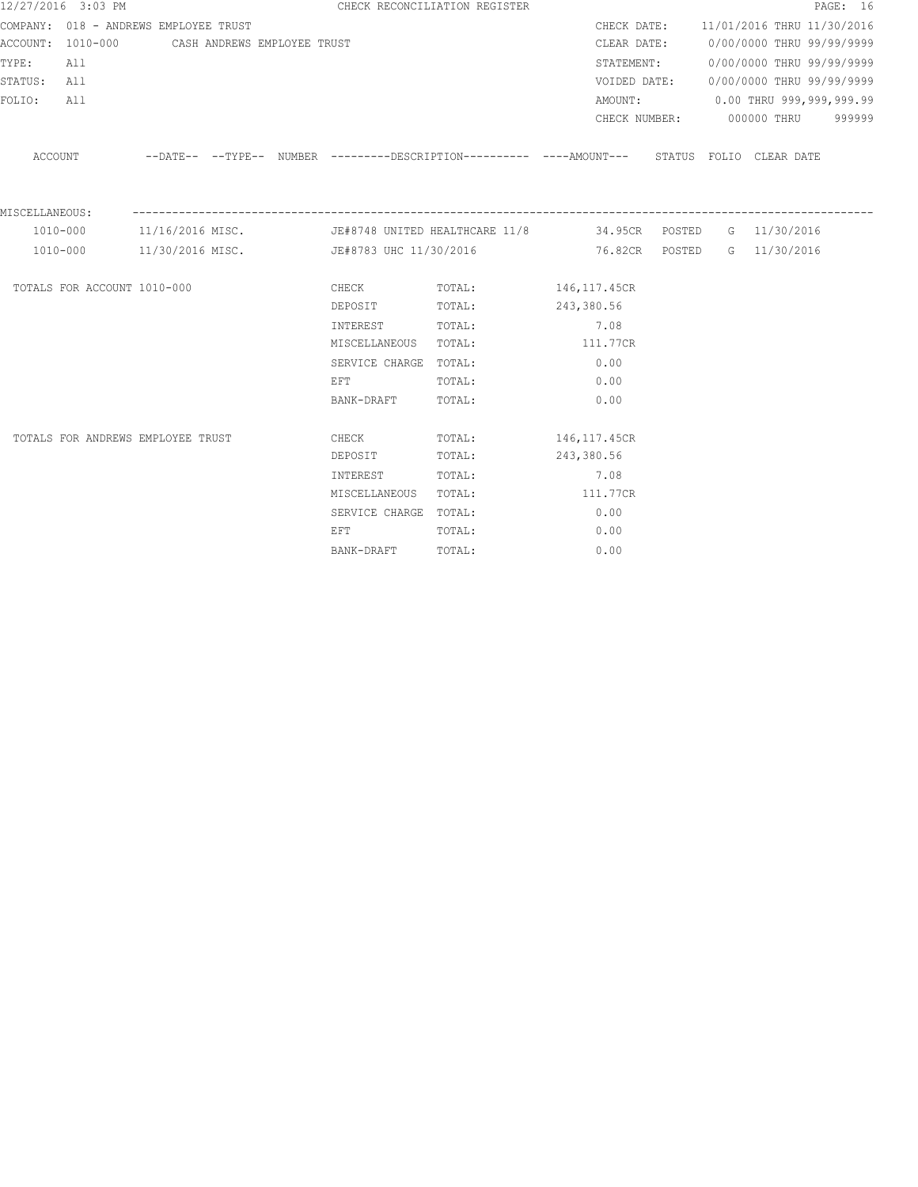12/27/2016 3:03 PM CHECK RECONCILIATION REGISTER

COMPANY: 018 - ANDREWS EMPLOYEE TRUST
ACCOUNT: 1010-000 CASH ANDREWS EMPLOYEE TRUST
TYPE: All
STATUS: All
FOLIO: All

CHECK DATE: 11/01/2016 THRU 11/30/2016
CLEAR DATE: 0/00/0000 THRU 99/99/9999
STATEMENT: 0/00/0000 THRU 99/99/9999
VOIDED DATE: 0/00/0000 THRU 99/99/9999
AMOUNT: 0.00 THRU 999,999,999.99
CHECK NUMBER: 000000 THRU 999999

| ACCOUNT | --DATE-- | --TYPE-- | NUMBER | ---------DESCRIPTION---------- | ----AMOUNT--- | STATUS | FOLIO | CLEAR DATE |
|---|---|---|---|---|---|---|---|---|
| MISCELLANEOUS: | | | | | | | | |
| 1010-000 | 11/16/2016 | MISC. | | JE#8748 UNITED HEALTHCARE 11/8 | 34.95CR | POSTED | G | 11/30/2016 |
| 1010-000 | 11/30/2016 | MISC. | | JE#8783 UHC 11/30/2016 | 76.82CR | POSTED | G | 11/30/2016 |

| TOTALS FOR ACCOUNT 1010-000 | | | |
|---|---|---|---|
| | CHECK | TOTAL: | 146,117.45CR |
| | DEPOSIT | TOTAL: | 243,380.56 |
| | INTEREST | TOTAL: | 7.08 |
| | MISCELLANEOUS | TOTAL: | 111.77CR |
| | SERVICE CHARGE | TOTAL: | 0.00 |
| | EFT | TOTAL: | 0.00 |
| | BANK-DRAFT | TOTAL: | 0.00 |

| TOTALS FOR ANDREWS EMPLOYEE TRUST | | | |
|---|---|---|---|
| | CHECK | TOTAL: | 146,117.45CR |
| | DEPOSIT | TOTAL: | 243,380.56 |
| | INTEREST | TOTAL: | 7.08 |
| | MISCELLANEOUS | TOTAL: | 111.77CR |
| | SERVICE CHARGE | TOTAL: | 0.00 |
| | EFT | TOTAL: | 0.00 |
| | BANK-DRAFT | TOTAL: | 0.00 |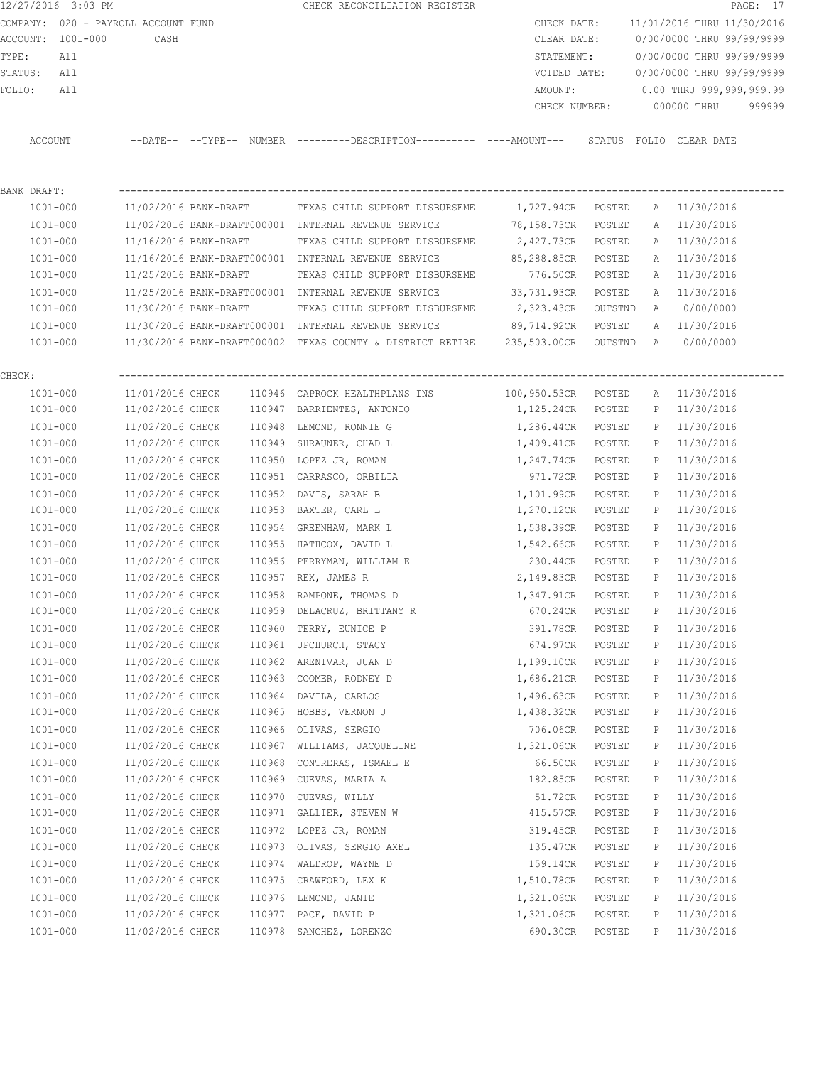12/27/2016 3:03 PM CHECK RECONCILIATION REGISTER

COMPANY: 020 - PAYROLL ACCOUNT FUND
ACCOUNT: 1001-000 CASH
TYPE: All
STATUS: All
FOLIO: All

CHECK DATE: 11/01/2016 THRU 11/30/2016
CLEAR DATE: 0/00/0000 THRU 99/99/9999
STATEMENT: 0/00/0000 THRU 99/99/9999
VOIDED DATE: 0/00/0000 THRU 99/99/9999
AMOUNT: 0.00 THRU 999,999,999.99
CHECK NUMBER: 000000 THRU 999999

| ACCOUNT | --DATE-- | --TYPE-- | NUMBER | ---------DESCRIPTION---------- | ----AMOUNT--- | STATUS | FOLIO | CLEAR DATE |
|---|---|---|---|---|---|---|---|---|
| **BANK DRAFT:** | | | | | | | | |
| 1001-000 | 11/02/2016 | BANK-DRAFT | | TEXAS CHILD SUPPORT DISBURSEME | 1,727.94CR | POSTED | A | 11/30/2016 |
| 1001-000 | 11/02/2016 | BANK-DRAFT | 000001 | INTERNAL REVENUE SERVICE | 78,158.73CR | POSTED | A | 11/30/2016 |
| 1001-000 | 11/16/2016 | BANK-DRAFT | | TEXAS CHILD SUPPORT DISBURSEME | 2,427.73CR | POSTED | A | 11/30/2016 |
| 1001-000 | 11/16/2016 | BANK-DRAFT | 000001 | INTERNAL REVENUE SERVICE | 85,288.85CR | POSTED | A | 11/30/2016 |
| 1001-000 | 11/25/2016 | BANK-DRAFT | | TEXAS CHILD SUPPORT DISBURSEME | 776.50CR | POSTED | A | 11/30/2016 |
| 1001-000 | 11/25/2016 | BANK-DRAFT | 000001 | INTERNAL REVENUE SERVICE | 33,731.93CR | POSTED | A | 11/30/2016 |
| 1001-000 | 11/30/2016 | BANK-DRAFT | | TEXAS CHILD SUPPORT DISBURSEME | 2,323.43CR | OUTSTND | A | 0/00/0000 |
| 1001-000 | 11/30/2016 | BANK-DRAFT | 000001 | INTERNAL REVENUE SERVICE | 89,714.92CR | POSTED | A | 11/30/2016 |
| 1001-000 | 11/30/2016 | BANK-DRAFT | 000002 | TEXAS COUNTY & DISTRICT RETIRE | 235,503.00CR | OUTSTND | A | 0/00/0000 |
| **CHECK:** | | | | | | | | |
| 1001-000 | 11/01/2016 | CHECK | 110946 | CAPROCK HEALTHPLANS INS | 100,950.53CR | POSTED | A | 11/30/2016 |
| 1001-000 | 11/02/2016 | CHECK | 110947 | BARRIENTES, ANTONIO | 1,125.24CR | POSTED | P | 11/30/2016 |
| 1001-000 | 11/02/2016 | CHECK | 110948 | LEMOND, RONNIE G | 1,286.44CR | POSTED | P | 11/30/2016 |
| 1001-000 | 11/02/2016 | CHECK | 110949 | SHRAUNER, CHAD L | 1,409.41CR | POSTED | P | 11/30/2016 |
| 1001-000 | 11/02/2016 | CHECK | 110950 | LOPEZ JR, ROMAN | 1,247.74CR | POSTED | P | 11/30/2016 |
| 1001-000 | 11/02/2016 | CHECK | 110951 | CARRASCO, ORBILIA | 971.72CR | POSTED | P | 11/30/2016 |
| 1001-000 | 11/02/2016 | CHECK | 110952 | DAVIS, SARAH B | 1,101.99CR | POSTED | P | 11/30/2016 |
| 1001-000 | 11/02/2016 | CHECK | 110953 | BAXTER, CARL L | 1,270.12CR | POSTED | P | 11/30/2016 |
| 1001-000 | 11/02/2016 | CHECK | 110954 | GREENHAW, MARK L | 1,538.39CR | POSTED | P | 11/30/2016 |
| 1001-000 | 11/02/2016 | CHECK | 110955 | HATHCOX, DAVID L | 1,542.66CR | POSTED | P | 11/30/2016 |
| 1001-000 | 11/02/2016 | CHECK | 110956 | PERRYMAN, WILLIAM E | 230.44CR | POSTED | P | 11/30/2016 |
| 1001-000 | 11/02/2016 | CHECK | 110957 | REX, JAMES R | 2,149.83CR | POSTED | P | 11/30/2016 |
| 1001-000 | 11/02/2016 | CHECK | 110958 | RAMPONE, THOMAS D | 1,347.91CR | POSTED | P | 11/30/2016 |
| 1001-000 | 11/02/2016 | CHECK | 110959 | DELACRUZ, BRITTANY R | 670.24CR | POSTED | P | 11/30/2016 |
| 1001-000 | 11/02/2016 | CHECK | 110960 | TERRY, EUNICE P | 391.78CR | POSTED | P | 11/30/2016 |
| 1001-000 | 11/02/2016 | CHECK | 110961 | UPCHURCH, STACY | 674.97CR | POSTED | P | 11/30/2016 |
| 1001-000 | 11/02/2016 | CHECK | 110962 | ARENIVAR, JUAN D | 1,199.10CR | POSTED | P | 11/30/2016 |
| 1001-000 | 11/02/2016 | CHECK | 110963 | COOMER, RODNEY D | 1,686.21CR | POSTED | P | 11/30/2016 |
| 1001-000 | 11/02/2016 | CHECK | 110964 | DAVILA, CARLOS | 1,496.63CR | POSTED | P | 11/30/2016 |
| 1001-000 | 11/02/2016 | CHECK | 110965 | HOBBS, VERNON J | 1,438.32CR | POSTED | P | 11/30/2016 |
| 1001-000 | 11/02/2016 | CHECK | 110966 | OLIVAS, SERGIO | 706.06CR | POSTED | P | 11/30/2016 |
| 1001-000 | 11/02/2016 | CHECK | 110967 | WILLIAMS, JACQUELINE | 1,321.06CR | POSTED | P | 11/30/2016 |
| 1001-000 | 11/02/2016 | CHECK | 110968 | CONTRERAS, ISMAEL E | 66.50CR | POSTED | P | 11/30/2016 |
| 1001-000 | 11/02/2016 | CHECK | 110969 | CUEVAS, MARIA A | 182.85CR | POSTED | P | 11/30/2016 |
| 1001-000 | 11/02/2016 | CHECK | 110970 | CUEVAS, WILLY | 51.72CR | POSTED | P | 11/30/2016 |
| 1001-000 | 11/02/2016 | CHECK | 110971 | GALLIER, STEVEN W | 415.57CR | POSTED | P | 11/30/2016 |
| 1001-000 | 11/02/2016 | CHECK | 110972 | LOPEZ JR, ROMAN | 319.45CR | POSTED | P | 11/30/2016 |
| 1001-000 | 11/02/2016 | CHECK | 110973 | OLIVAS, SERGIO AXEL | 135.47CR | POSTED | P | 11/30/2016 |
| 1001-000 | 11/02/2016 | CHECK | 110974 | WALDROP, WAYNE D | 159.14CR | POSTED | P | 11/30/2016 |
| 1001-000 | 11/02/2016 | CHECK | 110975 | CRAWFORD, LEX K | 1,510.78CR | POSTED | P | 11/30/2016 |
| 1001-000 | 11/02/2016 | CHECK | 110976 | LEMOND, JANIE | 1,321.06CR | POSTED | P | 11/30/2016 |
| 1001-000 | 11/02/2016 | CHECK | 110977 | PACE, DAVID P | 1,321.06CR | POSTED | P | 11/30/2016 |
| 1001-000 | 11/02/2016 | CHECK | 110978 | SANCHEZ, LORENZO | 690.30CR | POSTED | P | 11/30/2016 |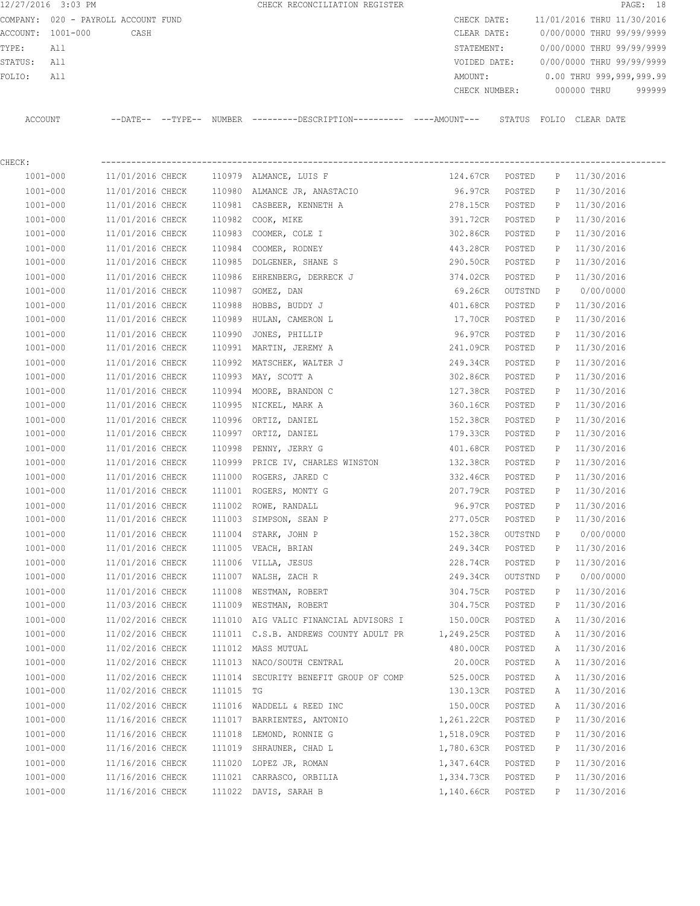CHECK RECONCILIATION REGISTER

COMPANY: 020 - PAYROLL ACCOUNT FUND
ACCOUNT: 1001-000 CASH
TYPE: All
STATUS: All
FOLIO: All

CHECK DATE: 11/01/2016 THRU 11/30/2016
CLEAR DATE: 0/00/0000 THRU 99/99/9999
STATEMENT: 0/00/0000 THRU 99/99/9999
VOIDED DATE: 0/00/0000 THRU 99/99/9999
AMOUNT: 0.00 THRU 999,999,999.99
CHECK NUMBER: 000000 THRU 999999

CHECK:

| ACCOUNT | --DATE-- | --TYPE-- | NUMBER | ---------DESCRIPTION---------- | ----AMOUNT--- | STATUS | FOLIO | CLEAR DATE |
|---|---|---|---|---|---|---|---|---|
| 1001-000 | 11/01/2016 | CHECK | 110979 | ALMANCE, LUIS F | 124.67CR | POSTED | P | 11/30/2016 |
| 1001-000 | 11/01/2016 | CHECK | 110980 | ALMANCE JR, ANASTACIO | 96.97CR | POSTED | P | 11/30/2016 |
| 1001-000 | 11/01/2016 | CHECK | 110981 | CASBEER, KENNETH A | 278.15CR | POSTED | P | 11/30/2016 |
| 1001-000 | 11/01/2016 | CHECK | 110982 | COOK, MIKE | 391.72CR | POSTED | P | 11/30/2016 |
| 1001-000 | 11/01/2016 | CHECK | 110983 | COOMER, COLE I | 302.86CR | POSTED | P | 11/30/2016 |
| 1001-000 | 11/01/2016 | CHECK | 110984 | COOMER, RODNEY | 443.28CR | POSTED | P | 11/30/2016 |
| 1001-000 | 11/01/2016 | CHECK | 110985 | DOLGENER, SHANE S | 290.50CR | POSTED | P | 11/30/2016 |
| 1001-000 | 11/01/2016 | CHECK | 110986 | EHRENBERG, DERRECK J | 374.02CR | POSTED | P | 11/30/2016 |
| 1001-000 | 11/01/2016 | CHECK | 110987 | GOMEZ, DAN | 69.26CR | OUTSTND | P | 0/00/0000 |
| 1001-000 | 11/01/2016 | CHECK | 110988 | HOBBS, BUDDY J | 401.68CR | POSTED | P | 11/30/2016 |
| 1001-000 | 11/01/2016 | CHECK | 110989 | HULAN, CAMERON L | 17.70CR | POSTED | P | 11/30/2016 |
| 1001-000 | 11/01/2016 | CHECK | 110990 | JONES, PHILLIP | 96.97CR | POSTED | P | 11/30/2016 |
| 1001-000 | 11/01/2016 | CHECK | 110991 | MARTIN, JEREMY A | 241.09CR | POSTED | P | 11/30/2016 |
| 1001-000 | 11/01/2016 | CHECK | 110992 | MATSCHEK, WALTER J | 249.34CR | POSTED | P | 11/30/2016 |
| 1001-000 | 11/01/2016 | CHECK | 110993 | MAY, SCOTT A | 302.86CR | POSTED | P | 11/30/2016 |
| 1001-000 | 11/01/2016 | CHECK | 110994 | MOORE, BRANDON C | 127.38CR | POSTED | P | 11/30/2016 |
| 1001-000 | 11/01/2016 | CHECK | 110995 | NICKEL, MARK A | 360.16CR | POSTED | P | 11/30/2016 |
| 1001-000 | 11/01/2016 | CHECK | 110996 | ORTIZ, DANIEL | 152.38CR | POSTED | P | 11/30/2016 |
| 1001-000 | 11/01/2016 | CHECK | 110997 | ORTIZ, DANIEL | 179.33CR | POSTED | P | 11/30/2016 |
| 1001-000 | 11/01/2016 | CHECK | 110998 | PENNY, JERRY G | 401.68CR | POSTED | P | 11/30/2016 |
| 1001-000 | 11/01/2016 | CHECK | 110999 | PRICE IV, CHARLES WINSTON | 132.38CR | POSTED | P | 11/30/2016 |
| 1001-000 | 11/01/2016 | CHECK | 111000 | ROGERS, JARED C | 332.46CR | POSTED | P | 11/30/2016 |
| 1001-000 | 11/01/2016 | CHECK | 111001 | ROGERS, MONTY G | 207.79CR | POSTED | P | 11/30/2016 |
| 1001-000 | 11/01/2016 | CHECK | 111002 | ROWE, RANDALL | 96.97CR | POSTED | P | 11/30/2016 |
| 1001-000 | 11/01/2016 | CHECK | 111003 | SIMPSON, SEAN P | 277.05CR | POSTED | P | 11/30/2016 |
| 1001-000 | 11/01/2016 | CHECK | 111004 | STARK, JOHN P | 152.38CR | OUTSTND | P | 0/00/0000 |
| 1001-000 | 11/01/2016 | CHECK | 111005 | VEACH, BRIAN | 249.34CR | POSTED | P | 11/30/2016 |
| 1001-000 | 11/01/2016 | CHECK | 111006 | VILLA, JESUS | 228.74CR | POSTED | P | 11/30/2016 |
| 1001-000 | 11/01/2016 | CHECK | 111007 | WALSH, ZACH R | 249.34CR | OUTSTND | P | 0/00/0000 |
| 1001-000 | 11/01/2016 | CHECK | 111008 | WESTMAN, ROBERT | 304.75CR | POSTED | P | 11/30/2016 |
| 1001-000 | 11/03/2016 | CHECK | 111009 | WESTMAN, ROBERT | 304.75CR | POSTED | P | 11/30/2016 |
| 1001-000 | 11/02/2016 | CHECK | 111010 | AIG VALIC FINANCIAL ADVISORS I | 150.00CR | POSTED | A | 11/30/2016 |
| 1001-000 | 11/02/2016 | CHECK | 111011 | C.S.B. ANDREWS COUNTY ADULT PR | 1,249.25CR | POSTED | A | 11/30/2016 |
| 1001-000 | 11/02/2016 | CHECK | 111012 | MASS MUTUAL | 480.00CR | POSTED | A | 11/30/2016 |
| 1001-000 | 11/02/2016 | CHECK | 111013 | NACO/SOUTH CENTRAL | 20.00CR | POSTED | A | 11/30/2016 |
| 1001-000 | 11/02/2016 | CHECK | 111014 | SECURITY BENEFIT GROUP OF COMP | 525.00CR | POSTED | A | 11/30/2016 |
| 1001-000 | 11/02/2016 | CHECK | 111015 | TG | 130.13CR | POSTED | A | 11/30/2016 |
| 1001-000 | 11/02/2016 | CHECK | 111016 | WADDELL & REED INC | 150.00CR | POSTED | A | 11/30/2016 |
| 1001-000 | 11/16/2016 | CHECK | 111017 | BARRIENTES, ANTONIO | 1,261.22CR | POSTED | P | 11/30/2016 |
| 1001-000 | 11/16/2016 | CHECK | 111018 | LEMOND, RONNIE G | 1,518.09CR | POSTED | P | 11/30/2016 |
| 1001-000 | 11/16/2016 | CHECK | 111019 | SHRAUNER, CHAD L | 1,780.63CR | POSTED | P | 11/30/2016 |
| 1001-000 | 11/16/2016 | CHECK | 111020 | LOPEZ JR, ROMAN | 1,347.64CR | POSTED | P | 11/30/2016 |
| 1001-000 | 11/16/2016 | CHECK | 111021 | CARRASCO, ORBILIA | 1,334.73CR | POSTED | P | 11/30/2016 |
| 1001-000 | 11/16/2016 | CHECK | 111022 | DAVIS, SARAH B | 1,140.66CR | POSTED | P | 11/30/2016 |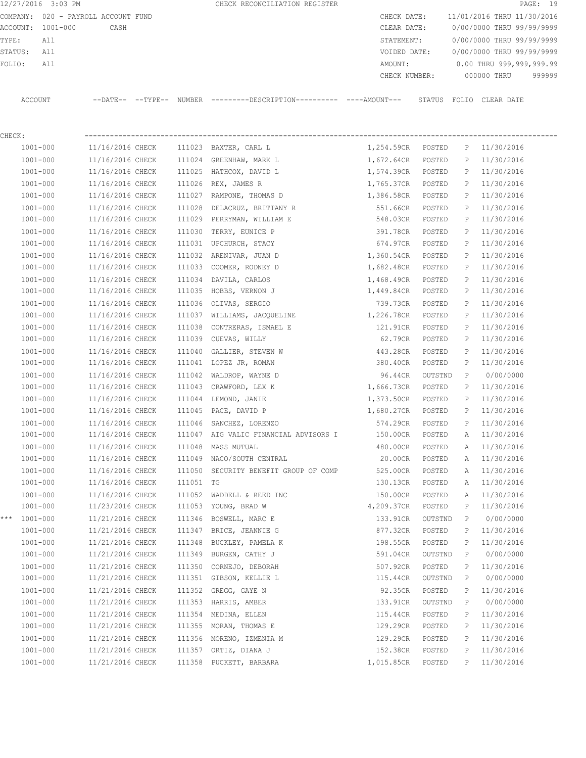12/27/2016 3:03 PM CHECK RECONCILIATION REGISTER PAGE: 19

COMPANY: 020 - PAYROLL ACCOUNT FUND
ACCOUNT: 1001-000 CASH
TYPE: All
STATUS: All
FOLIO: All

CHECK DATE: 11/01/2016 THRU 11/30/2016
CLEAR DATE: 0/00/0000 THRU 99/99/9999
STATEMENT: 0/00/0000 THRU 99/99/9999
VOIDED DATE: 0/00/0000 THRU 99/99/9999
AMOUNT: 0.00 THRU 999,999,999.99
CHECK NUMBER: 000000 THRU 999999

CHECK:

| | ACCOUNT | --DATE-- | --TYPE-- | NUMBER | ---------DESCRIPTION---------- | ----AMOUNT--- | STATUS | FOLIO | CLEAR DATE |
|---|---|---|---|---|---|---|---|---|---|
| | 1001-000 | 11/16/2016 | CHECK | 111023 | BAXTER, CARL L | 1,254.59CR | POSTED | P | 11/30/2016 |
| | 1001-000 | 11/16/2016 | CHECK | 111024 | GREENHAW, MARK L | 1,672.64CR | POSTED | P | 11/30/2016 |
| | 1001-000 | 11/16/2016 | CHECK | 111025 | HATHCOX, DAVID L | 1,574.39CR | POSTED | P | 11/30/2016 |
| | 1001-000 | 11/16/2016 | CHECK | 111026 | REX, JAMES R | 1,765.37CR | POSTED | P | 11/30/2016 |
| | 1001-000 | 11/16/2016 | CHECK | 111027 | RAMPONE, THOMAS D | 1,386.58CR | POSTED | P | 11/30/2016 |
| | 1001-000 | 11/16/2016 | CHECK | 111028 | DELACRUZ, BRITTANY R | 551.66CR | POSTED | P | 11/30/2016 |
| | 1001-000 | 11/16/2016 | CHECK | 111029 | PERRYMAN, WILLIAM E | 548.03CR | POSTED | P | 11/30/2016 |
| | 1001-000 | 11/16/2016 | CHECK | 111030 | TERRY, EUNICE P | 391.78CR | POSTED | P | 11/30/2016 |
| | 1001-000 | 11/16/2016 | CHECK | 111031 | UPCHURCH, STACY | 674.97CR | POSTED | P | 11/30/2016 |
| | 1001-000 | 11/16/2016 | CHECK | 111032 | ARENIVAR, JUAN D | 1,360.54CR | POSTED | P | 11/30/2016 |
| | 1001-000 | 11/16/2016 | CHECK | 111033 | COOMER, RODNEY D | 1,682.48CR | POSTED | P | 11/30/2016 |
| | 1001-000 | 11/16/2016 | CHECK | 111034 | DAVILA, CARLOS | 1,468.49CR | POSTED | P | 11/30/2016 |
| | 1001-000 | 11/16/2016 | CHECK | 111035 | HOBBS, VERNON J | 1,449.84CR | POSTED | P | 11/30/2016 |
| | 1001-000 | 11/16/2016 | CHECK | 111036 | OLIVAS, SERGIO | 739.73CR | POSTED | P | 11/30/2016 |
| | 1001-000 | 11/16/2016 | CHECK | 111037 | WILLIAMS, JACQUELINE | 1,226.78CR | POSTED | P | 11/30/2016 |
| | 1001-000 | 11/16/2016 | CHECK | 111038 | CONTRERAS, ISMAEL E | 121.91CR | POSTED | P | 11/30/2016 |
| | 1001-000 | 11/16/2016 | CHECK | 111039 | CUEVAS, WILLY | 62.79CR | POSTED | P | 11/30/2016 |
| | 1001-000 | 11/16/2016 | CHECK | 111040 | GALLIER, STEVEN W | 443.28CR | POSTED | P | 11/30/2016 |
| | 1001-000 | 11/16/2016 | CHECK | 111041 | LOPEZ JR, ROMAN | 380.40CR | POSTED | P | 11/30/2016 |
| | 1001-000 | 11/16/2016 | CHECK | 111042 | WALDROP, WAYNE D | 96.44CR | OUTSTND | P | 0/00/0000 |
| | 1001-000 | 11/16/2016 | CHECK | 111043 | CRAWFORD, LEX K | 1,666.73CR | POSTED | P | 11/30/2016 |
| | 1001-000 | 11/16/2016 | CHECK | 111044 | LEMOND, JANIE | 1,373.50CR | POSTED | P | 11/30/2016 |
| | 1001-000 | 11/16/2016 | CHECK | 111045 | PACE, DAVID P | 1,680.27CR | POSTED | P | 11/30/2016 |
| | 1001-000 | 11/16/2016 | CHECK | 111046 | SANCHEZ, LORENZO | 574.29CR | POSTED | P | 11/30/2016 |
| | 1001-000 | 11/16/2016 | CHECK | 111047 | AIG VALIC FINANCIAL ADVISORS I | 150.00CR | POSTED | A | 11/30/2016 |
| | 1001-000 | 11/16/2016 | CHECK | 111048 | MASS MUTUAL | 480.00CR | POSTED | A | 11/30/2016 |
| | 1001-000 | 11/16/2016 | CHECK | 111049 | NACO/SOUTH CENTRAL | 20.00CR | POSTED | A | 11/30/2016 |
| | 1001-000 | 11/16/2016 | CHECK | 111050 | SECURITY BENEFIT GROUP OF COMP | 525.00CR | POSTED | A | 11/30/2016 |
| | 1001-000 | 11/16/2016 | CHECK | 111051 | TG | 130.13CR | POSTED | A | 11/30/2016 |
| | 1001-000 | 11/16/2016 | CHECK | 111052 | WADDELL & REED INC | 150.00CR | POSTED | A | 11/30/2016 |
| | 1001-000 | 11/23/2016 | CHECK | 111053 | YOUNG, BRAD W | 4,209.37CR | POSTED | P | 11/30/2016 |
| *** | 1001-000 | 11/21/2016 | CHECK | 111346 | BOSWELL, MARC E | 133.91CR | OUTSTND | P | 0/00/0000 |
| | 1001-000 | 11/21/2016 | CHECK | 111347 | BRICE, JEANNIE G | 877.32CR | POSTED | P | 11/30/2016 |
| | 1001-000 | 11/21/2016 | CHECK | 111348 | BUCKLEY, PAMELA K | 198.55CR | POSTED | P | 11/30/2016 |
| | 1001-000 | 11/21/2016 | CHECK | 111349 | BURGEN, CATHY J | 591.04CR | OUTSTND | P | 0/00/0000 |
| | 1001-000 | 11/21/2016 | CHECK | 111350 | CORNEJO, DEBORAH | 507.92CR | POSTED | P | 11/30/2016 |
| | 1001-000 | 11/21/2016 | CHECK | 111351 | GIBSON, KELLIE L | 115.44CR | OUTSTND | P | 0/00/0000 |
| | 1001-000 | 11/21/2016 | CHECK | 111352 | GREGG, GAYE N | 92.35CR | POSTED | P | 11/30/2016 |
| | 1001-000 | 11/21/2016 | CHECK | 111353 | HARRIS, AMBER | 133.91CR | OUTSTND | P | 0/00/0000 |
| | 1001-000 | 11/21/2016 | CHECK | 111354 | MEDINA, ELLEN | 115.44CR | POSTED | P | 11/30/2016 |
| | 1001-000 | 11/21/2016 | CHECK | 111355 | MORAN, THOMAS E | 129.29CR | POSTED | P | 11/30/2016 |
| | 1001-000 | 11/21/2016 | CHECK | 111356 | MORENO, IZMENIA M | 129.29CR | POSTED | P | 11/30/2016 |
| | 1001-000 | 11/21/2016 | CHECK | 111357 | ORTIZ, DIANA J | 152.38CR | POSTED | P | 11/30/2016 |
| | 1001-000 | 11/21/2016 | CHECK | 111358 | PUCKETT, BARBARA | 1,015.85CR | POSTED | P | 11/30/2016 |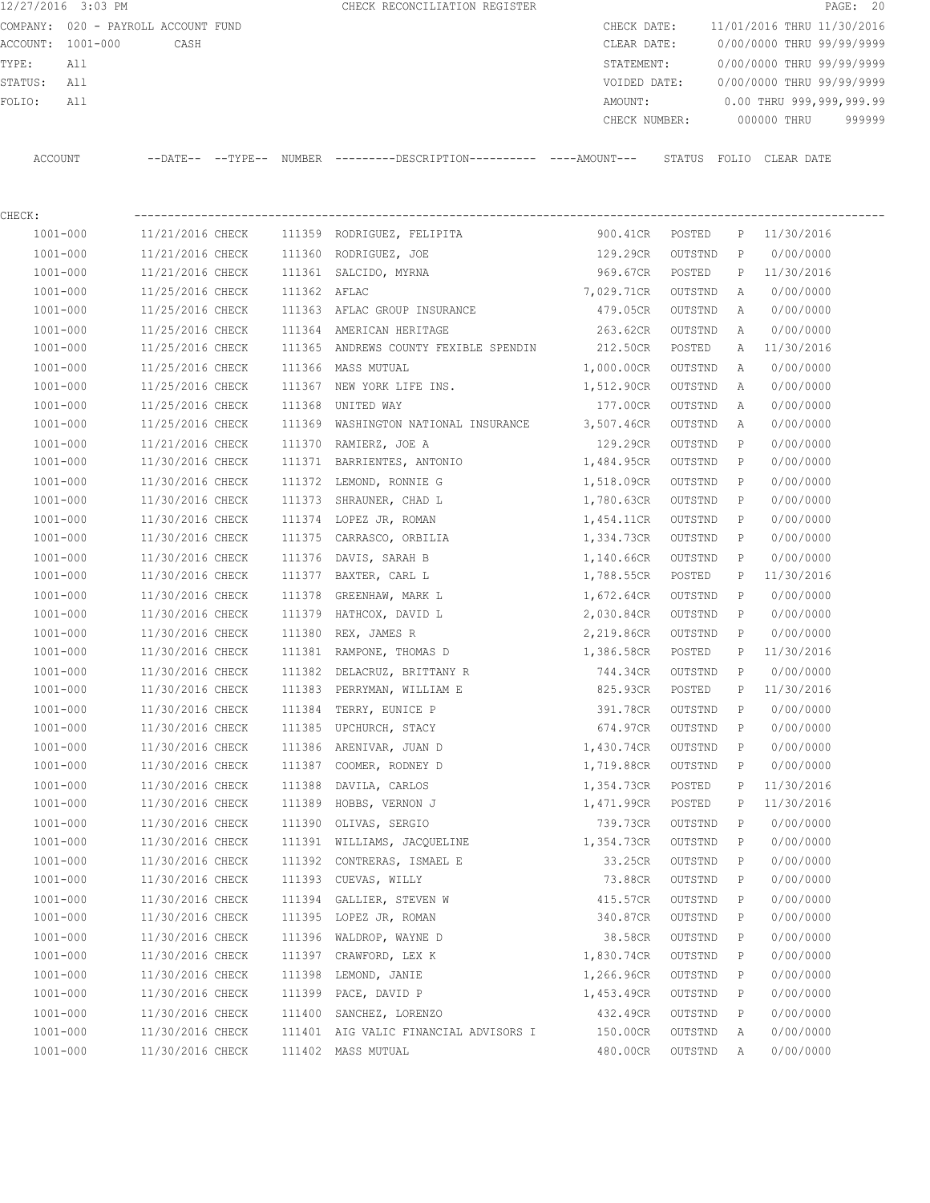12/27/2016 3:03 PM CHECK RECONCILIATION REGISTER

COMPANY: 020 - PAYROLL ACCOUNT FUND
ACCOUNT: 1001-000 CASH
TYPE: All
STATUS: All
FOLIO: All

CHECK DATE: 11/01/2016 THRU 11/30/2016
CLEAR DATE: 0/00/0000 THRU 99/99/9999
STATEMENT: 0/00/0000 THRU 99/99/9999
VOIDED DATE: 0/00/0000 THRU 99/99/9999
AMOUNT: 0.00 THRU 999,999,999.99
CHECK NUMBER: 000000 THRU 999999

CHECK:

| ACCOUNT | --DATE-- | --TYPE-- | NUMBER | ---------DESCRIPTION---------- | ----AMOUNT--- | STATUS | FOLIO | CLEAR DATE |
|---|---|---|---|---|---|---|---|---|
| 1001-000 | 11/21/2016 | CHECK | 111359 | RODRIGUEZ, FELIPITA | 900.41CR | POSTED | P | 11/30/2016 |
| 1001-000 | 11/21/2016 | CHECK | 111360 | RODRIGUEZ, JOE | 129.29CR | OUTSTND | P | 0/00/0000 |
| 1001-000 | 11/21/2016 | CHECK | 111361 | SALCIDO, MYRNA | 969.67CR | POSTED | P | 11/30/2016 |
| 1001-000 | 11/25/2016 | CHECK | 111362 | AFLAC | 7,029.71CR | OUTSTND | A | 0/00/0000 |
| 1001-000 | 11/25/2016 | CHECK | 111363 | AFLAC GROUP INSURANCE | 479.05CR | OUTSTND | A | 0/00/0000 |
| 1001-000 | 11/25/2016 | CHECK | 111364 | AMERICAN HERITAGE | 263.62CR | OUTSTND | A | 0/00/0000 |
| 1001-000 | 11/25/2016 | CHECK | 111365 | ANDREWS COUNTY FEXIBLE SPENDIN | 212.50CR | POSTED | A | 11/30/2016 |
| 1001-000 | 11/25/2016 | CHECK | 111366 | MASS MUTUAL | 1,000.00CR | OUTSTND | A | 0/00/0000 |
| 1001-000 | 11/25/2016 | CHECK | 111367 | NEW YORK LIFE INS. | 1,512.90CR | OUTSTND | A | 0/00/0000 |
| 1001-000 | 11/25/2016 | CHECK | 111368 | UNITED WAY | 177.00CR | OUTSTND | A | 0/00/0000 |
| 1001-000 | 11/25/2016 | CHECK | 111369 | WASHINGTON NATIONAL INSURANCE | 3,507.46CR | OUTSTND | A | 0/00/0000 |
| 1001-000 | 11/21/2016 | CHECK | 111370 | RAMIERZ, JOE A | 129.29CR | OUTSTND | P | 0/00/0000 |
| 1001-000 | 11/30/2016 | CHECK | 111371 | BARRIENTES, ANTONIO | 1,484.95CR | OUTSTND | P | 0/00/0000 |
| 1001-000 | 11/30/2016 | CHECK | 111372 | LEMOND, RONNIE G | 1,518.09CR | OUTSTND | P | 0/00/0000 |
| 1001-000 | 11/30/2016 | CHECK | 111373 | SHRAUNER, CHAD L | 1,780.63CR | OUTSTND | P | 0/00/0000 |
| 1001-000 | 11/30/2016 | CHECK | 111374 | LOPEZ JR, ROMAN | 1,454.11CR | OUTSTND | P | 0/00/0000 |
| 1001-000 | 11/30/2016 | CHECK | 111375 | CARRASCO, ORBILIA | 1,334.73CR | OUTSTND | P | 0/00/0000 |
| 1001-000 | 11/30/2016 | CHECK | 111376 | DAVIS, SARAH B | 1,140.66CR | OUTSTND | P | 0/00/0000 |
| 1001-000 | 11/30/2016 | CHECK | 111377 | BAXTER, CARL L | 1,788.55CR | POSTED | P | 11/30/2016 |
| 1001-000 | 11/30/2016 | CHECK | 111378 | GREENHAW, MARK L | 1,672.64CR | OUTSTND | P | 0/00/0000 |
| 1001-000 | 11/30/2016 | CHECK | 111379 | HATHCOX, DAVID L | 2,030.84CR | OUTSTND | P | 0/00/0000 |
| 1001-000 | 11/30/2016 | CHECK | 111380 | REX, JAMES R | 2,219.86CR | OUTSTND | P | 0/00/0000 |
| 1001-000 | 11/30/2016 | CHECK | 111381 | RAMPONE, THOMAS D | 1,386.58CR | POSTED | P | 11/30/2016 |
| 1001-000 | 11/30/2016 | CHECK | 111382 | DELACRUZ, BRITTANY R | 744.34CR | OUTSTND | P | 0/00/0000 |
| 1001-000 | 11/30/2016 | CHECK | 111383 | PERRYMAN, WILLIAM E | 825.93CR | POSTED | P | 11/30/2016 |
| 1001-000 | 11/30/2016 | CHECK | 111384 | TERRY, EUNICE P | 391.78CR | OUTSTND | P | 0/00/0000 |
| 1001-000 | 11/30/2016 | CHECK | 111385 | UPCHURCH, STACY | 674.97CR | OUTSTND | P | 0/00/0000 |
| 1001-000 | 11/30/2016 | CHECK | 111386 | ARENIVAR, JUAN D | 1,430.74CR | OUTSTND | P | 0/00/0000 |
| 1001-000 | 11/30/2016 | CHECK | 111387 | COOMER, RODNEY D | 1,719.88CR | OUTSTND | P | 0/00/0000 |
| 1001-000 | 11/30/2016 | CHECK | 111388 | DAVILA, CARLOS | 1,354.73CR | POSTED | P | 11/30/2016 |
| 1001-000 | 11/30/2016 | CHECK | 111389 | HOBBS, VERNON J | 1,471.99CR | POSTED | P | 11/30/2016 |
| 1001-000 | 11/30/2016 | CHECK | 111390 | OLIVAS, SERGIO | 739.73CR | OUTSTND | P | 0/00/0000 |
| 1001-000 | 11/30/2016 | CHECK | 111391 | WILLIAMS, JACQUELINE | 1,354.73CR | OUTSTND | P | 0/00/0000 |
| 1001-000 | 11/30/2016 | CHECK | 111392 | CONTRERAS, ISMAEL E | 33.25CR | OUTSTND | P | 0/00/0000 |
| 1001-000 | 11/30/2016 | CHECK | 111393 | CUEVAS, WILLY | 73.88CR | OUTSTND | P | 0/00/0000 |
| 1001-000 | 11/30/2016 | CHECK | 111394 | GALLIER, STEVEN W | 415.57CR | OUTSTND | P | 0/00/0000 |
| 1001-000 | 11/30/2016 | CHECK | 111395 | LOPEZ JR, ROMAN | 340.87CR | OUTSTND | P | 0/00/0000 |
| 1001-000 | 11/30/2016 | CHECK | 111396 | WALDROP, WAYNE D | 38.58CR | OUTSTND | P | 0/00/0000 |
| 1001-000 | 11/30/2016 | CHECK | 111397 | CRAWFORD, LEX K | 1,830.74CR | OUTSTND | P | 0/00/0000 |
| 1001-000 | 11/30/2016 | CHECK | 111398 | LEMOND, JANIE | 1,266.96CR | OUTSTND | P | 0/00/0000 |
| 1001-000 | 11/30/2016 | CHECK | 111399 | PACE, DAVID P | 1,453.49CR | OUTSTND | P | 0/00/0000 |
| 1001-000 | 11/30/2016 | CHECK | 111400 | SANCHEZ, LORENZO | 432.49CR | OUTSTND | P | 0/00/0000 |
| 1001-000 | 11/30/2016 | CHECK | 111401 | AIG VALIC FINANCIAL ADVISORS I | 150.00CR | OUTSTND | A | 0/00/0000 |
| 1001-000 | 11/30/2016 | CHECK | 111402 | MASS MUTUAL | 480.00CR | OUTSTND | A | 0/00/0000 |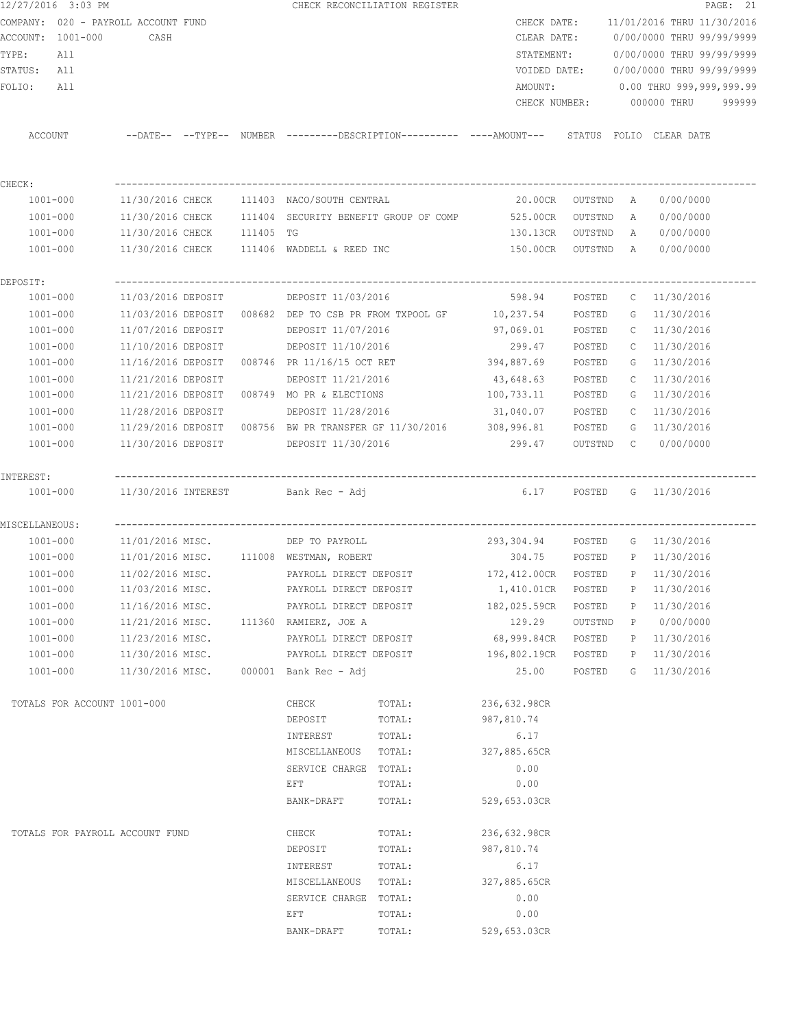12/27/2016 3:03 PM CHECK RECONCILIATION REGISTER

COMPANY: 020 - PAYROLL ACCOUNT FUND
ACCOUNT: 1001-000 CASH
TYPE: All
STATUS: All
FOLIO: All

CHECK DATE: 11/01/2016 THRU 11/30/2016
CLEAR DATE: 0/00/0000 THRU 99/99/9999
STATEMENT: 0/00/0000 THRU 99/99/9999
VOIDED DATE: 0/00/0000 THRU 99/99/9999
AMOUNT: 0.00 THRU 999,999,999.99
CHECK NUMBER: 000000 THRU 999999

| ACCOUNT | --DATE-- | --TYPE-- | NUMBER | ---------DESCRIPTION---------- | ----AMOUNT--- | STATUS | FOLIO | CLEAR DATE |
|---|---|---|---|---|---|---|---|---|
| CHECK: | | | | | | | | |
| 1001-000 | 11/30/2016 | CHECK | 111403 | NACO/SOUTH CENTRAL | 20.00CR | OUTSTND | A | 0/00/0000 |
| 1001-000 | 11/30/2016 | CHECK | 111404 | SECURITY BENEFIT GROUP OF COMP | 525.00CR | OUTSTND | A | 0/00/0000 |
| 1001-000 | 11/30/2016 | CHECK | 111405 | TG | 130.13CR | OUTSTND | A | 0/00/0000 |
| 1001-000 | 11/30/2016 | CHECK | 111406 | WADDELL & REED INC | 150.00CR | OUTSTND | A | 0/00/0000 |
| DEPOSIT: | | | | | | | | |
| 1001-000 | 11/03/2016 | DEPOSIT | | DEPOSIT 11/03/2016 | 598.94 | POSTED | C | 11/30/2016 |
| 1001-000 | 11/03/2016 | DEPOSIT | 008682 | DEP TO CSB PR FROM TXPOOL GF | 10,237.54 | POSTED | G | 11/30/2016 |
| 1001-000 | 11/07/2016 | DEPOSIT | | DEPOSIT 11/07/2016 | 97,069.01 | POSTED | C | 11/30/2016 |
| 1001-000 | 11/10/2016 | DEPOSIT | | DEPOSIT 11/10/2016 | 299.47 | POSTED | C | 11/30/2016 |
| 1001-000 | 11/16/2016 | DEPOSIT | 008746 | PR 11/16/15 OCT RET | 394,887.69 | POSTED | G | 11/30/2016 |
| 1001-000 | 11/21/2016 | DEPOSIT | | DEPOSIT 11/21/2016 | 43,648.63 | POSTED | C | 11/30/2016 |
| 1001-000 | 11/21/2016 | DEPOSIT | 008749 | MO PR & ELECTIONS | 100,733.11 | POSTED | G | 11/30/2016 |
| 1001-000 | 11/28/2016 | DEPOSIT | | DEPOSIT 11/28/2016 | 31,040.07 | POSTED | C | 11/30/2016 |
| 1001-000 | 11/29/2016 | DEPOSIT | 008756 | BW PR TRANSFER GF 11/30/2016 | 308,996.81 | POSTED | G | 11/30/2016 |
| 1001-000 | 11/30/2016 | DEPOSIT | | DEPOSIT 11/30/2016 | 299.47 | OUTSTND | C | 0/00/0000 |
| INTEREST: | | | | | | | | |
| 1001-000 | 11/30/2016 | INTEREST | | Bank Rec - Adj | 6.17 | POSTED | G | 11/30/2016 |
| MISCELLANEOUS: | | | | | | | | |
| 1001-000 | 11/01/2016 | MISC. | | DEP TO PAYROLL | 293,304.94 | POSTED | G | 11/30/2016 |
| 1001-000 | 11/01/2016 | MISC. | 111008 | WESTMAN, ROBERT | 304.75 | POSTED | P | 11/30/2016 |
| 1001-000 | 11/02/2016 | MISC. | | PAYROLL DIRECT DEPOSIT | 172,412.00CR | POSTED | P | 11/30/2016 |
| 1001-000 | 11/03/2016 | MISC. | | PAYROLL DIRECT DEPOSIT | 1,410.01CR | POSTED | P | 11/30/2016 |
| 1001-000 | 11/16/2016 | MISC. | | PAYROLL DIRECT DEPOSIT | 182,025.59CR | POSTED | P | 11/30/2016 |
| 1001-000 | 11/21/2016 | MISC. | 111360 | RAMIERZ, JOE A | 129.29 | OUTSTND | P | 0/00/0000 |
| 1001-000 | 11/23/2016 | MISC. | | PAYROLL DIRECT DEPOSIT | 68,999.84CR | POSTED | P | 11/30/2016 |
| 1001-000 | 11/30/2016 | MISC. | | PAYROLL DIRECT DEPOSIT | 196,802.19CR | POSTED | P | 11/30/2016 |
| 1001-000 | 11/30/2016 | MISC. | 000001 | Bank Rec - Adj | 25.00 | POSTED | G | 11/30/2016 |

TOTALS FOR ACCOUNT 1001-000

| | | |
|---|---|---|
| CHECK | TOTAL: | 236,632.98CR |
| DEPOSIT | TOTAL: | 987,810.74 |
| INTEREST | TOTAL: | 6.17 |
| MISCELLANEOUS | TOTAL: | 327,885.65CR |
| SERVICE CHARGE | TOTAL: | 0.00 |
| EFT | TOTAL: | 0.00 |
| BANK-DRAFT | TOTAL: | 529,653.03CR |

TOTALS FOR PAYROLL ACCOUNT FUND

| | | |
|---|---|---|
| CHECK | TOTAL: | 236,632.98CR |
| DEPOSIT | TOTAL: | 987,810.74 |
| INTEREST | TOTAL: | 6.17 |
| MISCELLANEOUS | TOTAL: | 327,885.65CR |
| SERVICE CHARGE | TOTAL: | 0.00 |
| EFT | TOTAL: | 0.00 |
| BANK-DRAFT | TOTAL: | 529,653.03CR |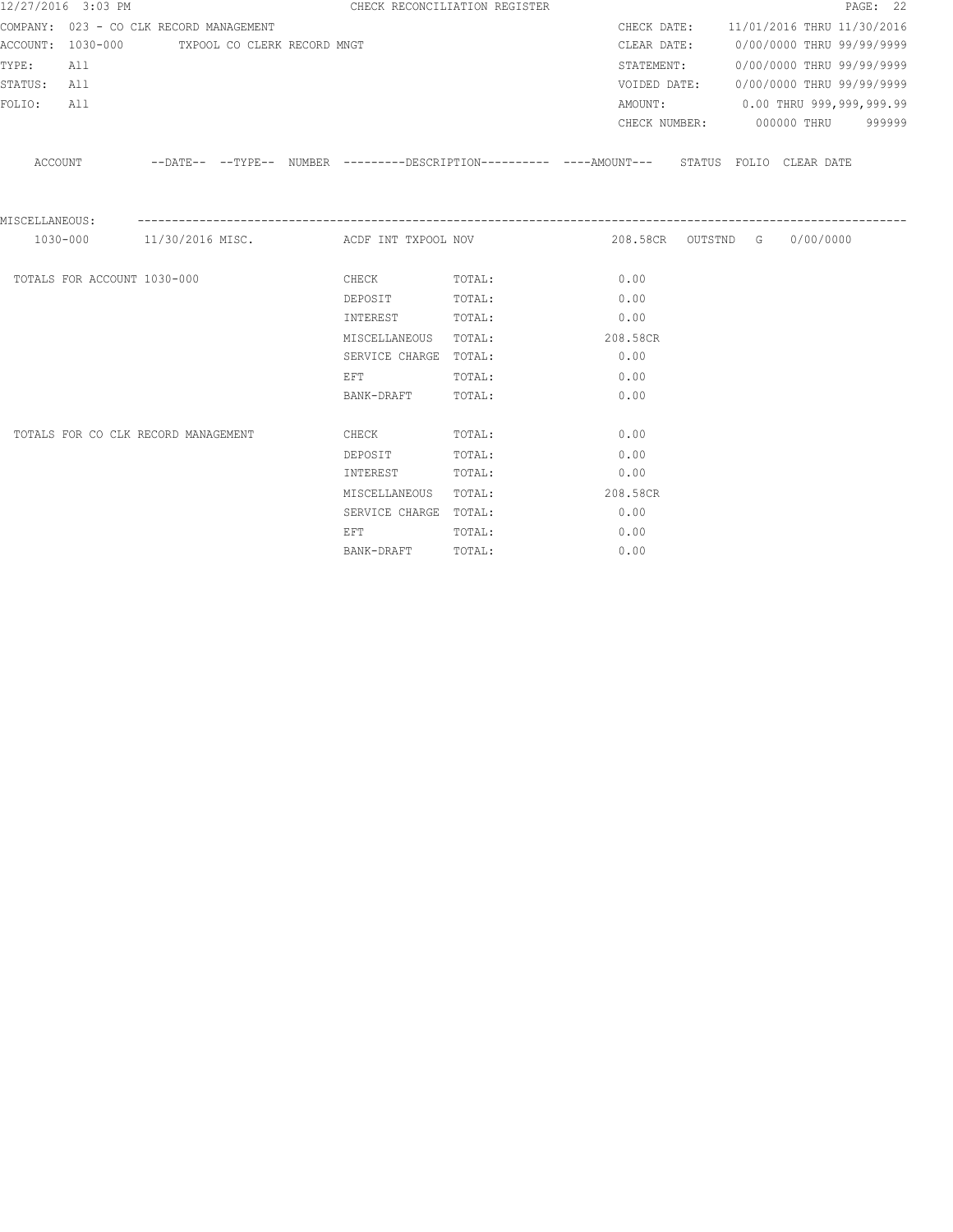12/27/2016 3:03 PM CHECK RECONCILIATION REGISTER

COMPANY: 023 - CO CLK RECORD MANAGEMENT
ACCOUNT: 1030-000 TXPOOL CO CLERK RECORD MNGT
TYPE: All
STATUS: All
FOLIO: All

CHECK DATE: 11/01/2016 THRU 11/30/2016
CLEAR DATE: 0/00/0000 THRU 99/99/9999
STATEMENT: 0/00/0000 THRU 99/99/9999
VOIDED DATE: 0/00/0000 THRU 99/99/9999
AMOUNT: 0.00 THRU 999,999,999.99
CHECK NUMBER: 000000 THRU 999999

| ACCOUNT | --DATE-- | --TYPE-- | NUMBER | ---------DESCRIPTION---------- | ----AMOUNT--- | STATUS | FOLIO | CLEAR DATE |
|---|---|---|---|---|---|---|---|---|
| MISCELLANEOUS: | | | | | | | | |
| 1030-000 | 11/30/2016 | MISC. | | ACDF INT TXPOOL NOV | 208.58CR | OUTSTND | G | 0/00/0000 |

| | | | |
|---|---|---|---|
| TOTALS FOR ACCOUNT 1030-000 | CHECK | TOTAL: | 0.00 |
| | DEPOSIT | TOTAL: | 0.00 |
| | INTEREST | TOTAL: | 0.00 |
| | MISCELLANEOUS | TOTAL: | 208.58CR |
| | SERVICE CHARGE | TOTAL: | 0.00 |
| | EFT | TOTAL: | 0.00 |
| | BANK-DRAFT | TOTAL: | 0.00 |
| TOTALS FOR CO CLK RECORD MANAGEMENT | CHECK | TOTAL: | 0.00 |
| | DEPOSIT | TOTAL: | 0.00 |
| | INTEREST | TOTAL: | 0.00 |
| | MISCELLANEOUS | TOTAL: | 208.58CR |
| | SERVICE CHARGE | TOTAL: | 0.00 |
| | EFT | TOTAL: | 0.00 |
| | BANK-DRAFT | TOTAL: | 0.00 |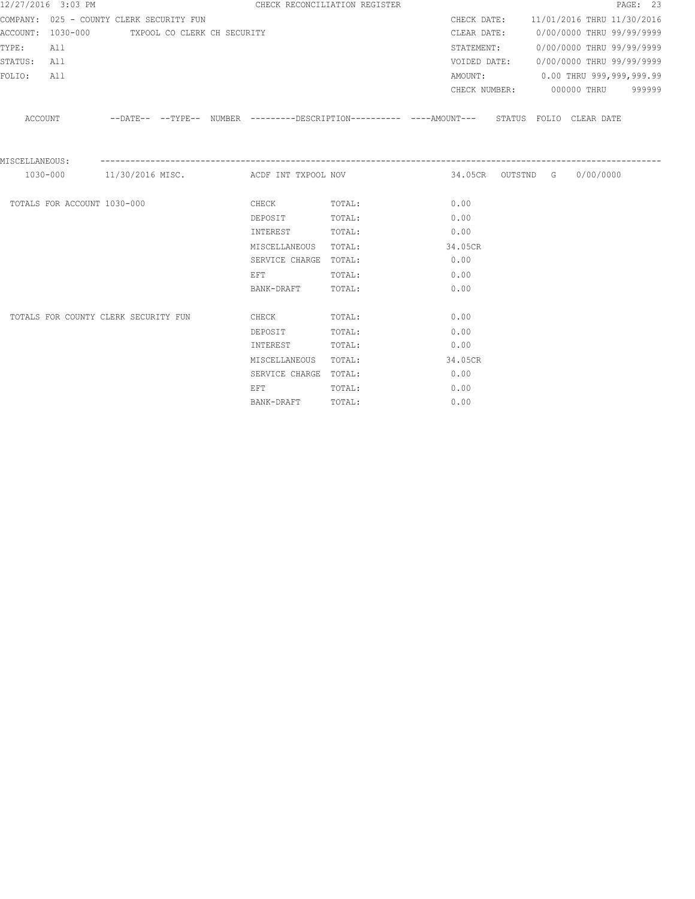12/27/2016 3:03 PM CHECK RECONCILIATION REGISTER

COMPANY: 025 - COUNTY CLERK SECURITY FUN | CHECK DATE: 11/01/2016 THRU 11/30/2016

ACCOUNT: 1030-000 TXPOOL CO CLERK CH SECURITY | CLEAR DATE: 0/00/0000 THRU 99/99/9999

TYPE: All | STATEMENT: 0/00/0000 THRU 99/99/9999

STATUS: All | VOIDED DATE: 0/00/0000 THRU 99/99/9999

FOLIO: All | AMOUNT: 0.00 THRU 999,999,999.99

CHECK NUMBER: 000000 THRU 999999

| ACCOUNT | --DATE-- | --TYPE-- | NUMBER | ---------DESCRIPTION---------- | ----AMOUNT--- | STATUS | FOLIO | CLEAR DATE |
|---|---|---|---|---|---|---|---|---|
| MISCELLANEOUS: | | | | | | | | |
| 1030-000 | 11/30/2016 | MISC. | | ACDF INT TXPOOL NOV | 34.05CR | OUTSTND | G | 0/00/0000 |

| | | | |
|---|---|---|---|
| TOTALS FOR ACCOUNT 1030-000 | CHECK | TOTAL: | 0.00 |
| | DEPOSIT | TOTAL: | 0.00 |
| | INTEREST | TOTAL: | 0.00 |
| | MISCELLANEOUS | TOTAL: | 34.05CR |
| | SERVICE CHARGE | TOTAL: | 0.00 |
| | EFT | TOTAL: | 0.00 |
| | BANK-DRAFT | TOTAL: | 0.00 |
| TOTALS FOR COUNTY CLERK SECURITY FUN | CHECK | TOTAL: | 0.00 |
| | DEPOSIT | TOTAL: | 0.00 |
| | INTEREST | TOTAL: | 0.00 |
| | MISCELLANEOUS | TOTAL: | 34.05CR |
| | SERVICE CHARGE | TOTAL: | 0.00 |
| | EFT | TOTAL: | 0.00 |
| | BANK-DRAFT | TOTAL: | 0.00 |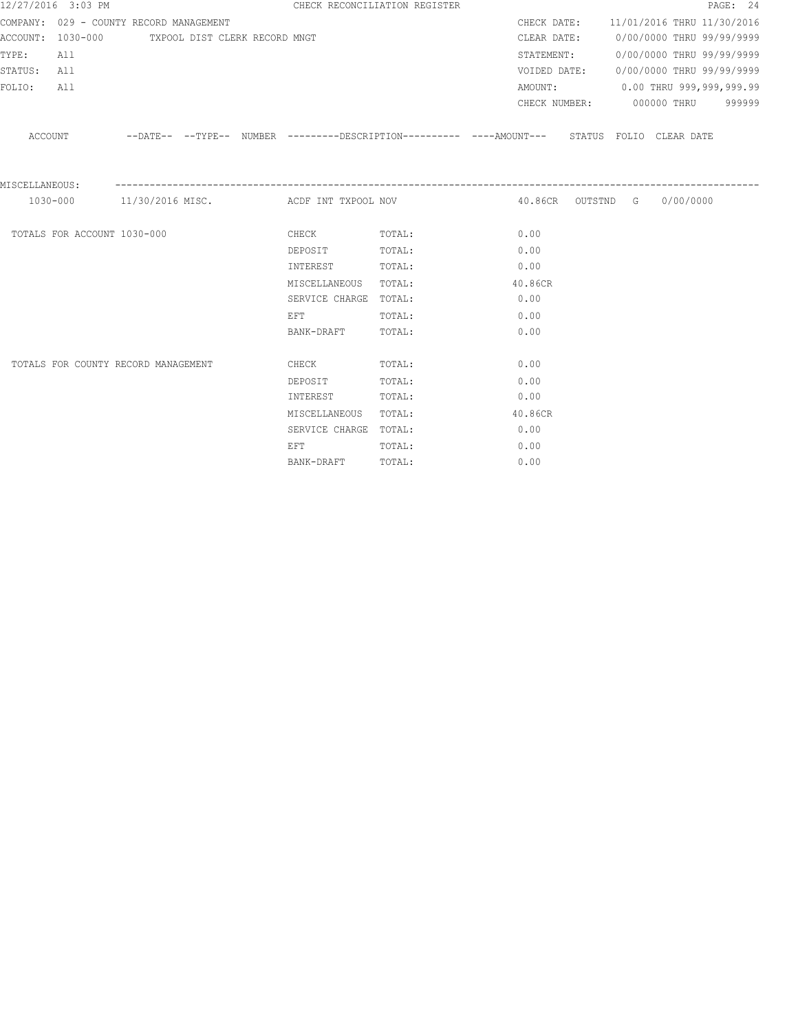12/27/2016 3:03 PM — CHECK RECONCILIATION REGISTER

COMPANY: 029 - COUNTY RECORD MANAGEMENT
ACCOUNT: 1030-000 TXPOOL DIST CLERK RECORD MNGT
TYPE: All
STATUS: All
FOLIO: All

CHECK DATE: 11/01/2016 THRU 11/30/2016
CLEAR DATE: 0/00/0000 THRU 99/99/9999
STATEMENT: 0/00/0000 THRU 99/99/9999
VOIDED DATE: 0/00/0000 THRU 99/99/9999
AMOUNT: 0.00 THRU 999,999,999.99
CHECK NUMBER: 000000 THRU 999999

| ACCOUNT | DATE | TYPE | NUMBER | DESCRIPTION | AMOUNT | STATUS | FOLIO | CLEAR DATE |
|---|---|---|---|---|---|---|---|---|
| MISCELLANEOUS: | | | | | | | | |
| 1030-000 | 11/30/2016 | MISC. | | ACDF INT TXPOOL NOV | 40.86CR | OUTSTND | G | 0/00/0000 |

| | | | |
|---|---|---|---|
| TOTALS FOR ACCOUNT 1030-000 | CHECK | TOTAL: | 0.00 |
| | DEPOSIT | TOTAL: | 0.00 |
| | INTEREST | TOTAL: | 0.00 |
| | MISCELLANEOUS | TOTAL: | 40.86CR |
| | SERVICE CHARGE | TOTAL: | 0.00 |
| | EFT | TOTAL: | 0.00 |
| | BANK-DRAFT | TOTAL: | 0.00 |
| TOTALS FOR COUNTY RECORD MANAGEMENT | CHECK | TOTAL: | 0.00 |
| | DEPOSIT | TOTAL: | 0.00 |
| | INTEREST | TOTAL: | 0.00 |
| | MISCELLANEOUS | TOTAL: | 40.86CR |
| | SERVICE CHARGE | TOTAL: | 0.00 |
| | EFT | TOTAL: | 0.00 |
| | BANK-DRAFT | TOTAL: | 0.00 |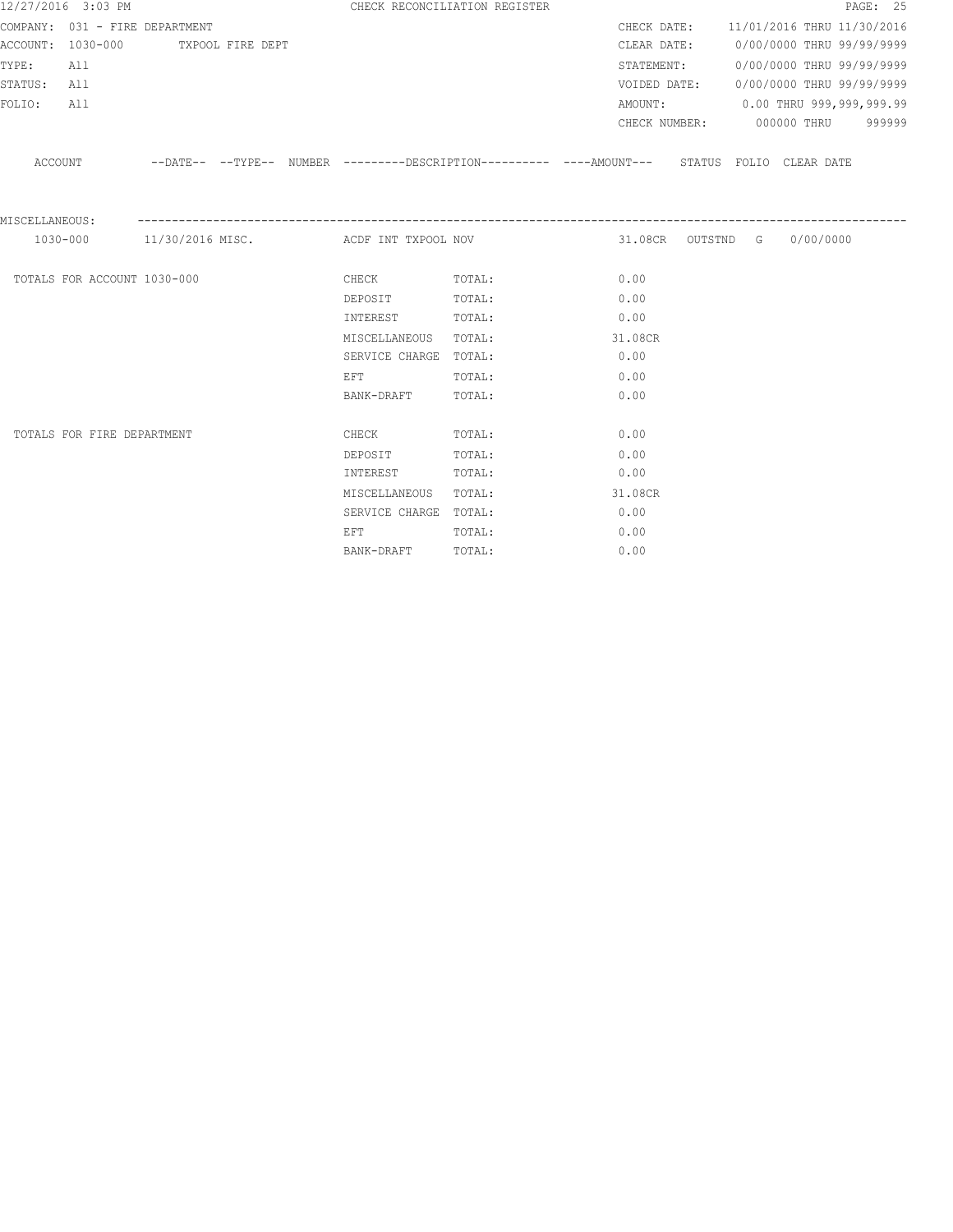12/27/2016 3:03 PM CHECK RECONCILIATION REGISTER

COMPANY: 031 - FIRE DEPARTMENT
ACCOUNT: 1030-000 TXPOOL FIRE DEPT
TYPE: All
STATUS: All
FOLIO: All

CHECK DATE: 11/01/2016 THRU 11/30/2016
CLEAR DATE: 0/00/0000 THRU 99/99/9999
STATEMENT: 0/00/0000 THRU 99/99/9999
VOIDED DATE: 0/00/0000 THRU 99/99/9999
AMOUNT: 0.00 THRU 999,999,999.99
CHECK NUMBER: 000000 THRU 999999

| ACCOUNT | --DATE-- | --TYPE-- | NUMBER | ---------DESCRIPTION---------- | ----AMOUNT--- | STATUS | FOLIO | CLEAR DATE |
|---|---|---|---|---|---|---|---|---|
| MISCELLANEOUS: | | | | | | | | |
| 1030-000 | 11/30/2016 | MISC. | | ACDF INT TXPOOL NOV | 31.08CR | OUTSTND | G | 0/00/0000 |

| | | | |
|---|---|---|---|
| TOTALS FOR ACCOUNT 1030-000 | CHECK | TOTAL: | 0.00 |
| | DEPOSIT | TOTAL: | 0.00 |
| | INTEREST | TOTAL: | 0.00 |
| | MISCELLANEOUS | TOTAL: | 31.08CR |
| | SERVICE CHARGE | TOTAL: | 0.00 |
| | EFT | TOTAL: | 0.00 |
| | BANK-DRAFT | TOTAL: | 0.00 |
| TOTALS FOR FIRE DEPARTMENT | CHECK | TOTAL: | 0.00 |
| | DEPOSIT | TOTAL: | 0.00 |
| | INTEREST | TOTAL: | 0.00 |
| | MISCELLANEOUS | TOTAL: | 31.08CR |
| | SERVICE CHARGE | TOTAL: | 0.00 |
| | EFT | TOTAL: | 0.00 |
| | BANK-DRAFT | TOTAL: | 0.00 |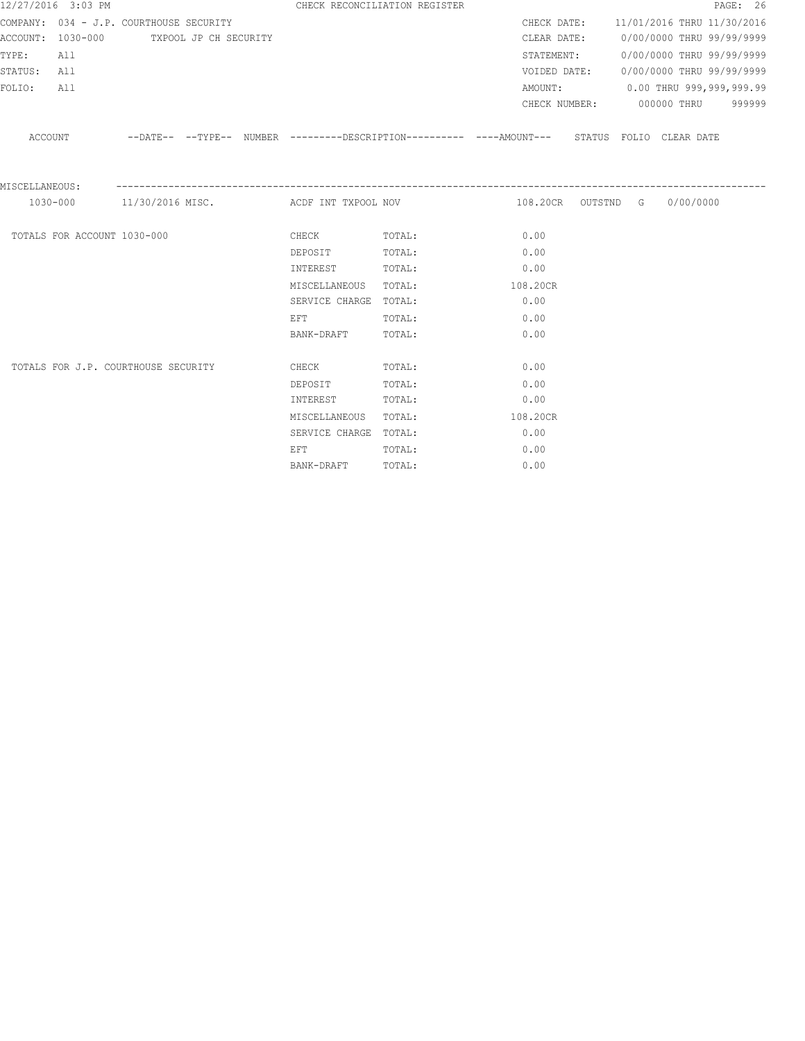12/27/2016 3:03 PM CHECK RECONCILIATION REGISTER

COMPANY: 034 - J.P. COURTHOUSE SECURITY
ACCOUNT: 1030-000 TXPOOL JP CH SECURITY
TYPE: All
STATUS: All
FOLIO: All

CHECK DATE: 11/01/2016 THRU 11/30/2016
CLEAR DATE: 0/00/0000 THRU 99/99/9999
STATEMENT: 0/00/0000 THRU 99/99/9999
VOIDED DATE: 0/00/0000 THRU 99/99/9999
AMOUNT: 0.00 THRU 999,999,999.99
CHECK NUMBER: 000000 THRU 999999

| ACCOUNT | --DATE-- | --TYPE-- | NUMBER | ---------DESCRIPTION---------- | ----AMOUNT--- | STATUS | FOLIO | CLEAR DATE |
|---|---|---|---|---|---|---|---|---|
| MISCELLANEOUS: | | | | | | | | |
| 1030-000 | 11/30/2016 | MISC. | | ACDF INT TXPOOL NOV | 108.20CR | OUTSTND | G | 0/00/0000 |

| | | | |
|---|---|---|---|
| TOTALS FOR ACCOUNT 1030-000 | CHECK | TOTAL: | 0.00 |
| | DEPOSIT | TOTAL: | 0.00 |
| | INTEREST | TOTAL: | 0.00 |
| | MISCELLANEOUS | TOTAL: | 108.20CR |
| | SERVICE CHARGE | TOTAL: | 0.00 |
| | EFT | TOTAL: | 0.00 |
| | BANK-DRAFT | TOTAL: | 0.00 |
| TOTALS FOR J.P. COURTHOUSE SECURITY | CHECK | TOTAL: | 0.00 |
| | DEPOSIT | TOTAL: | 0.00 |
| | INTEREST | TOTAL: | 0.00 |
| | MISCELLANEOUS | TOTAL: | 108.20CR |
| | SERVICE CHARGE | TOTAL: | 0.00 |
| | EFT | TOTAL: | 0.00 |
| | BANK-DRAFT | TOTAL: | 0.00 |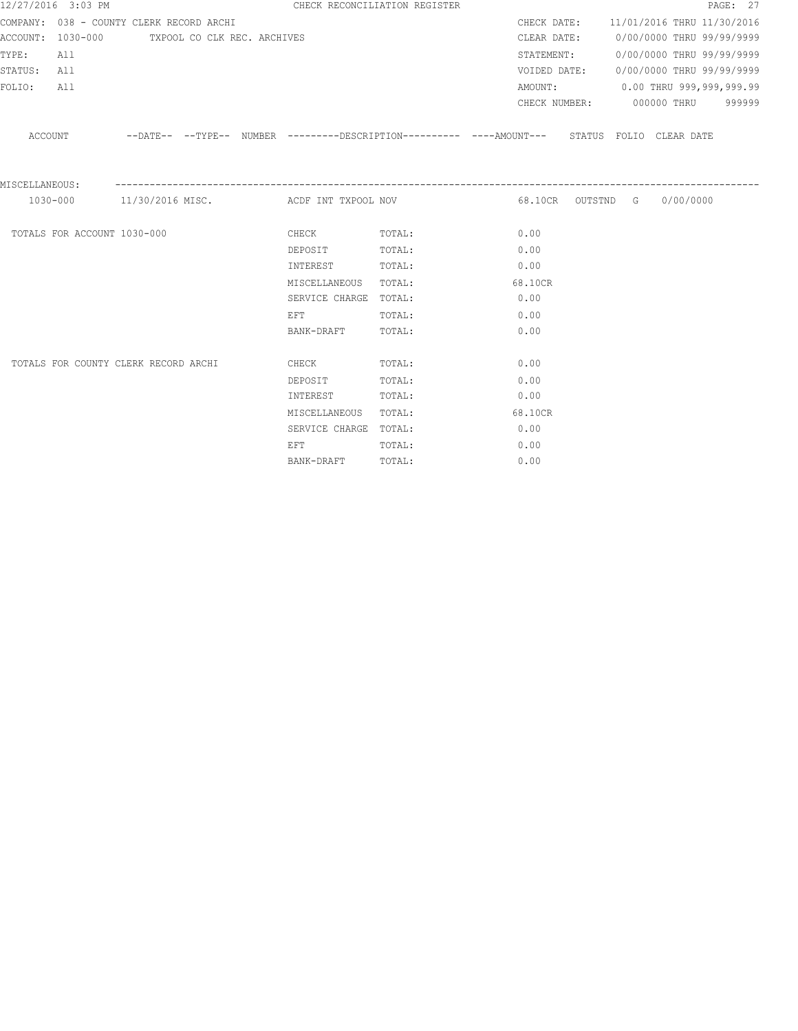12/27/2016 3:03 PM CHECK RECONCILIATION REGISTER

COMPANY: 038 - COUNTY CLERK RECORD ARCHI
ACCOUNT: 1030-000 TXPOOL CO CLK REC. ARCHIVES
TYPE: All
STATUS: All
FOLIO: All

CHECK DATE: 11/01/2016 THRU 11/30/2016
CLEAR DATE: 0/00/0000 THRU 99/99/9999
STATEMENT: 0/00/0000 THRU 99/99/9999
VOIDED DATE: 0/00/0000 THRU 99/99/9999
AMOUNT: 0.00 THRU 999,999,999.99
CHECK NUMBER: 000000 THRU 999999

| ACCOUNT | --DATE-- | --TYPE-- | NUMBER | ---------DESCRIPTION---------- | ----AMOUNT--- | STATUS | FOLIO | CLEAR DATE |
|---|---|---|---|---|---|---|---|---|
| MISCELLANEOUS: | | | | | | | | |
| 1030-000 | 11/30/2016 | MISC. | | ACDF INT TXPOOL NOV | 68.10CR | OUTSTND | G | 0/00/0000 |

| | | | |
|---|---|---|---|
| TOTALS FOR ACCOUNT 1030-000 | CHECK | TOTAL: | 0.00 |
| | DEPOSIT | TOTAL: | 0.00 |
| | INTEREST | TOTAL: | 0.00 |
| | MISCELLANEOUS | TOTAL: | 68.10CR |
| | SERVICE CHARGE | TOTAL: | 0.00 |
| | EFT | TOTAL: | 0.00 |
| | BANK-DRAFT | TOTAL: | 0.00 |
| TOTALS FOR COUNTY CLERK RECORD ARCHI | CHECK | TOTAL: | 0.00 |
| | DEPOSIT | TOTAL: | 0.00 |
| | INTEREST | TOTAL: | 0.00 |
| | MISCELLANEOUS | TOTAL: | 68.10CR |
| | SERVICE CHARGE | TOTAL: | 0.00 |
| | EFT | TOTAL: | 0.00 |
| | BANK-DRAFT | TOTAL: | 0.00 |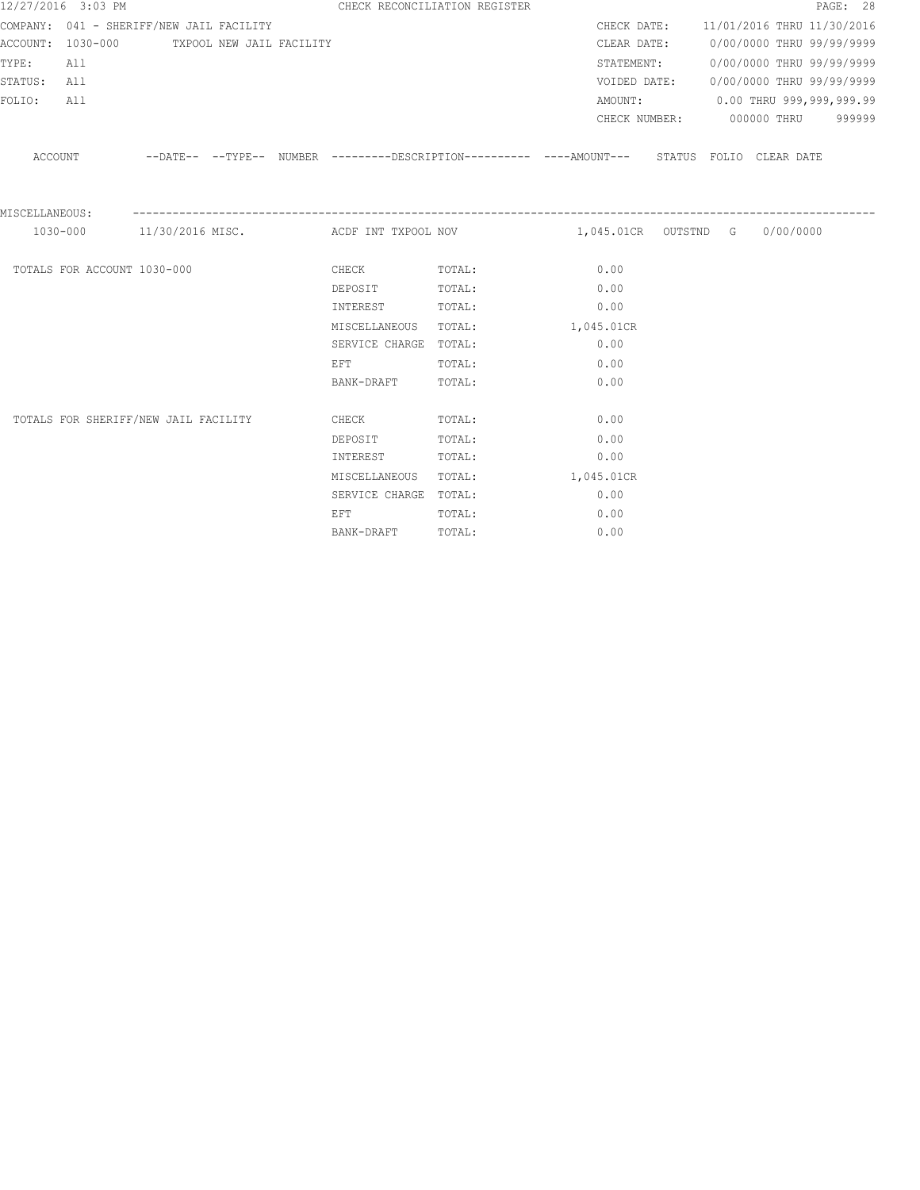CHECK RECONCILIATION REGISTER

COMPANY: 041 - SHERIFF/NEW JAIL FACILITY
ACCOUNT: 1030-000 TXPOOL NEW JAIL FACILITY
TYPE: All
STATUS: All
FOLIO: All

CHECK DATE: 11/01/2016 THRU 11/30/2016
CLEAR DATE: 0/00/0000 THRU 99/99/9999
STATEMENT: 0/00/0000 THRU 99/99/9999
VOIDED DATE: 0/00/0000 THRU 99/99/9999
AMOUNT: 0.00 THRU 999,999,999.99
CHECK NUMBER: 000000 THRU 999999

| ACCOUNT | --DATE-- | --TYPE-- | NUMBER | ---------DESCRIPTION---------- | ----AMOUNT--- | STATUS | FOLIO | CLEAR DATE |
|---|---|---|---|---|---|---|---|---|
| MISCELLANEOUS: | | | | | | | | |
| 1030-000 | 11/30/2016 | MISC. | | ACDF INT TXPOOL NOV | 1,045.01CR | OUTSTND | G | 0/00/0000 |

| | | | |
|---|---|---|---|
| TOTALS FOR ACCOUNT 1030-000 | CHECK | TOTAL: | 0.00 |
| | DEPOSIT | TOTAL: | 0.00 |
| | INTEREST | TOTAL: | 0.00 |
| | MISCELLANEOUS | TOTAL: | 1,045.01CR |
| | SERVICE CHARGE | TOTAL: | 0.00 |
| | EFT | TOTAL: | 0.00 |
| | BANK-DRAFT | TOTAL: | 0.00 |
| TOTALS FOR SHERIFF/NEW JAIL FACILITY | CHECK | TOTAL: | 0.00 |
| | DEPOSIT | TOTAL: | 0.00 |
| | INTEREST | TOTAL: | 0.00 |
| | MISCELLANEOUS | TOTAL: | 1,045.01CR |
| | SERVICE CHARGE | TOTAL: | 0.00 |
| | EFT | TOTAL: | 0.00 |
| | BANK-DRAFT | TOTAL: | 0.00 |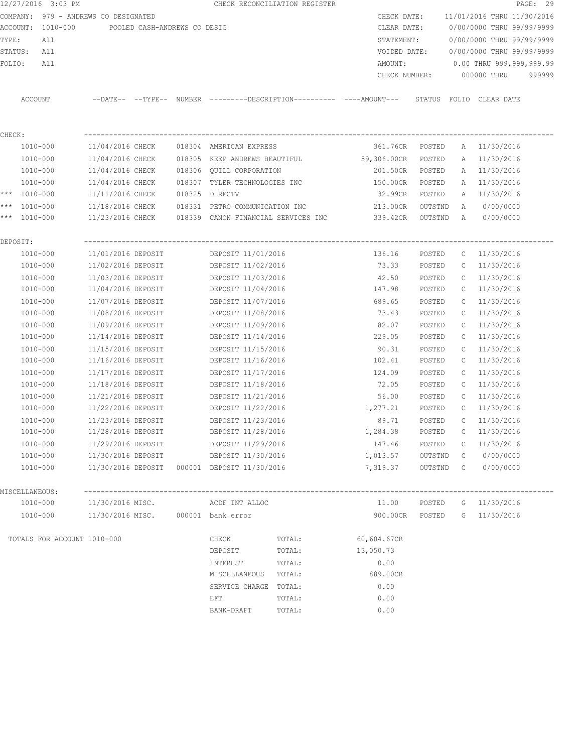12/27/2016 3:03 PM — CHECK RECONCILIATION REGISTER

COMPANY: 979 - ANDREWS CO DESIGNATED
ACCOUNT: 1010-000 POOLED CASH-ANDREWS CO DESIG
TYPE: All
STATUS: All
FOLIO: All

CHECK DATE: 11/01/2016 THRU 11/30/2016
CLEAR DATE: 0/00/0000 THRU 99/99/9999
STATEMENT: 0/00/0000 THRU 99/99/9999
VOIDED DATE: 0/00/0000 THRU 99/99/9999
AMOUNT: 0.00 THRU 999,999,999.99
CHECK NUMBER: 000000 THRU 999999

| | ACCOUNT | --DATE-- | --TYPE-- | NUMBER | ---------DESCRIPTION---------- | ----AMOUNT--- | STATUS | FOLIO | CLEAR DATE |
|---|---|---|---|---|---|---|---|---|---|
| **CHECK:** | | | | | | | | | |
| | 1010-000 | 11/04/2016 | CHECK | 018304 | AMERICAN EXPRESS | 361.76CR | POSTED | A | 11/30/2016 |
| | 1010-000 | 11/04/2016 | CHECK | 018305 | KEEP ANDREWS BEAUTIFUL | 59,306.00CR | POSTED | A | 11/30/2016 |
| | 1010-000 | 11/04/2016 | CHECK | 018306 | QUILL CORPORATION | 201.50CR | POSTED | A | 11/30/2016 |
| | 1010-000 | 11/04/2016 | CHECK | 018307 | TYLER TECHNOLOGIES INC | 150.00CR | POSTED | A | 11/30/2016 |
| *** | 1010-000 | 11/11/2016 | CHECK | 018325 | DIRECTV | 32.99CR | POSTED | A | 11/30/2016 |
| *** | 1010-000 | 11/18/2016 | CHECK | 018331 | PETRO COMMUNICATION INC | 213.00CR | OUTSTND | A | 0/00/0000 |
| *** | 1010-000 | 11/23/2016 | CHECK | 018339 | CANON FINANCIAL SERVICES INC | 339.42CR | OUTSTND | A | 0/00/0000 |
| **DEPOSIT:** | | | | | | | | | |
| | 1010-000 | 11/01/2016 | DEPOSIT | | DEPOSIT 11/01/2016 | 136.16 | POSTED | C | 11/30/2016 |
| | 1010-000 | 11/02/2016 | DEPOSIT | | DEPOSIT 11/02/2016 | 73.33 | POSTED | C | 11/30/2016 |
| | 1010-000 | 11/03/2016 | DEPOSIT | | DEPOSIT 11/03/2016 | 42.50 | POSTED | C | 11/30/2016 |
| | 1010-000 | 11/04/2016 | DEPOSIT | | DEPOSIT 11/04/2016 | 147.98 | POSTED | C | 11/30/2016 |
| | 1010-000 | 11/07/2016 | DEPOSIT | | DEPOSIT 11/07/2016 | 689.65 | POSTED | C | 11/30/2016 |
| | 1010-000 | 11/08/2016 | DEPOSIT | | DEPOSIT 11/08/2016 | 73.43 | POSTED | C | 11/30/2016 |
| | 1010-000 | 11/09/2016 | DEPOSIT | | DEPOSIT 11/09/2016 | 82.07 | POSTED | C | 11/30/2016 |
| | 1010-000 | 11/14/2016 | DEPOSIT | | DEPOSIT 11/14/2016 | 229.05 | POSTED | C | 11/30/2016 |
| | 1010-000 | 11/15/2016 | DEPOSIT | | DEPOSIT 11/15/2016 | 90.31 | POSTED | C | 11/30/2016 |
| | 1010-000 | 11/16/2016 | DEPOSIT | | DEPOSIT 11/16/2016 | 102.41 | POSTED | C | 11/30/2016 |
| | 1010-000 | 11/17/2016 | DEPOSIT | | DEPOSIT 11/17/2016 | 124.09 | POSTED | C | 11/30/2016 |
| | 1010-000 | 11/18/2016 | DEPOSIT | | DEPOSIT 11/18/2016 | 72.05 | POSTED | C | 11/30/2016 |
| | 1010-000 | 11/21/2016 | DEPOSIT | | DEPOSIT 11/21/2016 | 56.00 | POSTED | C | 11/30/2016 |
| | 1010-000 | 11/22/2016 | DEPOSIT | | DEPOSIT 11/22/2016 | 1,277.21 | POSTED | C | 11/30/2016 |
| | 1010-000 | 11/23/2016 | DEPOSIT | | DEPOSIT 11/23/2016 | 89.71 | POSTED | C | 11/30/2016 |
| | 1010-000 | 11/28/2016 | DEPOSIT | | DEPOSIT 11/28/2016 | 1,284.38 | POSTED | C | 11/30/2016 |
| | 1010-000 | 11/29/2016 | DEPOSIT | | DEPOSIT 11/29/2016 | 147.46 | POSTED | C | 11/30/2016 |
| | 1010-000 | 11/30/2016 | DEPOSIT | | DEPOSIT 11/30/2016 | 1,013.57 | OUTSTND | C | 0/00/0000 |
| | 1010-000 | 11/30/2016 | DEPOSIT | 000001 | DEPOSIT 11/30/2016 | 7,319.37 | OUTSTND | C | 0/00/0000 |
| **MISCELLANEOUS:** | | | | | | | | | |
| | 1010-000 | 11/30/2016 | MISC. | | ACDF INT ALLOC | 11.00 | POSTED | G | 11/30/2016 |
| | 1010-000 | 11/30/2016 | MISC. | 000001 | bank error | 900.00CR | POSTED | G | 11/30/2016 |

TOTALS FOR ACCOUNT 1010-000

| | | |
|---|---|---|
| CHECK | TOTAL: | 60,604.67CR |
| DEPOSIT | TOTAL: | 13,050.73 |
| INTEREST | TOTAL: | 0.00 |
| MISCELLANEOUS | TOTAL: | 889.00CR |
| SERVICE CHARGE | TOTAL: | 0.00 |
| EFT | TOTAL: | 0.00 |
| BANK-DRAFT | TOTAL: | 0.00 |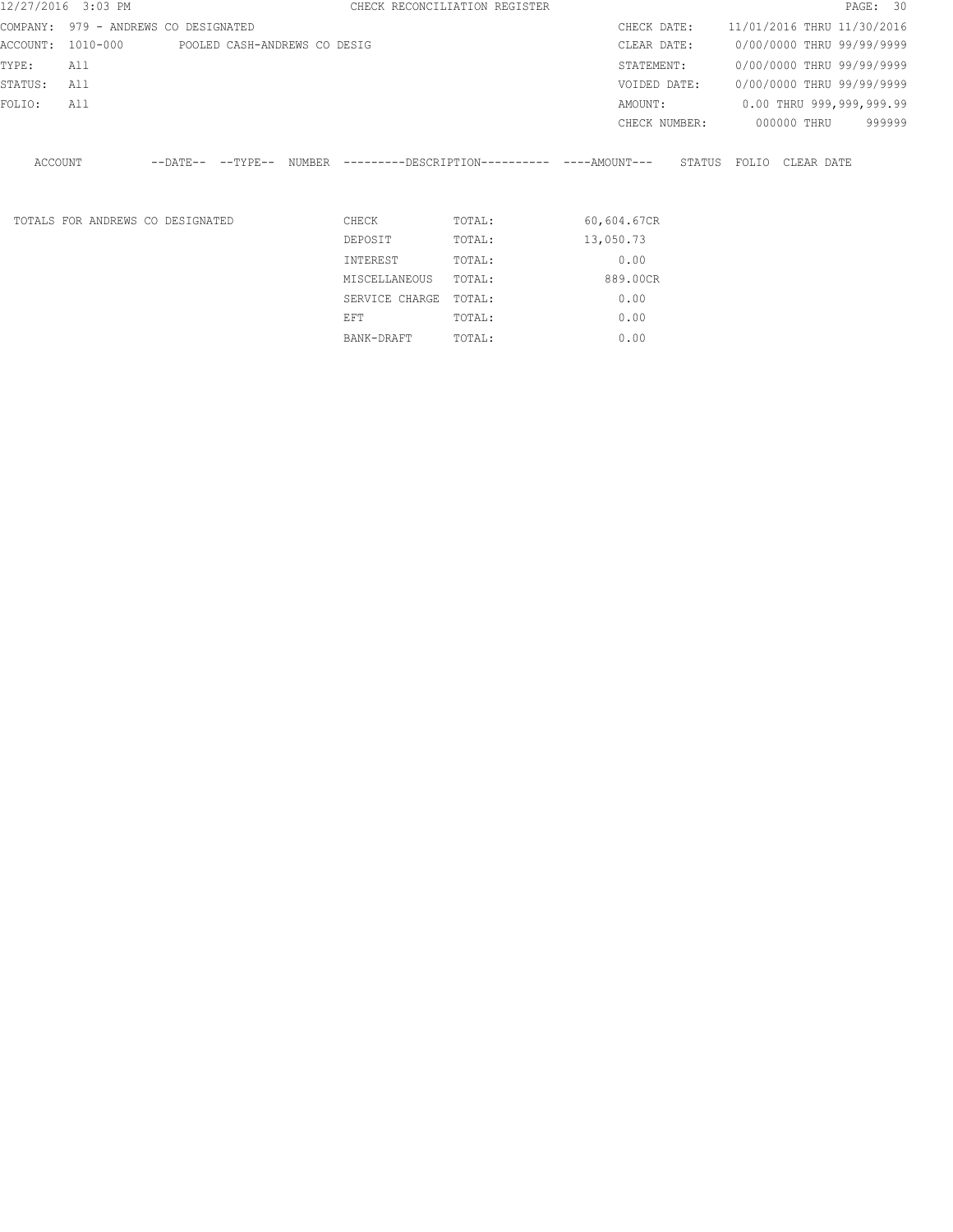CHECK RECONCILIATION REGISTER

12/27/2016 3:03 PM

| | | | |
|---|---|---|---|
| COMPANY: | 979 - ANDREWS CO DESIGNATED | CHECK DATE: | 11/01/2016 THRU 11/30/2016 |
| ACCOUNT: | 1010-000 POOLED CASH-ANDREWS CO DESIG | CLEAR DATE: | 0/00/0000 THRU 99/99/9999 |
| TYPE: | All | STATEMENT: | 0/00/0000 THRU 99/99/9999 |
| STATUS: | All | VOIDED DATE: | 0/00/0000 THRU 99/99/9999 |
| FOLIO: | All | AMOUNT: | 0.00 THRU 999,999,999.99 |
| | | CHECK NUMBER: | 000000 THRU 999999 |

| ACCOUNT | --DATE-- | --TYPE-- | NUMBER | ---------DESCRIPTION---------- | ----AMOUNT--- | STATUS | FOLIO | CLEAR DATE |
|---|---|---|---|---|---|---|---|---|

| TOTALS FOR ANDREWS CO DESIGNATED | | | |
|---|---|---|---|
| | CHECK | TOTAL: | 60,604.67CR |
| | DEPOSIT | TOTAL: | 13,050.73 |
| | INTEREST | TOTAL: | 0.00 |
| | MISCELLANEOUS | TOTAL: | 889.00CR |
| | SERVICE CHARGE | TOTAL: | 0.00 |
| | EFT | TOTAL: | 0.00 |
| | BANK-DRAFT | TOTAL: | 0.00 |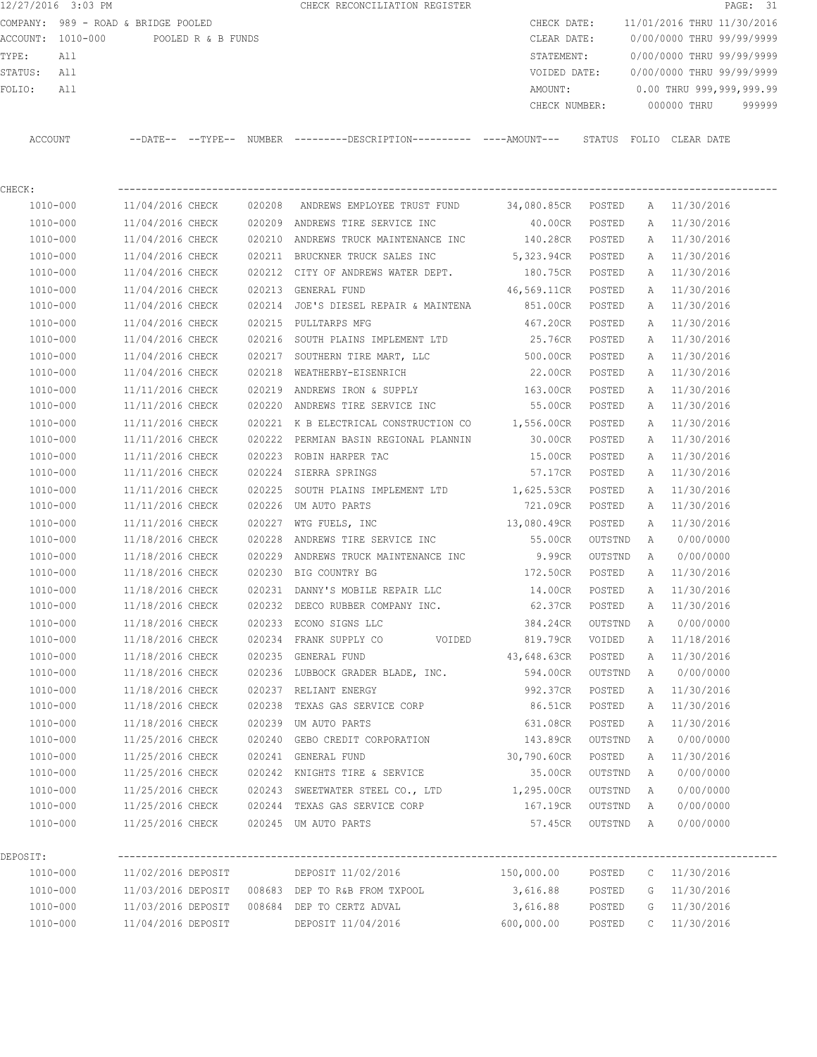12/27/2016 3:03 PM CHECK RECONCILIATION REGISTER

COMPANY: 989 - ROAD & BRIDGE POOLED CHECK DATE: 11/01/2016 THRU 11/30/2016
ACCOUNT: 1010-000 POOLED R & B FUNDS CLEAR DATE: 0/00/0000 THRU 99/99/9999
TYPE: All STATEMENT: 0/00/0000 THRU 99/99/9999
STATUS: All VOIDED DATE: 0/00/0000 THRU 99/99/9999
FOLIO: All AMOUNT: 0.00 THRU 999,999,999.99
CHECK NUMBER: 000000 THRU 999999

| ACCOUNT | --DATE-- | --TYPE-- | NUMBER | ---------DESCRIPTION---------- | ----AMOUNT--- | STATUS | FOLIO | CLEAR DATE |
|---|---|---|---|---|---|---|---|---|
| CHECK: | | | | | | | | |
| 1010-000 | 11/04/2016 | CHECK | 020208 | ANDREWS EMPLOYEE TRUST FUND | 34,080.85CR | POSTED | A | 11/30/2016 |
| 1010-000 | 11/04/2016 | CHECK | 020209 | ANDREWS TIRE SERVICE INC | 40.00CR | POSTED | A | 11/30/2016 |
| 1010-000 | 11/04/2016 | CHECK | 020210 | ANDREWS TRUCK MAINTENANCE INC | 140.28CR | POSTED | A | 11/30/2016 |
| 1010-000 | 11/04/2016 | CHECK | 020211 | BRUCKNER TRUCK SALES INC | 5,323.94CR | POSTED | A | 11/30/2016 |
| 1010-000 | 11/04/2016 | CHECK | 020212 | CITY OF ANDREWS WATER DEPT. | 180.75CR | POSTED | A | 11/30/2016 |
| 1010-000 | 11/04/2016 | CHECK | 020213 | GENERAL FUND | 46,569.11CR | POSTED | A | 11/30/2016 |
| 1010-000 | 11/04/2016 | CHECK | 020214 | JOE'S DIESEL REPAIR & MAINTENA | 851.00CR | POSTED | A | 11/30/2016 |
| 1010-000 | 11/04/2016 | CHECK | 020215 | PULLTARPS MFG | 467.20CR | POSTED | A | 11/30/2016 |
| 1010-000 | 11/04/2016 | CHECK | 020216 | SOUTH PLAINS IMPLEMENT LTD | 25.76CR | POSTED | A | 11/30/2016 |
| 1010-000 | 11/04/2016 | CHECK | 020217 | SOUTHERN TIRE MART, LLC | 500.00CR | POSTED | A | 11/30/2016 |
| 1010-000 | 11/04/2016 | CHECK | 020218 | WEATHERBY-EISENRICH | 22.00CR | POSTED | A | 11/30/2016 |
| 1010-000 | 11/11/2016 | CHECK | 020219 | ANDREWS IRON & SUPPLY | 163.00CR | POSTED | A | 11/30/2016 |
| 1010-000 | 11/11/2016 | CHECK | 020220 | ANDREWS TIRE SERVICE INC | 55.00CR | POSTED | A | 11/30/2016 |
| 1010-000 | 11/11/2016 | CHECK | 020221 | K B ELECTRICAL CONSTRUCTION CO | 1,556.00CR | POSTED | A | 11/30/2016 |
| 1010-000 | 11/11/2016 | CHECK | 020222 | PERMIAN BASIN REGIONAL PLANNIN | 30.00CR | POSTED | A | 11/30/2016 |
| 1010-000 | 11/11/2016 | CHECK | 020223 | ROBIN HARPER TAC | 15.00CR | POSTED | A | 11/30/2016 |
| 1010-000 | 11/11/2016 | CHECK | 020224 | SIERRA SPRINGS | 57.17CR | POSTED | A | 11/30/2016 |
| 1010-000 | 11/11/2016 | CHECK | 020225 | SOUTH PLAINS IMPLEMENT LTD | 1,625.53CR | POSTED | A | 11/30/2016 |
| 1010-000 | 11/11/2016 | CHECK | 020226 | UM AUTO PARTS | 721.09CR | POSTED | A | 11/30/2016 |
| 1010-000 | 11/11/2016 | CHECK | 020227 | WTG FUELS, INC | 13,080.49CR | POSTED | A | 11/30/2016 |
| 1010-000 | 11/18/2016 | CHECK | 020228 | ANDREWS TIRE SERVICE INC | 55.00CR | OUTSTND | A | 0/00/0000 |
| 1010-000 | 11/18/2016 | CHECK | 020229 | ANDREWS TRUCK MAINTENANCE INC | 9.99CR | OUTSTND | A | 0/00/0000 |
| 1010-000 | 11/18/2016 | CHECK | 020230 | BIG COUNTRY BG | 172.50CR | POSTED | A | 11/30/2016 |
| 1010-000 | 11/18/2016 | CHECK | 020231 | DANNY'S MOBILE REPAIR LLC | 14.00CR | POSTED | A | 11/30/2016 |
| 1010-000 | 11/18/2016 | CHECK | 020232 | DEECO RUBBER COMPANY INC. | 62.37CR | POSTED | A | 11/30/2016 |
| 1010-000 | 11/18/2016 | CHECK | 020233 | ECONO SIGNS LLC | 384.24CR | OUTSTND | A | 0/00/0000 |
| 1010-000 | 11/18/2016 | CHECK | 020234 | FRANK SUPPLY CO VOIDED | 819.79CR | VOIDED | A | 11/18/2016 |
| 1010-000 | 11/18/2016 | CHECK | 020235 | GENERAL FUND | 43,648.63CR | POSTED | A | 11/30/2016 |
| 1010-000 | 11/18/2016 | CHECK | 020236 | LUBBOCK GRADER BLADE, INC. | 594.00CR | OUTSTND | A | 0/00/0000 |
| 1010-000 | 11/18/2016 | CHECK | 020237 | RELIANT ENERGY | 992.37CR | POSTED | A | 11/30/2016 |
| 1010-000 | 11/18/2016 | CHECK | 020238 | TEXAS GAS SERVICE CORP | 86.51CR | POSTED | A | 11/30/2016 |
| 1010-000 | 11/18/2016 | CHECK | 020239 | UM AUTO PARTS | 631.08CR | POSTED | A | 11/30/2016 |
| 1010-000 | 11/25/2016 | CHECK | 020240 | GEBO CREDIT CORPORATION | 143.89CR | OUTSTND | A | 0/00/0000 |
| 1010-000 | 11/25/2016 | CHECK | 020241 | GENERAL FUND | 30,790.60CR | POSTED | A | 11/30/2016 |
| 1010-000 | 11/25/2016 | CHECK | 020242 | KNIGHTS TIRE & SERVICE | 35.00CR | OUTSTND | A | 0/00/0000 |
| 1010-000 | 11/25/2016 | CHECK | 020243 | SWEETWATER STEEL CO., LTD | 1,295.00CR | OUTSTND | A | 0/00/0000 |
| 1010-000 | 11/25/2016 | CHECK | 020244 | TEXAS GAS SERVICE CORP | 167.19CR | OUTSTND | A | 0/00/0000 |
| 1010-000 | 11/25/2016 | CHECK | 020245 | UM AUTO PARTS | 57.45CR | OUTSTND | A | 0/00/0000 |
| DEPOSIT: | | | | | | | | |
| 1010-000 | 11/02/2016 | DEPOSIT | | DEPOSIT 11/02/2016 | 150,000.00 | POSTED | C | 11/30/2016 |
| 1010-000 | 11/03/2016 | DEPOSIT | 008683 | DEP TO R&B FROM TXPOOL | 3,616.88 | POSTED | G | 11/30/2016 |
| 1010-000 | 11/03/2016 | DEPOSIT | 008684 | DEP TO CERTZ ADVAL | 3,616.88 | POSTED | G | 11/30/2016 |
| 1010-000 | 11/04/2016 | DEPOSIT | | DEPOSIT 11/04/2016 | 600,000.00 | POSTED | C | 11/30/2016 |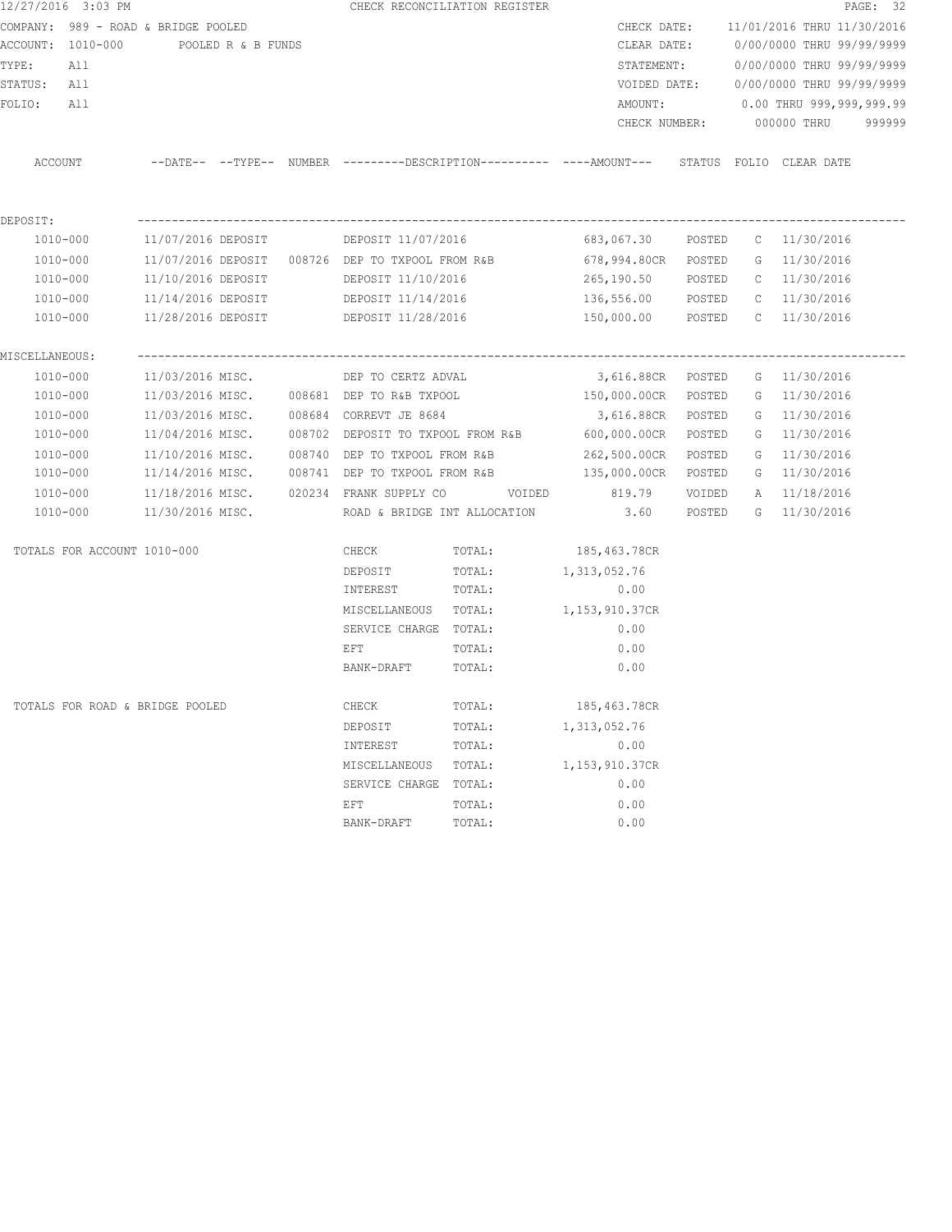CHECK RECONCILIATION REGISTER

COMPANY: 989 - ROAD & BRIDGE POOLED
ACCOUNT: 1010-000 POOLED R & B FUNDS
TYPE: All
STATUS: All
FOLIO: All

CHECK DATE: 11/01/2016 THRU 11/30/2016
CLEAR DATE: 0/00/0000 THRU 99/99/9999
STATEMENT: 0/00/0000 THRU 99/99/9999
VOIDED DATE: 0/00/0000 THRU 99/99/9999
AMOUNT: 0.00 THRU 999,999,999.99
CHECK NUMBER: 000000 THRU 999999

| ACCOUNT | --DATE-- | --TYPE-- | NUMBER | ---------DESCRIPTION---------- | ----AMOUNT--- | STATUS | FOLIO | CLEAR DATE |
|---|---|---|---|---|---|---|---|---|
| DEPOSIT: | | | | | | | | |
| 1010-000 | 11/07/2016 | DEPOSIT | | DEPOSIT 11/07/2016 | 683,067.30 | POSTED | C | 11/30/2016 |
| 1010-000 | 11/07/2016 | DEPOSIT | 008726 | DEP TO TXPOOL FROM R&B | 678,994.80CR | POSTED | G | 11/30/2016 |
| 1010-000 | 11/10/2016 | DEPOSIT | | DEPOSIT 11/10/2016 | 265,190.50 | POSTED | C | 11/30/2016 |
| 1010-000 | 11/14/2016 | DEPOSIT | | DEPOSIT 11/14/2016 | 136,556.00 | POSTED | C | 11/30/2016 |
| 1010-000 | 11/28/2016 | DEPOSIT | | DEPOSIT 11/28/2016 | 150,000.00 | POSTED | C | 11/30/2016 |
| MISCELLANEOUS: | | | | | | | | |
| 1010-000 | 11/03/2016 | MISC. | | DEP TO CERTZ ADVAL | 3,616.88CR | POSTED | G | 11/30/2016 |
| 1010-000 | 11/03/2016 | MISC. | 008681 | DEP TO R&B TXPOOL | 150,000.00CR | POSTED | G | 11/30/2016 |
| 1010-000 | 11/03/2016 | MISC. | 008684 | CORREVT JE 8684 | 3,616.88CR | POSTED | G | 11/30/2016 |
| 1010-000 | 11/04/2016 | MISC. | 008702 | DEPOSIT TO TXPOOL FROM R&B | 600,000.00CR | POSTED | G | 11/30/2016 |
| 1010-000 | 11/10/2016 | MISC. | 008740 | DEP TO TXPOOL FROM R&B | 262,500.00CR | POSTED | G | 11/30/2016 |
| 1010-000 | 11/14/2016 | MISC. | 008741 | DEP TO TXPOOL FROM R&B | 135,000.00CR | POSTED | G | 11/30/2016 |
| 1010-000 | 11/18/2016 | MISC. | 020234 | FRANK SUPPLY CO VOIDED | 819.79 | VOIDED | A | 11/18/2016 |
| 1010-000 | 11/30/2016 | MISC. | | ROAD & BRIDGE INT ALLOCATION | 3.60 | POSTED | G | 11/30/2016 |

| TOTALS FOR ACCOUNT 1010-000 | | | |
|---|---|---|---|
| | CHECK | TOTAL: | 185,463.78CR |
| | DEPOSIT | TOTAL: | 1,313,052.76 |
| | INTEREST | TOTAL: | 0.00 |
| | MISCELLANEOUS | TOTAL: | 1,153,910.37CR |
| | SERVICE CHARGE | TOTAL: | 0.00 |
| | EFT | TOTAL: | 0.00 |
| | BANK-DRAFT | TOTAL: | 0.00 |

| TOTALS FOR ROAD & BRIDGE POOLED | | | |
|---|---|---|---|
| | CHECK | TOTAL: | 185,463.78CR |
| | DEPOSIT | TOTAL: | 1,313,052.76 |
| | INTEREST | TOTAL: | 0.00 |
| | MISCELLANEOUS | TOTAL: | 1,153,910.37CR |
| | SERVICE CHARGE | TOTAL: | 0.00 |
| | EFT | TOTAL: | 0.00 |
| | BANK-DRAFT | TOTAL: | 0.00 |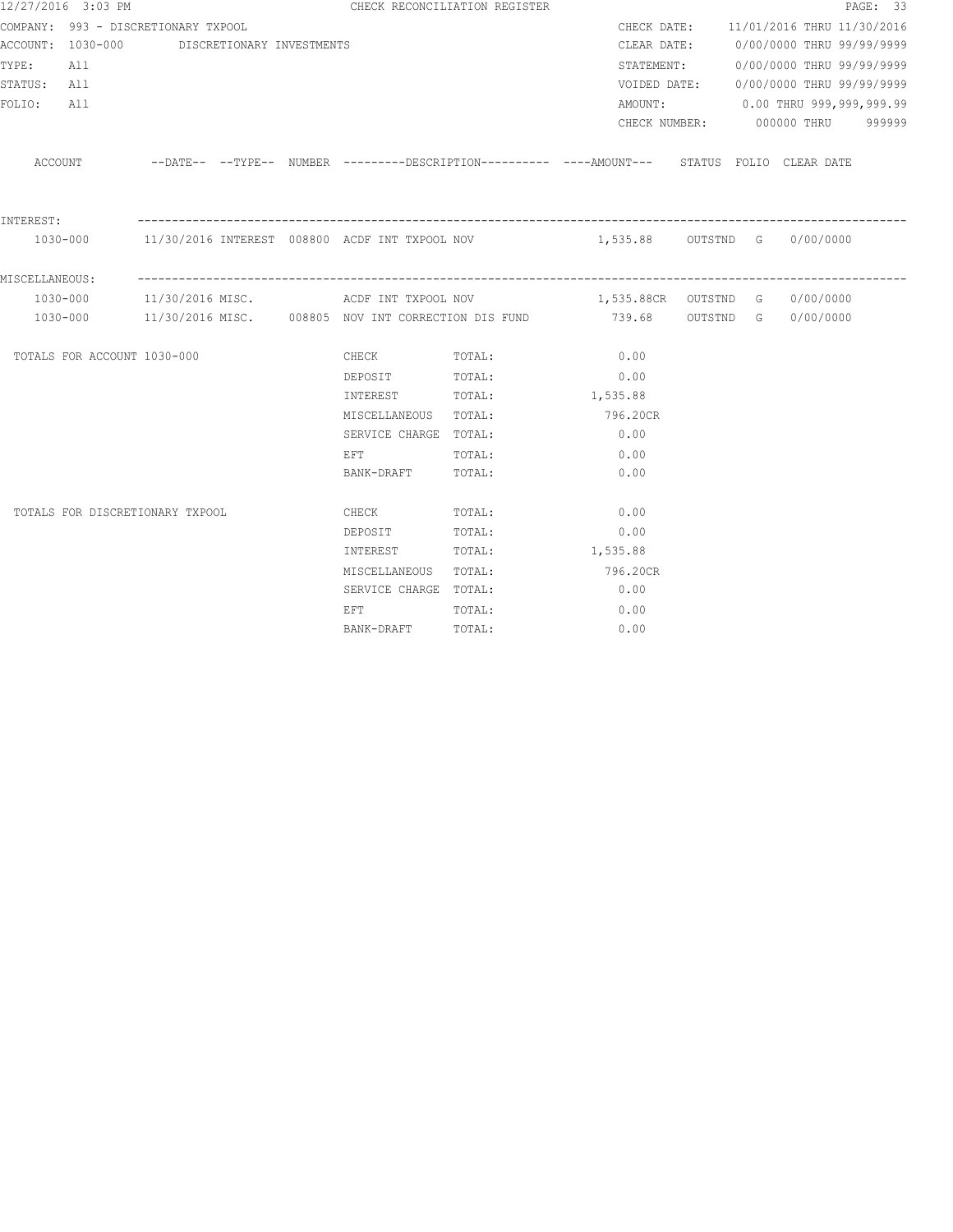12/27/2016 3:03 PM — CHECK RECONCILIATION REGISTER

COMPANY: 993 - DISCRETIONARY TXPOOL
ACCOUNT: 1030-000 DISCRETIONARY INVESTMENTS
TYPE: All
STATUS: All
FOLIO: All

CHECK DATE: 11/01/2016 THRU 11/30/2016
CLEAR DATE: 0/00/0000 THRU 99/99/9999
STATEMENT: 0/00/0000 THRU 99/99/9999
VOIDED DATE: 0/00/0000 THRU 99/99/9999
AMOUNT: 0.00 THRU 999,999,999.99
CHECK NUMBER: 000000 THRU 999999

| ACCOUNT | --DATE-- | --TYPE-- | NUMBER | ---------DESCRIPTION---------- | ----AMOUNT--- | STATUS | FOLIO | CLEAR DATE |
|---|---|---|---|---|---|---|---|---|
| **INTEREST:** | | | | | | | | |
| 1030-000 | 11/30/2016 | INTEREST | 008800 | ACDF INT TXPOOL NOV | 1,535.88 | OUTSTND | G | 0/00/0000 |
| **MISCELLANEOUS:** | | | | | | | | |
| 1030-000 | 11/30/2016 | MISC. | | ACDF INT TXPOOL NOV | 1,535.88CR | OUTSTND | G | 0/00/0000 |
| 1030-000 | 11/30/2016 | MISC. | 008805 | NOV INT CORRECTION DIS FUND | 739.68 | OUTSTND | G | 0/00/0000 |

| TOTALS FOR ACCOUNT 1030-000 | | | |
|---|---|---|---|
| | CHECK | TOTAL: | 0.00 |
| | DEPOSIT | TOTAL: | 0.00 |
| | INTEREST | TOTAL: | 1,535.88 |
| | MISCELLANEOUS | TOTAL: | 796.20CR |
| | SERVICE CHARGE | TOTAL: | 0.00 |
| | EFT | TOTAL: | 0.00 |
| | BANK-DRAFT | TOTAL: | 0.00 |

| TOTALS FOR DISCRETIONARY TXPOOL | | | |
|---|---|---|---|
| | CHECK | TOTAL: | 0.00 |
| | DEPOSIT | TOTAL: | 0.00 |
| | INTEREST | TOTAL: | 1,535.88 |
| | MISCELLANEOUS | TOTAL: | 796.20CR |
| | SERVICE CHARGE | TOTAL: | 0.00 |
| | EFT | TOTAL: | 0.00 |
| | BANK-DRAFT | TOTAL: | 0.00 |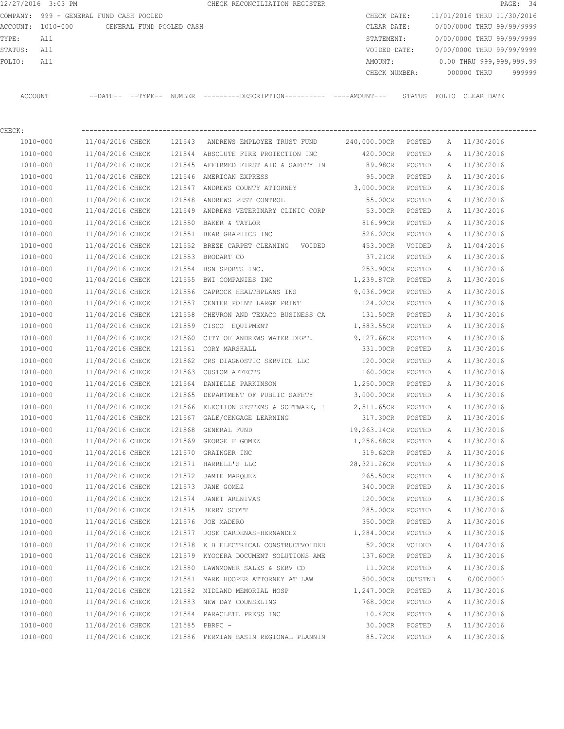12/27/2016 3:03 PM CHECK RECONCILIATION REGISTER

COMPANY: 999 - GENERAL FUND CASH POOLED
ACCOUNT: 1010-000 GENERAL FUND POOLED CASH
TYPE: All
STATUS: All
FOLIO: All

CHECK DATE: 11/01/2016 THRU 11/30/2016
CLEAR DATE: 0/00/0000 THRU 99/99/9999
STATEMENT: 0/00/0000 THRU 99/99/9999
VOIDED DATE: 0/00/0000 THRU 99/99/9999
AMOUNT: 0.00 THRU 999,999,999.99
CHECK NUMBER: 000000 THRU 999999

CHECK:

| ACCOUNT | --DATE-- | --TYPE-- | NUMBER | ---------DESCRIPTION---------- | ----AMOUNT--- | STATUS | FOLIO | CLEAR DATE |
|---|---|---|---|---|---|---|---|---|
| 1010-000 | 11/04/2016 | CHECK | 121543 | ANDREWS EMPLOYEE TRUST FUND | 240,000.00CR | POSTED | A | 11/30/2016 |
| 1010-000 | 11/04/2016 | CHECK | 121544 | ABSOLUTE FIRE PROTECTION INC | 420.00CR | POSTED | A | 11/30/2016 |
| 1010-000 | 11/04/2016 | CHECK | 121545 | AFFIRMED FIRST AID & SAFETY IN | 89.98CR | POSTED | A | 11/30/2016 |
| 1010-000 | 11/04/2016 | CHECK | 121546 | AMERICAN EXPRESS | 95.00CR | POSTED | A | 11/30/2016 |
| 1010-000 | 11/04/2016 | CHECK | 121547 | ANDREWS COUNTY ATTORNEY | 3,000.00CR | POSTED | A | 11/30/2016 |
| 1010-000 | 11/04/2016 | CHECK | 121548 | ANDREWS PEST CONTROL | 55.00CR | POSTED | A | 11/30/2016 |
| 1010-000 | 11/04/2016 | CHECK | 121549 | ANDREWS VETERINARY CLINIC CORP | 53.00CR | POSTED | A | 11/30/2016 |
| 1010-000 | 11/04/2016 | CHECK | 121550 | BAKER & TAYLOR | 816.99CR | POSTED | A | 11/30/2016 |
| 1010-000 | 11/04/2016 | CHECK | 121551 | BEAR GRAPHICS INC | 526.02CR | POSTED | A | 11/30/2016 |
| 1010-000 | 11/04/2016 | CHECK | 121552 | BREZE CARPET CLEANING VOIDED | 453.00CR | VOIDED | A | 11/04/2016 |
| 1010-000 | 11/04/2016 | CHECK | 121553 | BRODART CO | 37.21CR | POSTED | A | 11/30/2016 |
| 1010-000 | 11/04/2016 | CHECK | 121554 | BSN SPORTS INC. | 253.90CR | POSTED | A | 11/30/2016 |
| 1010-000 | 11/04/2016 | CHECK | 121555 | BWI COMPANIES INC | 1,239.87CR | POSTED | A | 11/30/2016 |
| 1010-000 | 11/04/2016 | CHECK | 121556 | CAPROCK HEALTHPLANS INS | 9,036.09CR | POSTED | A | 11/30/2016 |
| 1010-000 | 11/04/2016 | CHECK | 121557 | CENTER POINT LARGE PRINT | 124.02CR | POSTED | A | 11/30/2016 |
| 1010-000 | 11/04/2016 | CHECK | 121558 | CHEVRON AND TEXACO BUSINESS CA | 131.50CR | POSTED | A | 11/30/2016 |
| 1010-000 | 11/04/2016 | CHECK | 121559 | CISCO EQUIPMENT | 1,583.55CR | POSTED | A | 11/30/2016 |
| 1010-000 | 11/04/2016 | CHECK | 121560 | CITY OF ANDREWS WATER DEPT. | 9,127.66CR | POSTED | A | 11/30/2016 |
| 1010-000 | 11/04/2016 | CHECK | 121561 | CORY MARSHALL | 331.00CR | POSTED | A | 11/30/2016 |
| 1010-000 | 11/04/2016 | CHECK | 121562 | CRS DIAGNOSTIC SERVICE LLC | 120.00CR | POSTED | A | 11/30/2016 |
| 1010-000 | 11/04/2016 | CHECK | 121563 | CUSTOM AFFECTS | 160.00CR | POSTED | A | 11/30/2016 |
| 1010-000 | 11/04/2016 | CHECK | 121564 | DANIELLE PARKINSON | 1,250.00CR | POSTED | A | 11/30/2016 |
| 1010-000 | 11/04/2016 | CHECK | 121565 | DEPARTMENT OF PUBLIC SAFETY | 3,000.00CR | POSTED | A | 11/30/2016 |
| 1010-000 | 11/04/2016 | CHECK | 121566 | ELECTION SYSTEMS & SOFTWARE, I | 2,511.65CR | POSTED | A | 11/30/2016 |
| 1010-000 | 11/04/2016 | CHECK | 121567 | GALE/CENGAGE LEARNING | 317.30CR | POSTED | A | 11/30/2016 |
| 1010-000 | 11/04/2016 | CHECK | 121568 | GENERAL FUND | 19,263.14CR | POSTED | A | 11/30/2016 |
| 1010-000 | 11/04/2016 | CHECK | 121569 | GEORGE F GOMEZ | 1,256.88CR | POSTED | A | 11/30/2016 |
| 1010-000 | 11/04/2016 | CHECK | 121570 | GRAINGER INC | 319.62CR | POSTED | A | 11/30/2016 |
| 1010-000 | 11/04/2016 | CHECK | 121571 | HARRELL'S LLC | 28,321.26CR | POSTED | A | 11/30/2016 |
| 1010-000 | 11/04/2016 | CHECK | 121572 | JAMIE MARQUEZ | 265.50CR | POSTED | A | 11/30/2016 |
| 1010-000 | 11/04/2016 | CHECK | 121573 | JANE GOMEZ | 340.00CR | POSTED | A | 11/30/2016 |
| 1010-000 | 11/04/2016 | CHECK | 121574 | JANET ARENIVAS | 120.00CR | POSTED | A | 11/30/2016 |
| 1010-000 | 11/04/2016 | CHECK | 121575 | JERRY SCOTT | 285.00CR | POSTED | A | 11/30/2016 |
| 1010-000 | 11/04/2016 | CHECK | 121576 | JOE MADERO | 350.00CR | POSTED | A | 11/30/2016 |
| 1010-000 | 11/04/2016 | CHECK | 121577 | JOSE CARDENAS-HERNANDEZ | 1,284.00CR | POSTED | A | 11/30/2016 |
| 1010-000 | 11/04/2016 | CHECK | 121578 | K B ELECTRICAL CONSTRUCTVOIDED | 52.00CR | VOIDED | A | 11/04/2016 |
| 1010-000 | 11/04/2016 | CHECK | 121579 | KYOCERA DOCUMENT SOLUTIONS AME | 137.60CR | POSTED | A | 11/30/2016 |
| 1010-000 | 11/04/2016 | CHECK | 121580 | LAWNMOWER SALES & SERV CO | 11.02CR | POSTED | A | 11/30/2016 |
| 1010-000 | 11/04/2016 | CHECK | 121581 | MARK HOOPER ATTORNEY AT LAW | 500.00CR | OUTSTND | A | 0/00/0000 |
| 1010-000 | 11/04/2016 | CHECK | 121582 | MIDLAND MEMORIAL HOSP | 1,247.00CR | POSTED | A | 11/30/2016 |
| 1010-000 | 11/04/2016 | CHECK | 121583 | NEW DAY COUNSELING | 768.00CR | POSTED | A | 11/30/2016 |
| 1010-000 | 11/04/2016 | CHECK | 121584 | PARACLETE PRESS INC | 10.42CR | POSTED | A | 11/30/2016 |
| 1010-000 | 11/04/2016 | CHECK | 121585 | PBRPC - | 30.00CR | POSTED | A | 11/30/2016 |
| 1010-000 | 11/04/2016 | CHECK | 121586 | PERMIAN BASIN REGIONAL PLANNIN | 85.72CR | POSTED | A | 11/30/2016 |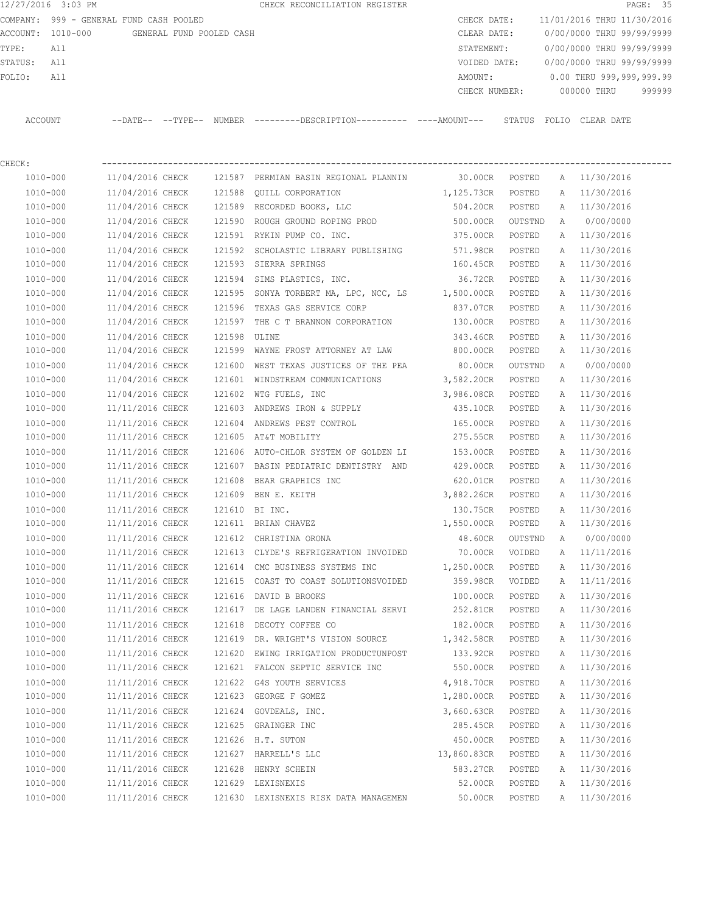12/27/2016 3:03 PM CHECK RECONCILIATION REGISTER

COMPANY: 999 - GENERAL FUND CASH POOLED
ACCOUNT: 1010-000 GENERAL FUND POOLED CASH
TYPE: All
STATUS: All
FOLIO: All

CHECK DATE: 11/01/2016 THRU 11/30/2016
CLEAR DATE: 0/00/0000 THRU 99/99/9999
STATEMENT: 0/00/0000 THRU 99/99/9999
VOIDED DATE: 0/00/0000 THRU 99/99/9999
AMOUNT: 0.00 THRU 999,999,999.99
CHECK NUMBER: 000000 THRU 999999

CHECK:

| ACCOUNT | --DATE-- | --TYPE-- | NUMBER | ---------DESCRIPTION---------- | ----AMOUNT--- | STATUS | FOLIO | CLEAR DATE |
|---|---|---|---|---|---|---|---|---|
| 1010-000 | 11/04/2016 | CHECK | 121587 | PERMIAN BASIN REGIONAL PLANNIN | 30.00CR | POSTED | A | 11/30/2016 |
| 1010-000 | 11/04/2016 | CHECK | 121588 | QUILL CORPORATION | 1,125.73CR | POSTED | A | 11/30/2016 |
| 1010-000 | 11/04/2016 | CHECK | 121589 | RECORDED BOOKS, LLC | 504.20CR | POSTED | A | 11/30/2016 |
| 1010-000 | 11/04/2016 | CHECK | 121590 | ROUGH GROUND ROPING PROD | 500.00CR | OUTSTND | A | 0/00/0000 |
| 1010-000 | 11/04/2016 | CHECK | 121591 | RYKIN PUMP CO. INC. | 375.00CR | POSTED | A | 11/30/2016 |
| 1010-000 | 11/04/2016 | CHECK | 121592 | SCHOLASTIC LIBRARY PUBLISHING | 571.98CR | POSTED | A | 11/30/2016 |
| 1010-000 | 11/04/2016 | CHECK | 121593 | SIERRA SPRINGS | 160.45CR | POSTED | A | 11/30/2016 |
| 1010-000 | 11/04/2016 | CHECK | 121594 | SIMS PLASTICS, INC. | 36.72CR | POSTED | A | 11/30/2016 |
| 1010-000 | 11/04/2016 | CHECK | 121595 | SONYA TORBERT MA, LPC, NCC, LS | 1,500.00CR | POSTED | A | 11/30/2016 |
| 1010-000 | 11/04/2016 | CHECK | 121596 | TEXAS GAS SERVICE CORP | 837.07CR | POSTED | A | 11/30/2016 |
| 1010-000 | 11/04/2016 | CHECK | 121597 | THE C T BRANNON CORPORATION | 130.00CR | POSTED | A | 11/30/2016 |
| 1010-000 | 11/04/2016 | CHECK | 121598 | ULINE | 343.46CR | POSTED | A | 11/30/2016 |
| 1010-000 | 11/04/2016 | CHECK | 121599 | WAYNE FROST ATTORNEY AT LAW | 800.00CR | POSTED | A | 11/30/2016 |
| 1010-000 | 11/04/2016 | CHECK | 121600 | WEST TEXAS JUSTICES OF THE PEA | 80.00CR | OUTSTND | A | 0/00/0000 |
| 1010-000 | 11/04/2016 | CHECK | 121601 | WINDSTREAM COMMUNICATIONS | 3,582.20CR | POSTED | A | 11/30/2016 |
| 1010-000 | 11/04/2016 | CHECK | 121602 | WTG FUELS, INC | 3,986.08CR | POSTED | A | 11/30/2016 |
| 1010-000 | 11/11/2016 | CHECK | 121603 | ANDREWS IRON & SUPPLY | 435.10CR | POSTED | A | 11/30/2016 |
| 1010-000 | 11/11/2016 | CHECK | 121604 | ANDREWS PEST CONTROL | 165.00CR | POSTED | A | 11/30/2016 |
| 1010-000 | 11/11/2016 | CHECK | 121605 | AT&T MOBILITY | 275.55CR | POSTED | A | 11/30/2016 |
| 1010-000 | 11/11/2016 | CHECK | 121606 | AUTO-CHLOR SYSTEM OF GOLDEN LI | 153.00CR | POSTED | A | 11/30/2016 |
| 1010-000 | 11/11/2016 | CHECK | 121607 | BASIN PEDIATRIC DENTISTRY AND | 429.00CR | POSTED | A | 11/30/2016 |
| 1010-000 | 11/11/2016 | CHECK | 121608 | BEAR GRAPHICS INC | 620.01CR | POSTED | A | 11/30/2016 |
| 1010-000 | 11/11/2016 | CHECK | 121609 | BEN E. KEITH | 3,882.26CR | POSTED | A | 11/30/2016 |
| 1010-000 | 11/11/2016 | CHECK | 121610 | BI INC. | 130.75CR | POSTED | A | 11/30/2016 |
| 1010-000 | 11/11/2016 | CHECK | 121611 | BRIAN CHAVEZ | 1,550.00CR | POSTED | A | 11/30/2016 |
| 1010-000 | 11/11/2016 | CHECK | 121612 | CHRISTINA ORONA | 48.60CR | OUTSTND | A | 0/00/0000 |
| 1010-000 | 11/11/2016 | CHECK | 121613 | CLYDE'S REFRIGERATION INVOIDED | 70.00CR | VOIDED | A | 11/11/2016 |
| 1010-000 | 11/11/2016 | CHECK | 121614 | CMC BUSINESS SYSTEMS INC | 1,250.00CR | POSTED | A | 11/30/2016 |
| 1010-000 | 11/11/2016 | CHECK | 121615 | COAST TO COAST SOLUTIONSVOIDED | 359.98CR | VOIDED | A | 11/11/2016 |
| 1010-000 | 11/11/2016 | CHECK | 121616 | DAVID B BROOKS | 100.00CR | POSTED | A | 11/30/2016 |
| 1010-000 | 11/11/2016 | CHECK | 121617 | DE LAGE LANDEN FINANCIAL SERVI | 252.81CR | POSTED | A | 11/30/2016 |
| 1010-000 | 11/11/2016 | CHECK | 121618 | DECOTY COFFEE CO | 182.00CR | POSTED | A | 11/30/2016 |
| 1010-000 | 11/11/2016 | CHECK | 121619 | DR. WRIGHT'S VISION SOURCE | 1,342.58CR | POSTED | A | 11/30/2016 |
| 1010-000 | 11/11/2016 | CHECK | 121620 | EWING IRRIGATION PRODUCTUNPOST | 133.92CR | POSTED | A | 11/30/2016 |
| 1010-000 | 11/11/2016 | CHECK | 121621 | FALCON SEPTIC SERVICE INC | 550.00CR | POSTED | A | 11/30/2016 |
| 1010-000 | 11/11/2016 | CHECK | 121622 | G4S YOUTH SERVICES | 4,918.70CR | POSTED | A | 11/30/2016 |
| 1010-000 | 11/11/2016 | CHECK | 121623 | GEORGE F GOMEZ | 1,280.00CR | POSTED | A | 11/30/2016 |
| 1010-000 | 11/11/2016 | CHECK | 121624 | GOVDEALS, INC. | 3,660.63CR | POSTED | A | 11/30/2016 |
| 1010-000 | 11/11/2016 | CHECK | 121625 | GRAINGER INC | 285.45CR | POSTED | A | 11/30/2016 |
| 1010-000 | 11/11/2016 | CHECK | 121626 | H.T. SUTON | 450.00CR | POSTED | A | 11/30/2016 |
| 1010-000 | 11/11/2016 | CHECK | 121627 | HARRELL'S LLC | 13,860.83CR | POSTED | A | 11/30/2016 |
| 1010-000 | 11/11/2016 | CHECK | 121628 | HENRY SCHEIN | 583.27CR | POSTED | A | 11/30/2016 |
| 1010-000 | 11/11/2016 | CHECK | 121629 | LEXISNEXIS | 52.00CR | POSTED | A | 11/30/2016 |
| 1010-000 | 11/11/2016 | CHECK | 121630 | LEXISNEXIS RISK DATA MANAGEMEN | 50.00CR | POSTED | A | 11/30/2016 |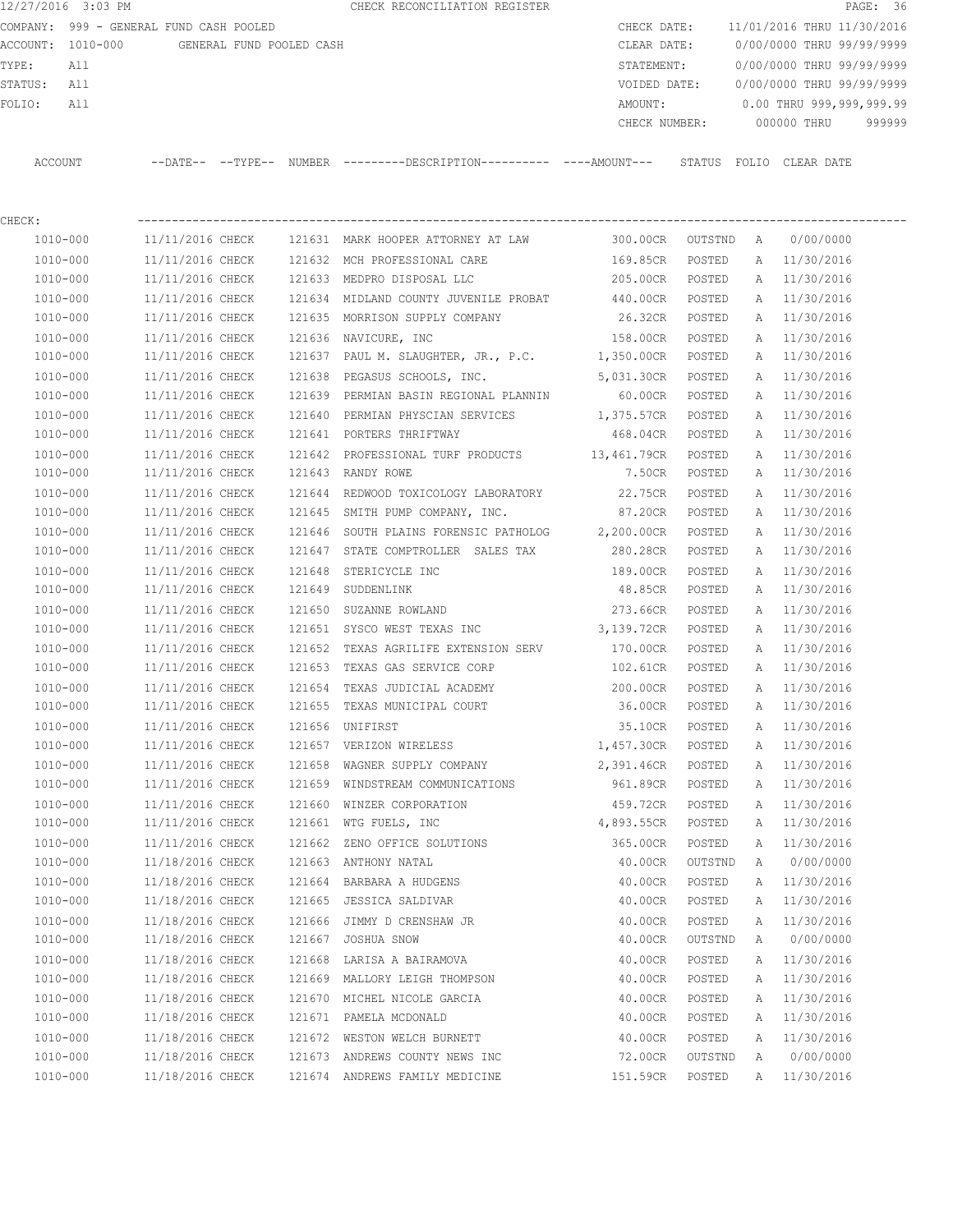12/27/2016 3:03 PM CHECK RECONCILIATION REGISTER

COMPANY: 999 - GENERAL FUND CASH POOLED  
ACCOUNT: 1010-000 GENERAL FUND POOLED CASH  
TYPE: All  
STATUS: All  
FOLIO: All

CHECK DATE: 11/01/2016 THRU 11/30/2016  
CLEAR DATE: 0/00/0000 THRU 99/99/9999  
STATEMENT: 0/00/0000 THRU 99/99/9999  
VOIDED DATE: 0/00/0000 THRU 99/99/9999  
AMOUNT: 0.00 THRU 999,999,999.99  
CHECK NUMBER: 000000 THRU 999999

CHECK:

| ACCOUNT | --DATE-- | --TYPE-- | NUMBER | ---------DESCRIPTION---------- | ----AMOUNT--- | STATUS | FOLIO | CLEAR DATE |
|---|---|---|---|---|---|---|---|---|
| 1010-000 | 11/11/2016 | CHECK | 121631 | MARK HOOPER ATTORNEY AT LAW | 300.00CR | OUTSTND | A | 0/00/0000 |
| 1010-000 | 11/11/2016 | CHECK | 121632 | MCH PROFESSIONAL CARE | 169.85CR | POSTED | A | 11/30/2016 |
| 1010-000 | 11/11/2016 | CHECK | 121633 | MEDPRO DISPOSAL LLC | 205.00CR | POSTED | A | 11/30/2016 |
| 1010-000 | 11/11/2016 | CHECK | 121634 | MIDLAND COUNTY JUVENILE PROBAT | 440.00CR | POSTED | A | 11/30/2016 |
| 1010-000 | 11/11/2016 | CHECK | 121635 | MORRISON SUPPLY COMPANY | 26.32CR | POSTED | A | 11/30/2016 |
| 1010-000 | 11/11/2016 | CHECK | 121636 | NAVICURE, INC | 158.00CR | POSTED | A | 11/30/2016 |
| 1010-000 | 11/11/2016 | CHECK | 121637 | PAUL M. SLAUGHTER, JR., P.C. | 1,350.00CR | POSTED | A | 11/30/2016 |
| 1010-000 | 11/11/2016 | CHECK | 121638 | PEGASUS SCHOOLS, INC. | 5,031.30CR | POSTED | A | 11/30/2016 |
| 1010-000 | 11/11/2016 | CHECK | 121639 | PERMIAN BASIN REGIONAL PLANNIN | 60.00CR | POSTED | A | 11/30/2016 |
| 1010-000 | 11/11/2016 | CHECK | 121640 | PERMIAN PHYSCIAN SERVICES | 1,375.57CR | POSTED | A | 11/30/2016 |
| 1010-000 | 11/11/2016 | CHECK | 121641 | PORTERS THRIFTWAY | 468.04CR | POSTED | A | 11/30/2016 |
| 1010-000 | 11/11/2016 | CHECK | 121642 | PROFESSIONAL TURF PRODUCTS | 13,461.79CR | POSTED | A | 11/30/2016 |
| 1010-000 | 11/11/2016 | CHECK | 121643 | RANDY ROWE | 7.50CR | POSTED | A | 11/30/2016 |
| 1010-000 | 11/11/2016 | CHECK | 121644 | REDWOOD TOXICOLOGY LABORATORY | 22.75CR | POSTED | A | 11/30/2016 |
| 1010-000 | 11/11/2016 | CHECK | 121645 | SMITH PUMP COMPANY, INC. | 87.20CR | POSTED | A | 11/30/2016 |
| 1010-000 | 11/11/2016 | CHECK | 121646 | SOUTH PLAINS FORENSIC PATHOLOG | 2,200.00CR | POSTED | A | 11/30/2016 |
| 1010-000 | 11/11/2016 | CHECK | 121647 | STATE COMPTROLLER SALES TAX | 280.28CR | POSTED | A | 11/30/2016 |
| 1010-000 | 11/11/2016 | CHECK | 121648 | STERICYCLE INC | 189.00CR | POSTED | A | 11/30/2016 |
| 1010-000 | 11/11/2016 | CHECK | 121649 | SUDDENLINK | 48.85CR | POSTED | A | 11/30/2016 |
| 1010-000 | 11/11/2016 | CHECK | 121650 | SUZANNE ROWLAND | 273.66CR | POSTED | A | 11/30/2016 |
| 1010-000 | 11/11/2016 | CHECK | 121651 | SYSCO WEST TEXAS INC | 3,139.72CR | POSTED | A | 11/30/2016 |
| 1010-000 | 11/11/2016 | CHECK | 121652 | TEXAS AGRILIFE EXTENSION SERV | 170.00CR | POSTED | A | 11/30/2016 |
| 1010-000 | 11/11/2016 | CHECK | 121653 | TEXAS GAS SERVICE CORP | 102.61CR | POSTED | A | 11/30/2016 |
| 1010-000 | 11/11/2016 | CHECK | 121654 | TEXAS JUDICIAL ACADEMY | 200.00CR | POSTED | A | 11/30/2016 |
| 1010-000 | 11/11/2016 | CHECK | 121655 | TEXAS MUNICIPAL COURT | 36.00CR | POSTED | A | 11/30/2016 |
| 1010-000 | 11/11/2016 | CHECK | 121656 | UNIFIRST | 35.10CR | POSTED | A | 11/30/2016 |
| 1010-000 | 11/11/2016 | CHECK | 121657 | VERIZON WIRELESS | 1,457.30CR | POSTED | A | 11/30/2016 |
| 1010-000 | 11/11/2016 | CHECK | 121658 | WAGNER SUPPLY COMPANY | 2,391.46CR | POSTED | A | 11/30/2016 |
| 1010-000 | 11/11/2016 | CHECK | 121659 | WINDSTREAM COMMUNICATIONS | 961.89CR | POSTED | A | 11/30/2016 |
| 1010-000 | 11/11/2016 | CHECK | 121660 | WINZER CORPORATION | 459.72CR | POSTED | A | 11/30/2016 |
| 1010-000 | 11/11/2016 | CHECK | 121661 | WTG FUELS, INC | 4,893.55CR | POSTED | A | 11/30/2016 |
| 1010-000 | 11/11/2016 | CHECK | 121662 | ZENO OFFICE SOLUTIONS | 365.00CR | POSTED | A | 11/30/2016 |
| 1010-000 | 11/18/2016 | CHECK | 121663 | ANTHONY NATAL | 40.00CR | OUTSTND | A | 0/00/0000 |
| 1010-000 | 11/18/2016 | CHECK | 121664 | BARBARA A HUDGENS | 40.00CR | POSTED | A | 11/30/2016 |
| 1010-000 | 11/18/2016 | CHECK | 121665 | JESSICA SALDIVAR | 40.00CR | POSTED | A | 11/30/2016 |
| 1010-000 | 11/18/2016 | CHECK | 121666 | JIMMY D CRENSHAW JR | 40.00CR | POSTED | A | 11/30/2016 |
| 1010-000 | 11/18/2016 | CHECK | 121667 | JOSHUA SNOW | 40.00CR | OUTSTND | A | 0/00/0000 |
| 1010-000 | 11/18/2016 | CHECK | 121668 | LARISA A BAIRAMOVA | 40.00CR | POSTED | A | 11/30/2016 |
| 1010-000 | 11/18/2016 | CHECK | 121669 | MALLORY LEIGH THOMPSON | 40.00CR | POSTED | A | 11/30/2016 |
| 1010-000 | 11/18/2016 | CHECK | 121670 | MICHEL NICOLE GARCIA | 40.00CR | POSTED | A | 11/30/2016 |
| 1010-000 | 11/18/2016 | CHECK | 121671 | PAMELA MCDONALD | 40.00CR | POSTED | A | 11/30/2016 |
| 1010-000 | 11/18/2016 | CHECK | 121672 | WESTON WELCH BURNETT | 40.00CR | POSTED | A | 11/30/2016 |
| 1010-000 | 11/18/2016 | CHECK | 121673 | ANDREWS COUNTY NEWS INC | 72.00CR | OUTSTND | A | 0/00/0000 |
| 1010-000 | 11/18/2016 | CHECK | 121674 | ANDREWS FAMILY MEDICINE | 151.59CR | POSTED | A | 11/30/2016 |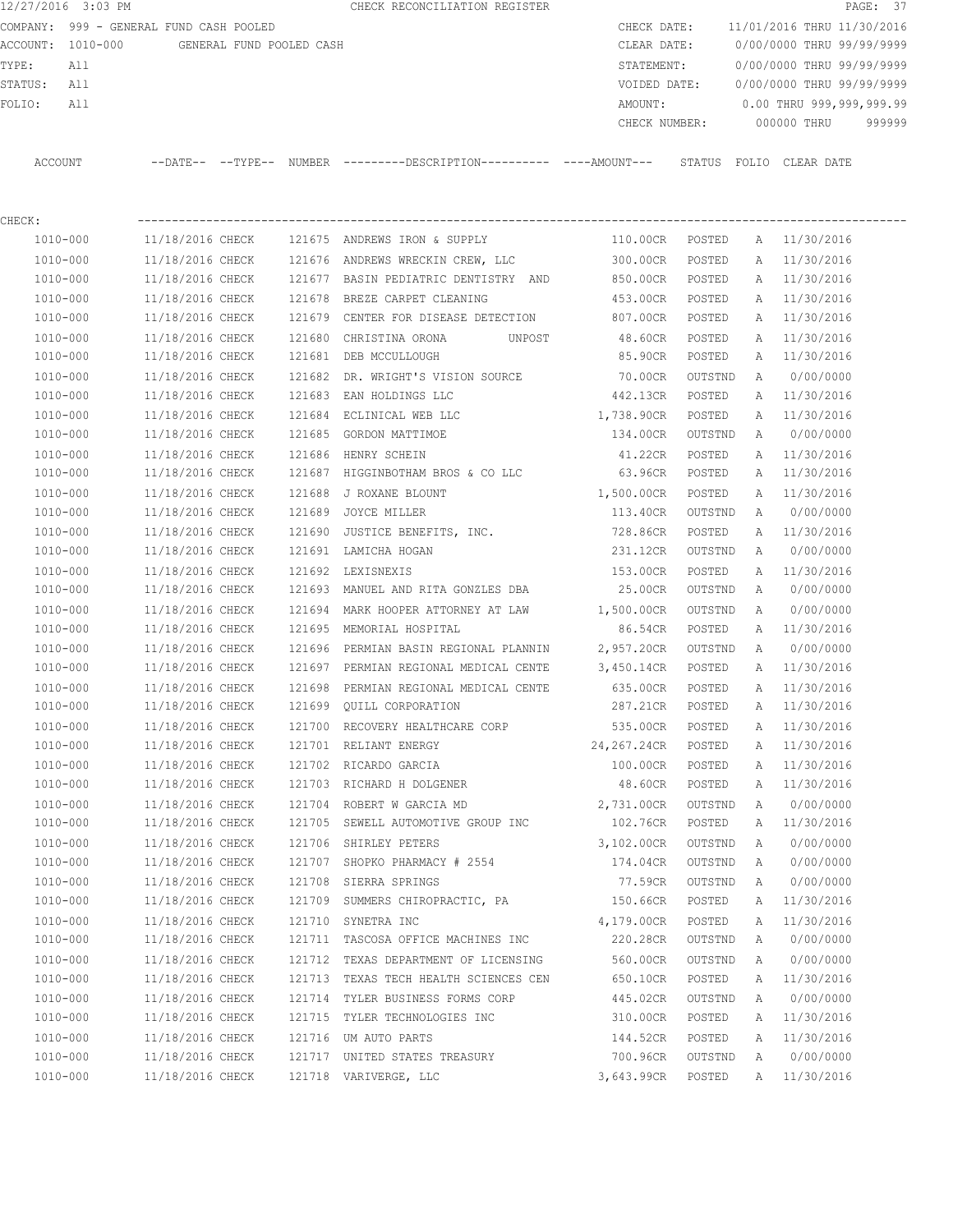12/27/2016 3:03 PM CHECK RECONCILIATION REGISTER

COMPANY: 999 - GENERAL FUND CASH POOLED
ACCOUNT: 1010-000 GENERAL FUND POOLED CASH
TYPE: All
STATUS: All
FOLIO: All

CHECK DATE: 11/01/2016 THRU 11/30/2016
CLEAR DATE: 0/00/0000 THRU 99/99/9999
STATEMENT: 0/00/0000 THRU 99/99/9999
VOIDED DATE: 0/00/0000 THRU 99/99/9999
AMOUNT: 0.00 THRU 999,999,999.99
CHECK NUMBER: 000000 THRU 999999

CHECK:

| ACCOUNT | --DATE-- | --TYPE-- | NUMBER | ---------DESCRIPTION--------- | ----AMOUNT--- | STATUS | FOLIO | CLEAR DATE |
|---|---|---|---|---|---|---|---|---|
| 1010-000 | 11/18/2016 | CHECK | 121675 | ANDREWS IRON & SUPPLY | 110.00CR | POSTED | A | 11/30/2016 |
| 1010-000 | 11/18/2016 | CHECK | 121676 | ANDREWS WRECKIN CREW, LLC | 300.00CR | POSTED | A | 11/30/2016 |
| 1010-000 | 11/18/2016 | CHECK | 121677 | BASIN PEDIATRIC DENTISTRY AND | 850.00CR | POSTED | A | 11/30/2016 |
| 1010-000 | 11/18/2016 | CHECK | 121678 | BREZE CARPET CLEANING | 453.00CR | POSTED | A | 11/30/2016 |
| 1010-000 | 11/18/2016 | CHECK | 121679 | CENTER FOR DISEASE DETECTION | 807.00CR | POSTED | A | 11/30/2016 |
| 1010-000 | 11/18/2016 | CHECK | 121680 | CHRISTINA ORONA UNPOST | 48.60CR | POSTED | A | 11/30/2016 |
| 1010-000 | 11/18/2016 | CHECK | 121681 | DEB MCCULLOUGH | 85.90CR | POSTED | A | 11/30/2016 |
| 1010-000 | 11/18/2016 | CHECK | 121682 | DR. WRIGHT'S VISION SOURCE | 70.00CR | OUTSTND | A | 0/00/0000 |
| 1010-000 | 11/18/2016 | CHECK | 121683 | EAN HOLDINGS LLC | 442.13CR | POSTED | A | 11/30/2016 |
| 1010-000 | 11/18/2016 | CHECK | 121684 | ECLINICAL WEB LLC | 1,738.90CR | POSTED | A | 11/30/2016 |
| 1010-000 | 11/18/2016 | CHECK | 121685 | GORDON MATTIMOE | 134.00CR | OUTSTND | A | 0/00/0000 |
| 1010-000 | 11/18/2016 | CHECK | 121686 | HENRY SCHEIN | 41.22CR | POSTED | A | 11/30/2016 |
| 1010-000 | 11/18/2016 | CHECK | 121687 | HIGGINBOTHAM BROS & CO LLC | 63.96CR | POSTED | A | 11/30/2016 |
| 1010-000 | 11/18/2016 | CHECK | 121688 | J ROXANE BLOUNT | 1,500.00CR | POSTED | A | 11/30/2016 |
| 1010-000 | 11/18/2016 | CHECK | 121689 | JOYCE MILLER | 113.40CR | OUTSTND | A | 0/00/0000 |
| 1010-000 | 11/18/2016 | CHECK | 121690 | JUSTICE BENEFITS, INC. | 728.86CR | POSTED | A | 11/30/2016 |
| 1010-000 | 11/18/2016 | CHECK | 121691 | LAMICHA HOGAN | 231.12CR | OUTSTND | A | 0/00/0000 |
| 1010-000 | 11/18/2016 | CHECK | 121692 | LEXISNEXIS | 153.00CR | POSTED | A | 11/30/2016 |
| 1010-000 | 11/18/2016 | CHECK | 121693 | MANUEL AND RITA GONZLES DBA | 25.00CR | OUTSTND | A | 0/00/0000 |
| 1010-000 | 11/18/2016 | CHECK | 121694 | MARK HOOPER ATTORNEY AT LAW | 1,500.00CR | OUTSTND | A | 0/00/0000 |
| 1010-000 | 11/18/2016 | CHECK | 121695 | MEMORIAL HOSPITAL | 86.54CR | POSTED | A | 11/30/2016 |
| 1010-000 | 11/18/2016 | CHECK | 121696 | PERMIAN BASIN REGIONAL PLANNIN | 2,957.20CR | OUTSTND | A | 0/00/0000 |
| 1010-000 | 11/18/2016 | CHECK | 121697 | PERMIAN REGIONAL MEDICAL CENTE | 3,450.14CR | POSTED | A | 11/30/2016 |
| 1010-000 | 11/18/2016 | CHECK | 121698 | PERMIAN REGIONAL MEDICAL CENTE | 635.00CR | POSTED | A | 11/30/2016 |
| 1010-000 | 11/18/2016 | CHECK | 121699 | QUILL CORPORATION | 287.21CR | POSTED | A | 11/30/2016 |
| 1010-000 | 11/18/2016 | CHECK | 121700 | RECOVERY HEALTHCARE CORP | 535.00CR | POSTED | A | 11/30/2016 |
| 1010-000 | 11/18/2016 | CHECK | 121701 | RELIANT ENERGY | 24,267.24CR | POSTED | A | 11/30/2016 |
| 1010-000 | 11/18/2016 | CHECK | 121702 | RICARDO GARCIA | 100.00CR | POSTED | A | 11/30/2016 |
| 1010-000 | 11/18/2016 | CHECK | 121703 | RICHARD H DOLGENER | 48.60CR | POSTED | A | 11/30/2016 |
| 1010-000 | 11/18/2016 | CHECK | 121704 | ROBERT W GARCIA MD | 2,731.00CR | OUTSTND | A | 0/00/0000 |
| 1010-000 | 11/18/2016 | CHECK | 121705 | SEWELL AUTOMOTIVE GROUP INC | 102.76CR | POSTED | A | 11/30/2016 |
| 1010-000 | 11/18/2016 | CHECK | 121706 | SHIRLEY PETERS | 3,102.00CR | OUTSTND | A | 0/00/0000 |
| 1010-000 | 11/18/2016 | CHECK | 121707 | SHOPKO PHARMACY # 2554 | 174.04CR | OUTSTND | A | 0/00/0000 |
| 1010-000 | 11/18/2016 | CHECK | 121708 | SIERRA SPRINGS | 77.59CR | OUTSTND | A | 0/00/0000 |
| 1010-000 | 11/18/2016 | CHECK | 121709 | SUMMERS CHIROPRACTIC, PA | 150.66CR | POSTED | A | 11/30/2016 |
| 1010-000 | 11/18/2016 | CHECK | 121710 | SYNETRA INC | 4,179.00CR | POSTED | A | 11/30/2016 |
| 1010-000 | 11/18/2016 | CHECK | 121711 | TASCOSA OFFICE MACHINES INC | 220.28CR | OUTSTND | A | 0/00/0000 |
| 1010-000 | 11/18/2016 | CHECK | 121712 | TEXAS DEPARTMENT OF LICENSING | 560.00CR | OUTSTND | A | 0/00/0000 |
| 1010-000 | 11/18/2016 | CHECK | 121713 | TEXAS TECH HEALTH SCIENCES CEN | 650.10CR | POSTED | A | 11/30/2016 |
| 1010-000 | 11/18/2016 | CHECK | 121714 | TYLER BUSINESS FORMS CORP | 445.02CR | OUTSTND | A | 0/00/0000 |
| 1010-000 | 11/18/2016 | CHECK | 121715 | TYLER TECHNOLOGIES INC | 310.00CR | POSTED | A | 11/30/2016 |
| 1010-000 | 11/18/2016 | CHECK | 121716 | UM AUTO PARTS | 144.52CR | POSTED | A | 11/30/2016 |
| 1010-000 | 11/18/2016 | CHECK | 121717 | UNITED STATES TREASURY | 700.96CR | OUTSTND | A | 0/00/0000 |
| 1010-000 | 11/18/2016 | CHECK | 121718 | VARIVERGE, LLC | 3,643.99CR | POSTED | A | 11/30/2016 |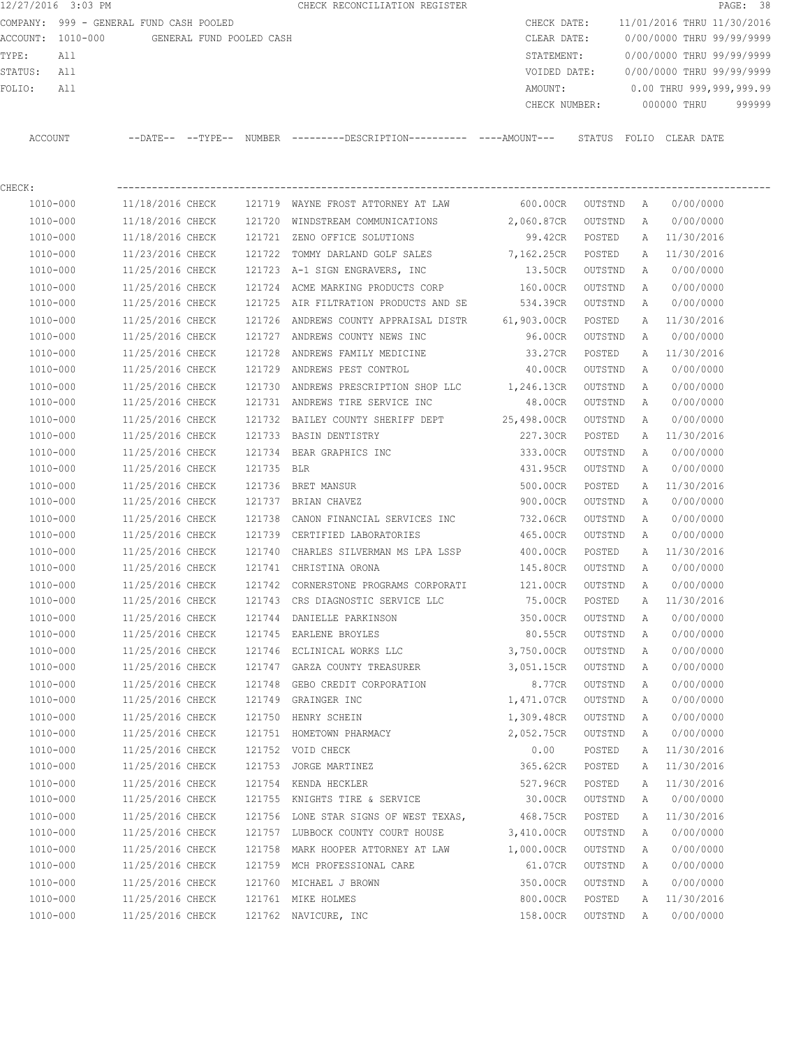12/27/2016 3:03 PM CHECK RECONCILIATION REGISTER

COMPANY: 999 - GENERAL FUND CASH POOLED
ACCOUNT: 1010-000 GENERAL FUND POOLED CASH
TYPE: All
STATUS: All
FOLIO: All

CHECK DATE: 11/01/2016 THRU 11/30/2016
CLEAR DATE: 0/00/0000 THRU 99/99/9999
STATEMENT: 0/00/0000 THRU 99/99/9999
VOIDED DATE: 0/00/0000 THRU 99/99/9999
AMOUNT: 0.00 THRU 999,999,999.99
CHECK NUMBER: 000000 THRU 999999

CHECK:

| ACCOUNT | --DATE-- | --TYPE-- | NUMBER | ---------DESCRIPTION---------- | ----AMOUNT--- | STATUS | FOLIO | CLEAR DATE |
|---|---|---|---|---|---|---|---|---|
| 1010-000 | 11/18/2016 | CHECK | 121719 | WAYNE FROST ATTORNEY AT LAW | 600.00CR | OUTSTND | A | 0/00/0000 |
| 1010-000 | 11/18/2016 | CHECK | 121720 | WINDSTREAM COMMUNICATIONS | 2,060.87CR | OUTSTND | A | 0/00/0000 |
| 1010-000 | 11/18/2016 | CHECK | 121721 | ZENO OFFICE SOLUTIONS | 99.42CR | POSTED | A | 11/30/2016 |
| 1010-000 | 11/23/2016 | CHECK | 121722 | TOMMY DARLAND GOLF SALES | 7,162.25CR | POSTED | A | 11/30/2016 |
| 1010-000 | 11/25/2016 | CHECK | 121723 | A-1 SIGN ENGRAVERS, INC | 13.50CR | OUTSTND | A | 0/00/0000 |
| 1010-000 | 11/25/2016 | CHECK | 121724 | ACME MARKING PRODUCTS CORP | 160.00CR | OUTSTND | A | 0/00/0000 |
| 1010-000 | 11/25/2016 | CHECK | 121725 | AIR FILTRATION PRODUCTS AND SE | 534.39CR | OUTSTND | A | 0/00/0000 |
| 1010-000 | 11/25/2016 | CHECK | 121726 | ANDREWS COUNTY APPRAISAL DISTR | 61,903.00CR | POSTED | A | 11/30/2016 |
| 1010-000 | 11/25/2016 | CHECK | 121727 | ANDREWS COUNTY NEWS INC | 96.00CR | OUTSTND | A | 0/00/0000 |
| 1010-000 | 11/25/2016 | CHECK | 121728 | ANDREWS FAMILY MEDICINE | 33.27CR | POSTED | A | 11/30/2016 |
| 1010-000 | 11/25/2016 | CHECK | 121729 | ANDREWS PEST CONTROL | 40.00CR | OUTSTND | A | 0/00/0000 |
| 1010-000 | 11/25/2016 | CHECK | 121730 | ANDREWS PRESCRIPTION SHOP LLC | 1,246.13CR | OUTSTND | A | 0/00/0000 |
| 1010-000 | 11/25/2016 | CHECK | 121731 | ANDREWS TIRE SERVICE INC | 48.00CR | OUTSTND | A | 0/00/0000 |
| 1010-000 | 11/25/2016 | CHECK | 121732 | BAILEY COUNTY SHERIFF DEPT | 25,498.00CR | OUTSTND | A | 0/00/0000 |
| 1010-000 | 11/25/2016 | CHECK | 121733 | BASIN DENTISTRY | 227.30CR | POSTED | A | 11/30/2016 |
| 1010-000 | 11/25/2016 | CHECK | 121734 | BEAR GRAPHICS INC | 333.00CR | OUTSTND | A | 0/00/0000 |
| 1010-000 | 11/25/2016 | CHECK | 121735 | BLR | 431.95CR | OUTSTND | A | 0/00/0000 |
| 1010-000 | 11/25/2016 | CHECK | 121736 | BRET MANSUR | 500.00CR | POSTED | A | 11/30/2016 |
| 1010-000 | 11/25/2016 | CHECK | 121737 | BRIAN CHAVEZ | 900.00CR | OUTSTND | A | 0/00/0000 |
| 1010-000 | 11/25/2016 | CHECK | 121738 | CANON FINANCIAL SERVICES INC | 732.06CR | OUTSTND | A | 0/00/0000 |
| 1010-000 | 11/25/2016 | CHECK | 121739 | CERTIFIED LABORATORIES | 465.00CR | OUTSTND | A | 0/00/0000 |
| 1010-000 | 11/25/2016 | CHECK | 121740 | CHARLES SILVERMAN MS LPA LSSP | 400.00CR | POSTED | A | 11/30/2016 |
| 1010-000 | 11/25/2016 | CHECK | 121741 | CHRISTINA ORONA | 145.80CR | OUTSTND | A | 0/00/0000 |
| 1010-000 | 11/25/2016 | CHECK | 121742 | CORNERSTONE PROGRAMS CORPORATI | 121.00CR | OUTSTND | A | 0/00/0000 |
| 1010-000 | 11/25/2016 | CHECK | 121743 | CRS DIAGNOSTIC SERVICE LLC | 75.00CR | POSTED | A | 11/30/2016 |
| 1010-000 | 11/25/2016 | CHECK | 121744 | DANIELLE PARKINSON | 350.00CR | OUTSTND | A | 0/00/0000 |
| 1010-000 | 11/25/2016 | CHECK | 121745 | EARLENE BROYLES | 80.55CR | OUTSTND | A | 0/00/0000 |
| 1010-000 | 11/25/2016 | CHECK | 121746 | ECLINICAL WORKS LLC | 3,750.00CR | OUTSTND | A | 0/00/0000 |
| 1010-000 | 11/25/2016 | CHECK | 121747 | GARZA COUNTY TREASURER | 3,051.15CR | OUTSTND | A | 0/00/0000 |
| 1010-000 | 11/25/2016 | CHECK | 121748 | GEBO CREDIT CORPORATION | 8.77CR | OUTSTND | A | 0/00/0000 |
| 1010-000 | 11/25/2016 | CHECK | 121749 | GRAINGER INC | 1,471.07CR | OUTSTND | A | 0/00/0000 |
| 1010-000 | 11/25/2016 | CHECK | 121750 | HENRY SCHEIN | 1,309.48CR | OUTSTND | A | 0/00/0000 |
| 1010-000 | 11/25/2016 | CHECK | 121751 | HOMETOWN PHARMACY | 2,052.75CR | OUTSTND | A | 0/00/0000 |
| 1010-000 | 11/25/2016 | CHECK | 121752 | VOID CHECK | 0.00 | POSTED | A | 11/30/2016 |
| 1010-000 | 11/25/2016 | CHECK | 121753 | JORGE MARTINEZ | 365.62CR | POSTED | A | 11/30/2016 |
| 1010-000 | 11/25/2016 | CHECK | 121754 | KENDA HECKLER | 527.96CR | POSTED | A | 11/30/2016 |
| 1010-000 | 11/25/2016 | CHECK | 121755 | KNIGHTS TIRE & SERVICE | 30.00CR | OUTSTND | A | 0/00/0000 |
| 1010-000 | 11/25/2016 | CHECK | 121756 | LONE STAR SIGNS OF WEST TEXAS, | 468.75CR | POSTED | A | 11/30/2016 |
| 1010-000 | 11/25/2016 | CHECK | 121757 | LUBBOCK COUNTY COURT HOUSE | 3,410.00CR | OUTSTND | A | 0/00/0000 |
| 1010-000 | 11/25/2016 | CHECK | 121758 | MARK HOOPER ATTORNEY AT LAW | 1,000.00CR | OUTSTND | A | 0/00/0000 |
| 1010-000 | 11/25/2016 | CHECK | 121759 | MCH PROFESSIONAL CARE | 61.07CR | OUTSTND | A | 0/00/0000 |
| 1010-000 | 11/25/2016 | CHECK | 121760 | MICHAEL J BROWN | 350.00CR | OUTSTND | A | 0/00/0000 |
| 1010-000 | 11/25/2016 | CHECK | 121761 | MIKE HOLMES | 800.00CR | POSTED | A | 11/30/2016 |
| 1010-000 | 11/25/2016 | CHECK | 121762 | NAVICURE, INC | 158.00CR | OUTSTND | A | 0/00/0000 |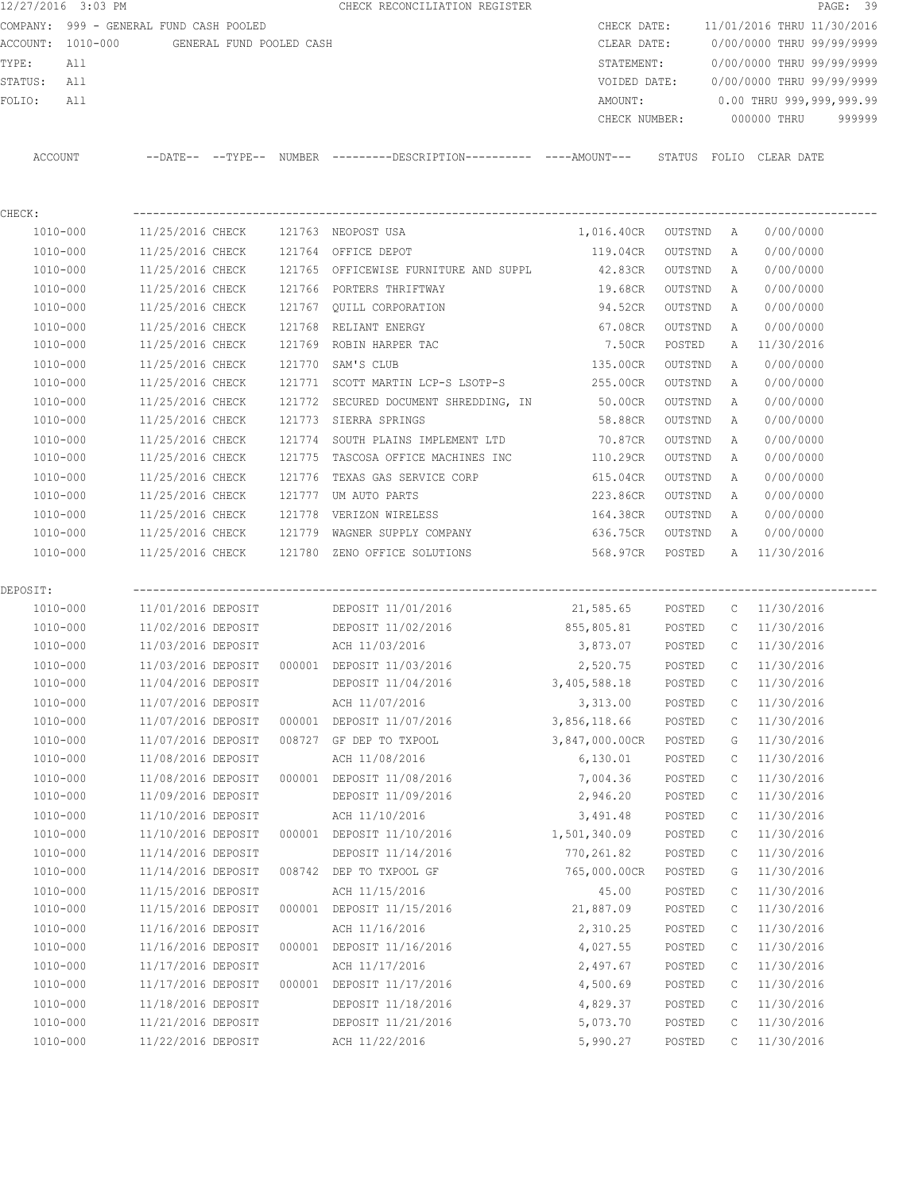12/27/2016 3:03 PM CHECK RECONCILIATION REGISTER

COMPANY: 999 - GENERAL FUND CASH POOLED    CHECK DATE: 11/01/2016 THRU 11/30/2016
ACCOUNT: 1010-000 GENERAL FUND POOLED CASH    CLEAR DATE: 0/00/0000 THRU 99/99/9999
TYPE: All    STATEMENT: 0/00/0000 THRU 99/99/9999
STATUS: All    VOIDED DATE: 0/00/0000 THRU 99/99/9999
FOLIO: All    AMOUNT: 0.00 THRU 999,999,999.99
CHECK NUMBER: 000000 THRU 999999

| ACCOUNT | --DATE-- | --TYPE-- | NUMBER | ---------DESCRIPTION---------- | ----AMOUNT--- | STATUS | FOLIO | CLEAR DATE |
|---|---|---|---|---|---|---|---|---|
| CHECK: | | | | | | | | |
| 1010-000 | 11/25/2016 | CHECK | 121763 | NEOPOST USA | 1,016.40CR | OUTSTND | A | 0/00/0000 |
| 1010-000 | 11/25/2016 | CHECK | 121764 | OFFICE DEPOT | 119.04CR | OUTSTND | A | 0/00/0000 |
| 1010-000 | 11/25/2016 | CHECK | 121765 | OFFICEWISE FURNITURE AND SUPPL | 42.83CR | OUTSTND | A | 0/00/0000 |
| 1010-000 | 11/25/2016 | CHECK | 121766 | PORTERS THRIFTWAY | 19.68CR | OUTSTND | A | 0/00/0000 |
| 1010-000 | 11/25/2016 | CHECK | 121767 | QUILL CORPORATION | 94.52CR | OUTSTND | A | 0/00/0000 |
| 1010-000 | 11/25/2016 | CHECK | 121768 | RELIANT ENERGY | 67.08CR | OUTSTND | A | 0/00/0000 |
| 1010-000 | 11/25/2016 | CHECK | 121769 | ROBIN HARPER TAC | 7.50CR | POSTED | A | 11/30/2016 |
| 1010-000 | 11/25/2016 | CHECK | 121770 | SAM'S CLUB | 135.00CR | OUTSTND | A | 0/00/0000 |
| 1010-000 | 11/25/2016 | CHECK | 121771 | SCOTT MARTIN LCP-S LSOTP-S | 255.00CR | OUTSTND | A | 0/00/0000 |
| 1010-000 | 11/25/2016 | CHECK | 121772 | SECURED DOCUMENT SHREDDING, IN | 50.00CR | OUTSTND | A | 0/00/0000 |
| 1010-000 | 11/25/2016 | CHECK | 121773 | SIERRA SPRINGS | 58.88CR | OUTSTND | A | 0/00/0000 |
| 1010-000 | 11/25/2016 | CHECK | 121774 | SOUTH PLAINS IMPLEMENT LTD | 70.87CR | OUTSTND | A | 0/00/0000 |
| 1010-000 | 11/25/2016 | CHECK | 121775 | TASCOSA OFFICE MACHINES INC | 110.29CR | OUTSTND | A | 0/00/0000 |
| 1010-000 | 11/25/2016 | CHECK | 121776 | TEXAS GAS SERVICE CORP | 615.04CR | OUTSTND | A | 0/00/0000 |
| 1010-000 | 11/25/2016 | CHECK | 121777 | UM AUTO PARTS | 223.86CR | OUTSTND | A | 0/00/0000 |
| 1010-000 | 11/25/2016 | CHECK | 121778 | VERIZON WIRELESS | 164.38CR | OUTSTND | A | 0/00/0000 |
| 1010-000 | 11/25/2016 | CHECK | 121779 | WAGNER SUPPLY COMPANY | 636.75CR | OUTSTND | A | 0/00/0000 |
| 1010-000 | 11/25/2016 | CHECK | 121780 | ZENO OFFICE SOLUTIONS | 568.97CR | POSTED | A | 11/30/2016 |
| DEPOSIT: | | | | | | | | |
| 1010-000 | 11/01/2016 | DEPOSIT | | DEPOSIT 11/01/2016 | 21,585.65 | POSTED | C | 11/30/2016 |
| 1010-000 | 11/02/2016 | DEPOSIT | | DEPOSIT 11/02/2016 | 855,805.81 | POSTED | C | 11/30/2016 |
| 1010-000 | 11/03/2016 | DEPOSIT | | ACH 11/03/2016 | 3,873.07 | POSTED | C | 11/30/2016 |
| 1010-000 | 11/03/2016 | DEPOSIT | 000001 | DEPOSIT 11/03/2016 | 2,520.75 | POSTED | C | 11/30/2016 |
| 1010-000 | 11/04/2016 | DEPOSIT | | DEPOSIT 11/04/2016 | 3,405,588.18 | POSTED | C | 11/30/2016 |
| 1010-000 | 11/07/2016 | DEPOSIT | | ACH 11/07/2016 | 3,313.00 | POSTED | C | 11/30/2016 |
| 1010-000 | 11/07/2016 | DEPOSIT | 000001 | DEPOSIT 11/07/2016 | 3,856,118.66 | POSTED | C | 11/30/2016 |
| 1010-000 | 11/07/2016 | DEPOSIT | 008727 | GF DEP TO TXPOOL | 3,847,000.00CR | POSTED | G | 11/30/2016 |
| 1010-000 | 11/08/2016 | DEPOSIT | | ACH 11/08/2016 | 6,130.01 | POSTED | C | 11/30/2016 |
| 1010-000 | 11/08/2016 | DEPOSIT | 000001 | DEPOSIT 11/08/2016 | 7,004.36 | POSTED | C | 11/30/2016 |
| 1010-000 | 11/09/2016 | DEPOSIT | | DEPOSIT 11/09/2016 | 2,946.20 | POSTED | C | 11/30/2016 |
| 1010-000 | 11/10/2016 | DEPOSIT | | ACH 11/10/2016 | 3,491.48 | POSTED | C | 11/30/2016 |
| 1010-000 | 11/10/2016 | DEPOSIT | 000001 | DEPOSIT 11/10/2016 | 1,501,340.09 | POSTED | C | 11/30/2016 |
| 1010-000 | 11/14/2016 | DEPOSIT | | DEPOSIT 11/14/2016 | 770,261.82 | POSTED | C | 11/30/2016 |
| 1010-000 | 11/14/2016 | DEPOSIT | 008742 | DEP TO TXPOOL GF | 765,000.00CR | POSTED | G | 11/30/2016 |
| 1010-000 | 11/15/2016 | DEPOSIT | | ACH 11/15/2016 | 45.00 | POSTED | C | 11/30/2016 |
| 1010-000 | 11/15/2016 | DEPOSIT | 000001 | DEPOSIT 11/15/2016 | 21,887.09 | POSTED | C | 11/30/2016 |
| 1010-000 | 11/16/2016 | DEPOSIT | | ACH 11/16/2016 | 2,310.25 | POSTED | C | 11/30/2016 |
| 1010-000 | 11/16/2016 | DEPOSIT | 000001 | DEPOSIT 11/16/2016 | 4,027.55 | POSTED | C | 11/30/2016 |
| 1010-000 | 11/17/2016 | DEPOSIT | | ACH 11/17/2016 | 2,497.67 | POSTED | C | 11/30/2016 |
| 1010-000 | 11/17/2016 | DEPOSIT | 000001 | DEPOSIT 11/17/2016 | 4,500.69 | POSTED | C | 11/30/2016 |
| 1010-000 | 11/18/2016 | DEPOSIT | | DEPOSIT 11/18/2016 | 4,829.37 | POSTED | C | 11/30/2016 |
| 1010-000 | 11/21/2016 | DEPOSIT | | DEPOSIT 11/21/2016 | 5,073.70 | POSTED | C | 11/30/2016 |
| 1010-000 | 11/22/2016 | DEPOSIT | | ACH 11/22/2016 | 5,990.27 | POSTED | C | 11/30/2016 |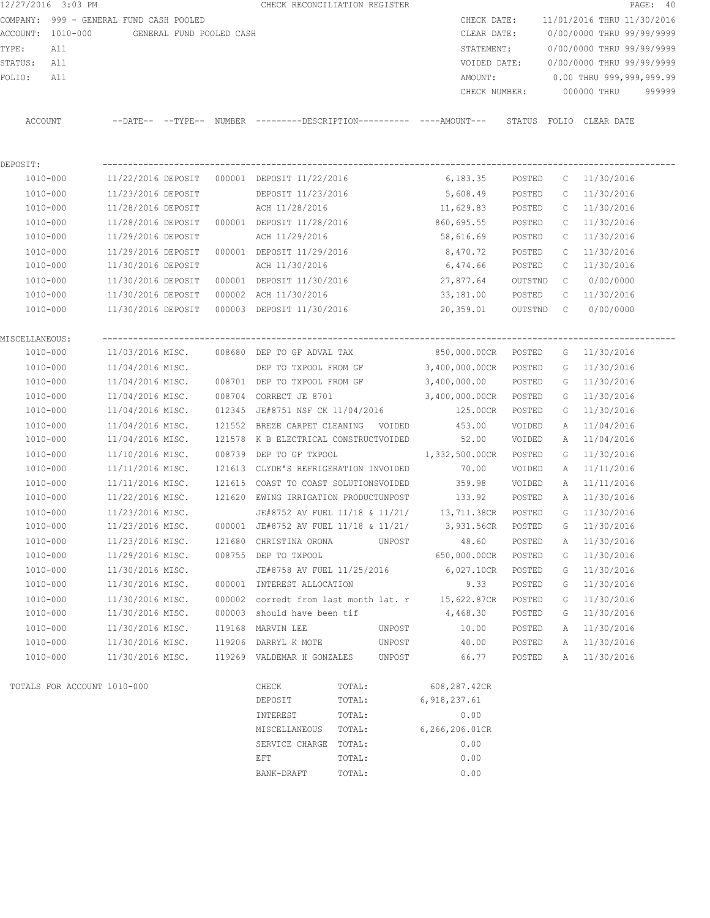12/27/2016 3:03 PM CHECK RECONCILIATION REGISTER

COMPANY: 999 - GENERAL FUND CASH POOLED
ACCOUNT: 1010-000 GENERAL FUND POOLED CASH
TYPE: All
STATUS: All
FOLIO: All

CHECK DATE: 11/01/2016 THRU 11/30/2016
CLEAR DATE: 0/00/0000 THRU 99/99/9999
STATEMENT: 0/00/0000 THRU 99/99/9999
VOIDED DATE: 0/00/0000 THRU 99/99/9999
AMOUNT: 0.00 THRU 999,999,999.99
CHECK NUMBER: 000000 THRU 999999

| ACCOUNT | --DATE-- | --TYPE-- | NUMBER | ---------DESCRIPTION---------- | ----AMOUNT--- | STATUS | FOLIO | CLEAR DATE |
|---|---|---|---|---|---|---|---|---|
| **DEPOSIT:** | | | | | | | | |
| 1010-000 | 11/22/2016 | DEPOSIT | 000001 | DEPOSIT 11/22/2016 | 6,183.35 | POSTED | C | 11/30/2016 |
| 1010-000 | 11/23/2016 | DEPOSIT | | DEPOSIT 11/23/2016 | 5,608.49 | POSTED | C | 11/30/2016 |
| 1010-000 | 11/28/2016 | DEPOSIT | | ACH 11/28/2016 | 11,629.83 | POSTED | C | 11/30/2016 |
| 1010-000 | 11/28/2016 | DEPOSIT | 000001 | DEPOSIT 11/28/2016 | 860,695.55 | POSTED | C | 11/30/2016 |
| 1010-000 | 11/29/2016 | DEPOSIT | | ACH 11/29/2016 | 58,616.69 | POSTED | C | 11/30/2016 |
| 1010-000 | 11/29/2016 | DEPOSIT | 000001 | DEPOSIT 11/29/2016 | 8,470.72 | POSTED | C | 11/30/2016 |
| 1010-000 | 11/30/2016 | DEPOSIT | | ACH 11/30/2016 | 6,474.66 | POSTED | C | 11/30/2016 |
| 1010-000 | 11/30/2016 | DEPOSIT | 000001 | DEPOSIT 11/30/2016 | 27,877.64 | OUTSTND | C | 0/00/0000 |
| 1010-000 | 11/30/2016 | DEPOSIT | 000002 | ACH 11/30/2016 | 33,181.00 | POSTED | C | 11/30/2016 |
| 1010-000 | 11/30/2016 | DEPOSIT | 000003 | DEPOSIT 11/30/2016 | 20,359.01 | OUTSTND | C | 0/00/0000 |
| **MISCELLANEOUS:** | | | | | | | | |
| 1010-000 | 11/03/2016 | MISC. | 008680 | DEP TO GF ADVAL TAX | 850,000.00CR | POSTED | G | 11/30/2016 |
| 1010-000 | 11/04/2016 | MISC. | | DEP TO TXPOOL FROM GF | 3,400,000.00CR | POSTED | G | 11/30/2016 |
| 1010-000 | 11/04/2016 | MISC. | 008701 | DEP TO TXPOOL FROM GF | 3,400,000.00 | POSTED | G | 11/30/2016 |
| 1010-000 | 11/04/2016 | MISC. | 008704 | CORRECT JE 8701 | 3,400,000.00CR | POSTED | G | 11/30/2016 |
| 1010-000 | 11/04/2016 | MISC. | 012345 | JE#8751 NSF CK 11/04/2016 | 125.00CR | POSTED | G | 11/30/2016 |
| 1010-000 | 11/04/2016 | MISC. | 121552 | BREZE CARPET CLEANING VOIDED | 453.00 | VOIDED | A | 11/04/2016 |
| 1010-000 | 11/04/2016 | MISC. | 121578 | K B ELECTRICAL CONSTRUCTVOIDED | 52.00 | VOIDED | A | 11/04/2016 |
| 1010-000 | 11/10/2016 | MISC. | 008739 | DEP TO GF TXPOOL | 1,332,500.00CR | POSTED | G | 11/30/2016 |
| 1010-000 | 11/11/2016 | MISC. | 121613 | CLYDE'S REFRIGERATION INVOIDED | 70.00 | VOIDED | A | 11/11/2016 |
| 1010-000 | 11/11/2016 | MISC. | 121615 | COAST TO COAST SOLUTIONSVOIDED | 359.98 | VOIDED | A | 11/11/2016 |
| 1010-000 | 11/22/2016 | MISC. | 121620 | EWING IRRIGATION PRODUCTUNPOST | 133.92 | POSTED | A | 11/30/2016 |
| 1010-000 | 11/23/2016 | MISC. | | JE#8752 AV FUEL 11/18 & 11/21/ | 13,711.38CR | POSTED | G | 11/30/2016 |
| 1010-000 | 11/23/2016 | MISC. | 000001 | JE#8752 AV FUEL 11/18 & 11/21/ | 3,931.56CR | POSTED | G | 11/30/2016 |
| 1010-000 | 11/23/2016 | MISC. | 121680 | CHRISTINA ORONA UNPOST | 48.60 | POSTED | A | 11/30/2016 |
| 1010-000 | 11/29/2016 | MISC. | 008755 | DEP TO TXPOOL | 650,000.00CR | POSTED | G | 11/30/2016 |
| 1010-000 | 11/30/2016 | MISC. | | JE#8758 AV FUEL 11/25/2016 | 6,027.10CR | POSTED | G | 11/30/2016 |
| 1010-000 | 11/30/2016 | MISC. | 000001 | INTEREST ALLOCATION | 9.33 | POSTED | G | 11/30/2016 |
| 1010-000 | 11/30/2016 | MISC. | 000002 | corredt from last month lat. r | 15,622.87CR | POSTED | G | 11/30/2016 |
| 1010-000 | 11/30/2016 | MISC. | 000003 | should have been tif | 4,468.30 | POSTED | G | 11/30/2016 |
| 1010-000 | 11/30/2016 | MISC. | 119168 | MARVIN LEE UNPOST | 10.00 | POSTED | A | 11/30/2016 |
| 1010-000 | 11/30/2016 | MISC. | 119206 | DARRYL K MOTE UNPOST | 40.00 | POSTED | A | 11/30/2016 |
| 1010-000 | 11/30/2016 | MISC. | 119269 | VALDEMAR H GONZALES UNPOST | 66.77 | POSTED | A | 11/30/2016 |

TOTALS FOR ACCOUNT 1010-000

| | | |
|---|---|---|
| CHECK | TOTAL: | 608,287.42CR |
| DEPOSIT | TOTAL: | 6,918,237.61 |
| INTEREST | TOTAL: | 0.00 |
| MISCELLANEOUS | TOTAL: | 6,266,206.01CR |
| SERVICE CHARGE | TOTAL: | 0.00 |
| EFT | TOTAL: | 0.00 |
| BANK-DRAFT | TOTAL: | 0.00 |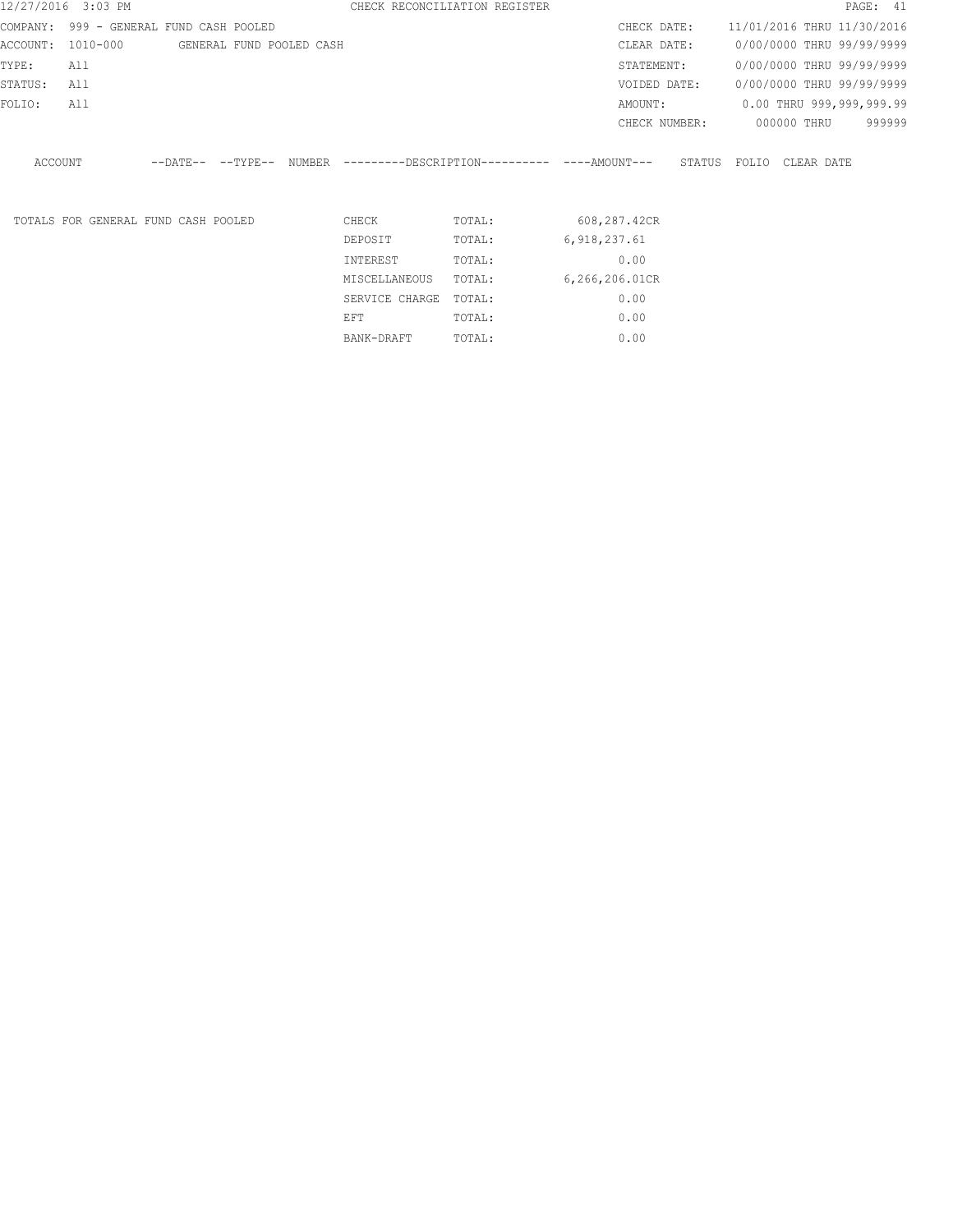12/27/2016 3:03 PM CHECK RECONCILIATION REGISTER

| | | | |
|---|---|---|---|
| COMPANY: | 999 - GENERAL FUND CASH POOLED | CHECK DATE: | 11/01/2016 THRU 11/30/2016 |
| ACCOUNT: | 1010-000 GENERAL FUND POOLED CASH | CLEAR DATE: | 0/00/0000 THRU 99/99/9999 |
| TYPE: | All | STATEMENT: | 0/00/0000 THRU 99/99/9999 |
| STATUS: | All | VOIDED DATE: | 0/00/0000 THRU 99/99/9999 |
| FOLIO: | All | AMOUNT: | 0.00 THRU 999,999,999.99 |
| | | CHECK NUMBER: | 000000 THRU 999999 |

| ACCOUNT | --DATE-- | --TYPE-- | NUMBER | ---------DESCRIPTION---------- | ----AMOUNT--- | STATUS | FOLIO | CLEAR DATE |
|---|---|---|---|---|---|---|---|---|

| | | | |
|---|---|---|---|
| TOTALS FOR GENERAL FUND CASH POOLED | CHECK | TOTAL: | 608,287.42CR |
| | DEPOSIT | TOTAL: | 6,918,237.61 |
| | INTEREST | TOTAL: | 0.00 |
| | MISCELLANEOUS | TOTAL: | 6,266,206.01CR |
| | SERVICE CHARGE | TOTAL: | 0.00 |
| | EFT | TOTAL: | 0.00 |
| | BANK-DRAFT | TOTAL: | 0.00 |